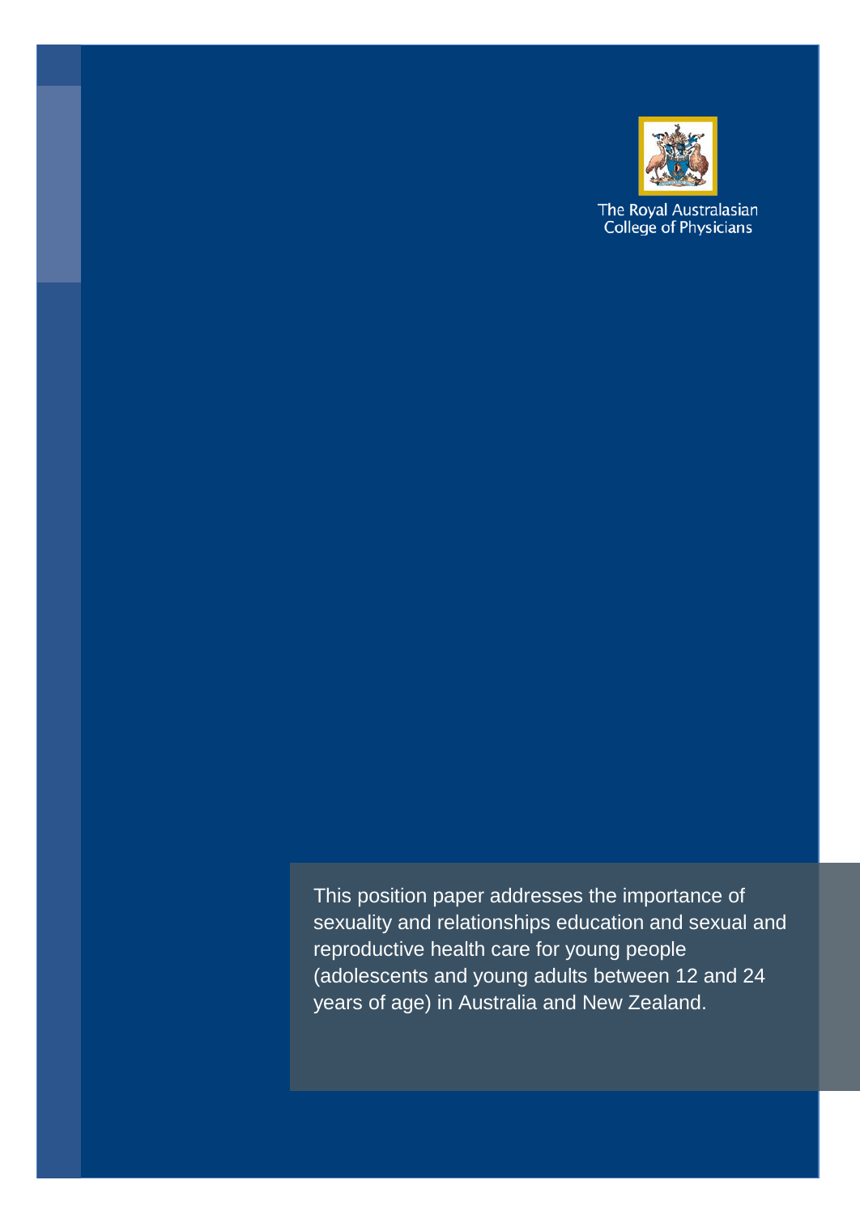The Royal Australasian College of Physicians

This position paper addresses the importance of sexuality and relationships education and sexual and reproductive health care for young people (adolescents and young adults between 12 and 24 years of age) in Australia and New Zealand.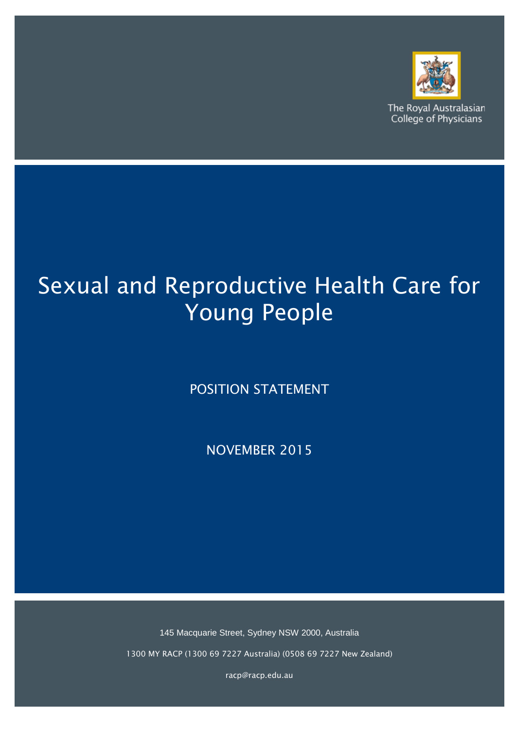The Royal Australasian College of Physicians

# Sexual and Reproductive Health Care for Young People

POSITION STATEMENT

NOVEMBER 2015

145 Macquarie Street, Sydney NSW 2000, Australia

1300 MY RACP (1300 69 7227 Australia) (0508 69 7227 New Zealand)

racp@racp.edu.au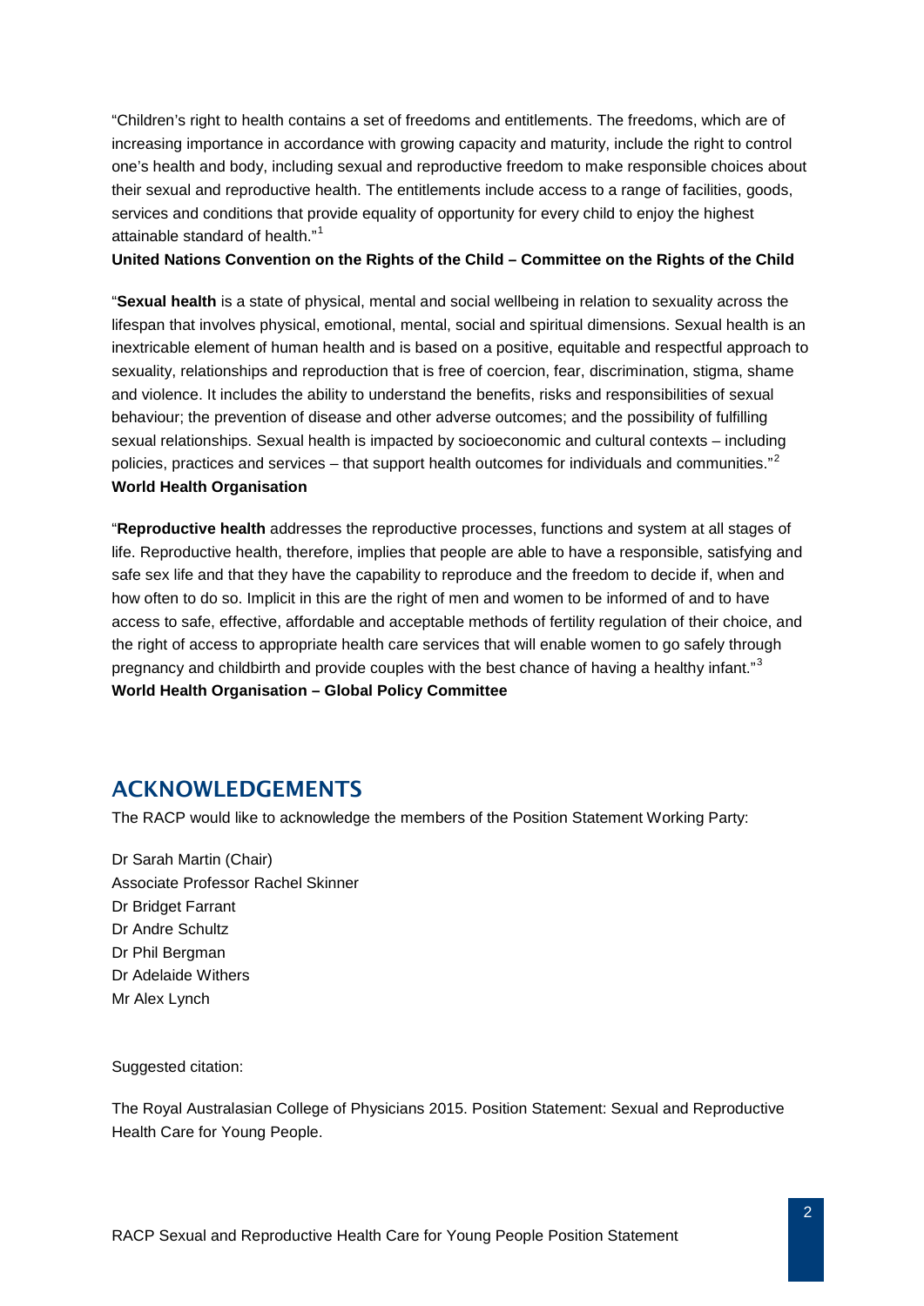"Children's right to health contains a set of freedoms and entitlements. The freedoms, which are of increasing importance in accordance with growing capacity and maturity, include the right to control one's health and body, including sexual and reproductive freedom to make responsible choices about their sexual and reproductive health. The entitlements include access to a range of facilities, goods, services and conditions that provide equality of opportunity for every child to enjoy the highest attainable standard of health."[1]

**United Nations Convention on the Rights of the Child – Committee on the Rights of the Child**

"**Sexual health** is a state of physical, mental and social wellbeing in relation to sexuality across the lifespan that involves physical, emotional, mental, social and spiritual dimensions. Sexual health is an inextricable element of human health and is based on a positive, equitable and respectful approach to sexuality, relationships and reproduction that is free of coercion, fear, discrimination, stigma, shame and violence. It includes the ability to understand the benefits, risks and responsibilities of sexual behaviour; the prevention of disease and other adverse outcomes; and the possibility of fulfilling sexual relationships. Sexual health is impacted by socioeconomic and cultural contexts – including policies, practices and services – that support health outcomes for individuals and communities."[2]

**World Health Organisation**

"**Reproductive health** addresses the reproductive processes, functions and system at all stages of life. Reproductive health, therefore, implies that people are able to have a responsible, satisfying and safe sex life and that they have the capability to reproduce and the freedom to decide if, when and how often to do so. Implicit in this are the right of men and women to be informed of and to have access to safe, effective, affordable and acceptable methods of fertility regulation of their choice, and the right of access to appropriate health care services that will enable women to go safely through pregnancy and childbirth and provide couples with the best chance of having a healthy infant."[3]

**World Health Organisation – Global Policy Committee**

## ACKNOWLEDGEMENTS

The RACP would like to acknowledge the members of the Position Statement Working Party:

Dr Sarah Martin (Chair)
Associate Professor Rachel Skinner
Dr Bridget Farrant
Dr Andre Schultz
Dr Phil Bergman
Dr Adelaide Withers
Mr Alex Lynch

Suggested citation:

The Royal Australasian College of Physicians 2015. Position Statement: Sexual and Reproductive Health Care for Young People.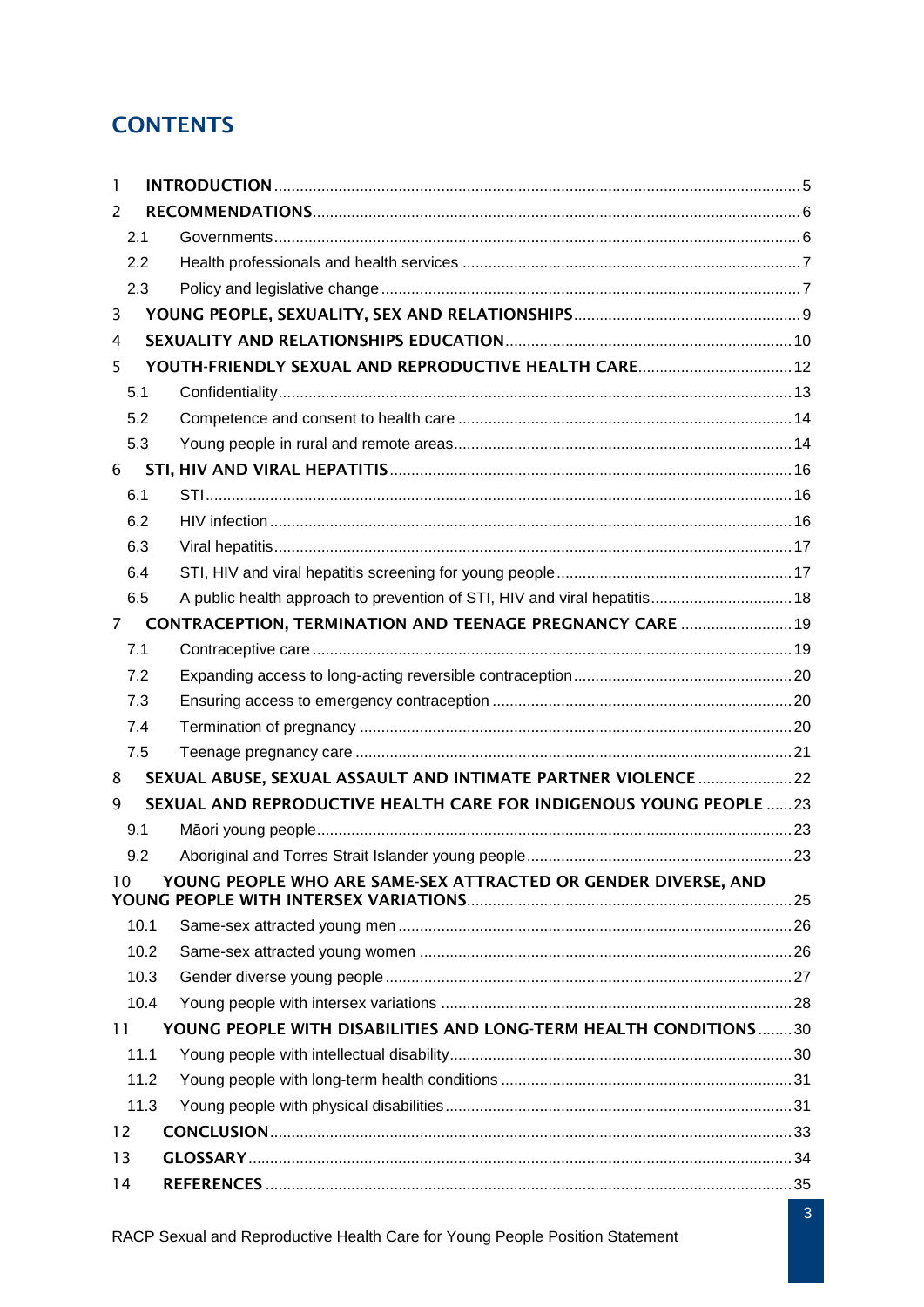# CONTENTS

1 **INTRODUCTION** ........................................................................................................ 5

2 **RECOMMENDATIONS** ................................................................................................ 6

- 2.1 Governments ......................................................................................................... 6
- 2.2 Health professionals and health services ............................................................. 7
- 2.3 Policy and legislative change ................................................................................ 7

3 **YOUNG PEOPLE, SEXUALITY, SEX AND RELATIONSHIPS** ..................................... 9

4 **SEXUALITY AND RELATIONSHIPS EDUCATION** .................................................. 10

5 **YOUTH-FRIENDLY SEXUAL AND REPRODUCTIVE HEALTH CARE** .................... 12

- 5.1 Confidentiality ...................................................................................................... 13
- 5.2 Competence and consent to health care ............................................................. 14
- 5.3 Young people in rural and remote areas .............................................................. 14

6 **STI, HIV AND VIRAL HEPATITIS** ............................................................................. 16

- 6.1 STI ....................................................................................................................... 16
- 6.2 HIV infection ........................................................................................................ 16
- 6.3 Viral hepatitis ....................................................................................................... 17
- 6.4 STI, HIV and viral hepatitis screening for young people ...................................... 17
- 6.5 A public health approach to prevention of STI, HIV and viral hepatitis ................ 18

7 **CONTRACEPTION, TERMINATION AND TEENAGE PREGNANCY CARE** .............. 19

- 7.1 Contraceptive care .............................................................................................. 19
- 7.2 Expanding access to long-acting reversible contraception .................................. 20
- 7.3 Ensuring access to emergency contraception ..................................................... 20
- 7.4 Termination of pregnancy .................................................................................... 20
- 7.5 Teenage pregnancy care ..................................................................................... 21

8 **SEXUAL ABUSE, SEXUAL ASSAULT AND INTIMATE PARTNER VIOLENCE** ......... 22

9 **SEXUAL AND REPRODUCTIVE HEALTH CARE FOR INDIGENOUS YOUNG PEOPLE** ...... 23

- 9.1 Māori young people ............................................................................................. 23
- 9.2 Aboriginal and Torres Strait Islander young people ............................................. 23

10 **YOUNG PEOPLE WHO ARE SAME-SEX ATTRACTED OR GENDER DIVERSE, AND YOUNG PEOPLE WITH INTERSEX VARIATIONS** ........................................................ 25

- 10.1 Same-sex attracted young men ......................................................................... 26
- 10.2 Same-sex attracted young women ..................................................................... 26
- 10.3 Gender diverse young people ............................................................................ 27
- 10.4 Young people with intersex variations ................................................................ 28

11 **YOUNG PEOPLE WITH DISABILITIES AND LONG-TERM HEALTH CONDITIONS** ........ 30

- 11.1 Young people with intellectual disability ............................................................. 30
- 11.2 Young people with long-term health conditions .................................................. 31
- 11.3 Young people with physical disabilities .............................................................. 31

12 **CONCLUSION** ......................................................................................................... 33

13 **GLOSSARY** ............................................................................................................. 34

14 **REFERENCES** ......................................................................................................... 35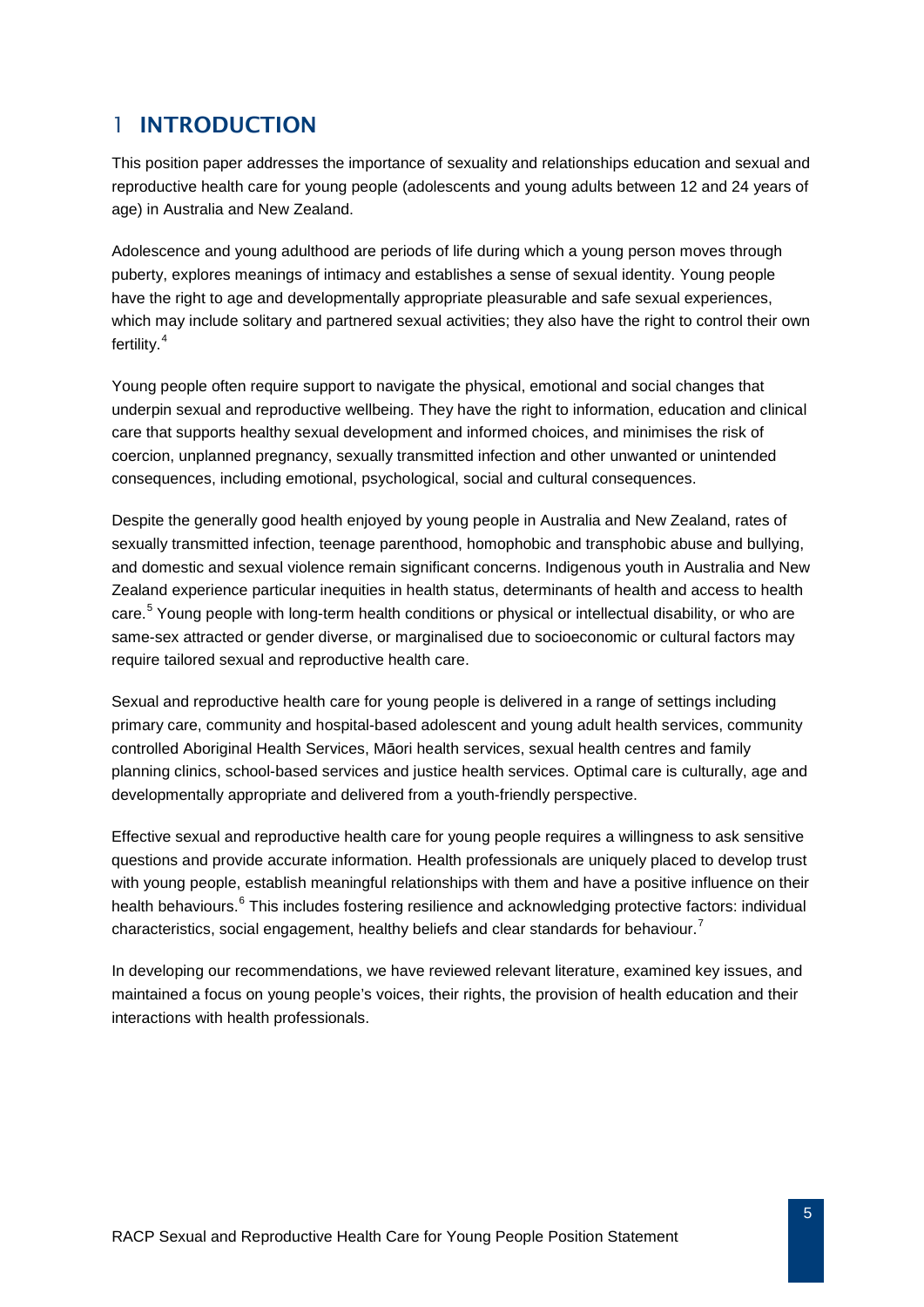# 1 INTRODUCTION

This position paper addresses the importance of sexuality and relationships education and sexual and reproductive health care for young people (adolescents and young adults between 12 and 24 years of age) in Australia and New Zealand.

Adolescence and young adulthood are periods of life during which a young person moves through puberty, explores meanings of intimacy and establishes a sense of sexual identity. Young people have the right to age and developmentally appropriate pleasurable and safe sexual experiences, which may include solitary and partnered sexual activities; they also have the right to control their own fertility.[4]

Young people often require support to navigate the physical, emotional and social changes that underpin sexual and reproductive wellbeing. They have the right to information, education and clinical care that supports healthy sexual development and informed choices, and minimises the risk of coercion, unplanned pregnancy, sexually transmitted infection and other unwanted or unintended consequences, including emotional, psychological, social and cultural consequences.

Despite the generally good health enjoyed by young people in Australia and New Zealand, rates of sexually transmitted infection, teenage parenthood, homophobic and transphobic abuse and bullying, and domestic and sexual violence remain significant concerns. Indigenous youth in Australia and New Zealand experience particular inequities in health status, determinants of health and access to health care.[5] Young people with long-term health conditions or physical or intellectual disability, or who are same-sex attracted or gender diverse, or marginalised due to socioeconomic or cultural factors may require tailored sexual and reproductive health care.

Sexual and reproductive health care for young people is delivered in a range of settings including primary care, community and hospital-based adolescent and young adult health services, community controlled Aboriginal Health Services, Māori health services, sexual health centres and family planning clinics, school-based services and justice health services. Optimal care is culturally, age and developmentally appropriate and delivered from a youth-friendly perspective.

Effective sexual and reproductive health care for young people requires a willingness to ask sensitive questions and provide accurate information. Health professionals are uniquely placed to develop trust with young people, establish meaningful relationships with them and have a positive influence on their health behaviours.[6] This includes fostering resilience and acknowledging protective factors: individual characteristics, social engagement, healthy beliefs and clear standards for behaviour.[7]

In developing our recommendations, we have reviewed relevant literature, examined key issues, and maintained a focus on young people's voices, their rights, the provision of health education and their interactions with health professionals.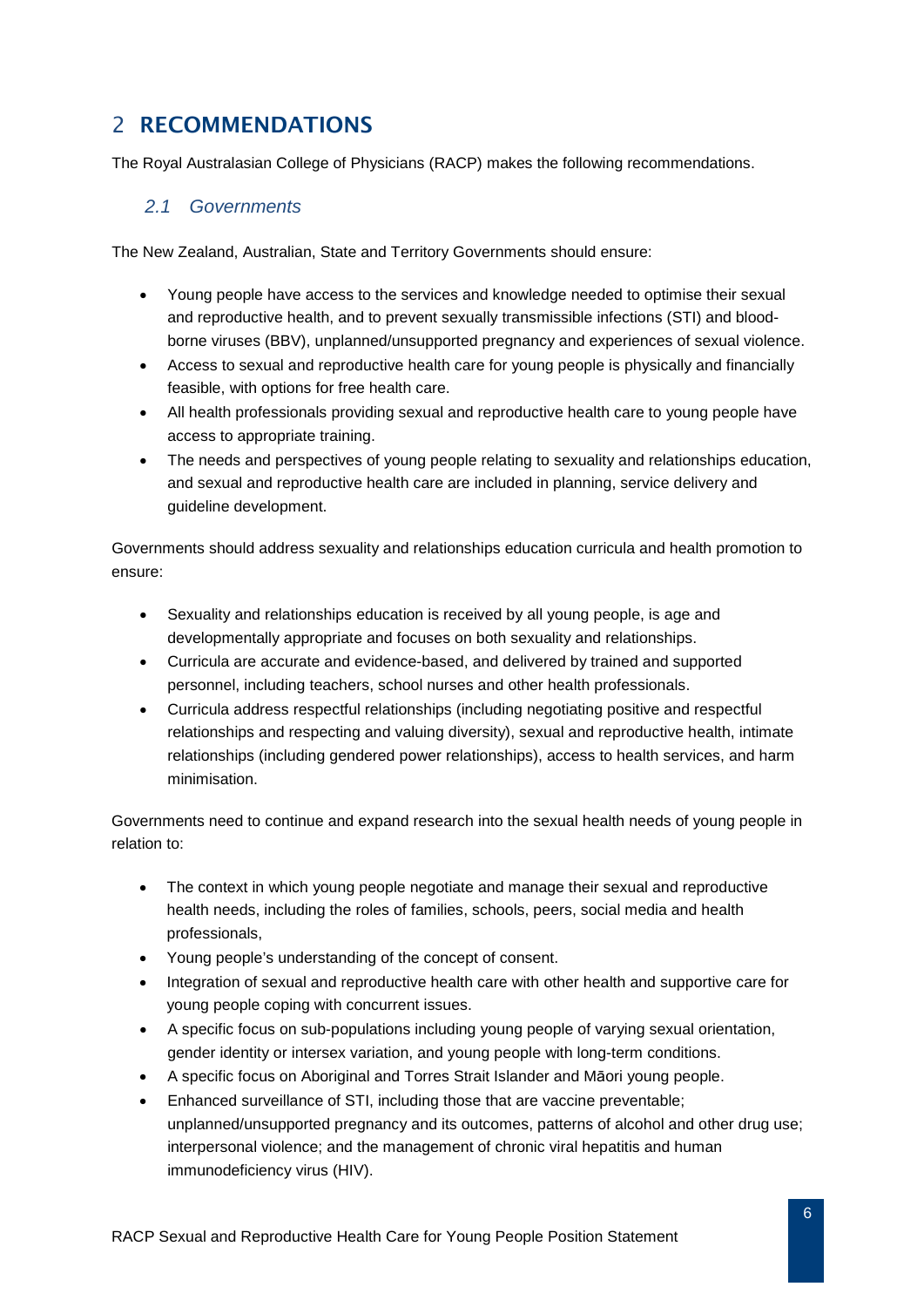# 2 RECOMMENDATIONS

The Royal Australasian College of Physicians (RACP) makes the following recommendations.

## *2.1 Governments*

The New Zealand, Australian, State and Territory Governments should ensure:

- Young people have access to the services and knowledge needed to optimise their sexual and reproductive health, and to prevent sexually transmissible infections (STI) and blood-borne viruses (BBV), unplanned/unsupported pregnancy and experiences of sexual violence.
- Access to sexual and reproductive health care for young people is physically and financially feasible, with options for free health care.
- All health professionals providing sexual and reproductive health care to young people have access to appropriate training.
- The needs and perspectives of young people relating to sexuality and relationships education, and sexual and reproductive health care are included in planning, service delivery and guideline development.

Governments should address sexuality and relationships education curricula and health promotion to ensure:

- Sexuality and relationships education is received by all young people, is age and developmentally appropriate and focuses on both sexuality and relationships.
- Curricula are accurate and evidence-based, and delivered by trained and supported personnel, including teachers, school nurses and other health professionals.
- Curricula address respectful relationships (including negotiating positive and respectful relationships and respecting and valuing diversity), sexual and reproductive health, intimate relationships (including gendered power relationships), access to health services, and harm minimisation.

Governments need to continue and expand research into the sexual health needs of young people in relation to:

- The context in which young people negotiate and manage their sexual and reproductive health needs, including the roles of families, schools, peers, social media and health professionals,
- Young people's understanding of the concept of consent.
- Integration of sexual and reproductive health care with other health and supportive care for young people coping with concurrent issues.
- A specific focus on sub-populations including young people of varying sexual orientation, gender identity or intersex variation, and young people with long-term conditions.
- A specific focus on Aboriginal and Torres Strait Islander and Māori young people.
- Enhanced surveillance of STI, including those that are vaccine preventable; unplanned/unsupported pregnancy and its outcomes, patterns of alcohol and other drug use; interpersonal violence; and the management of chronic viral hepatitis and human immunodeficiency virus (HIV).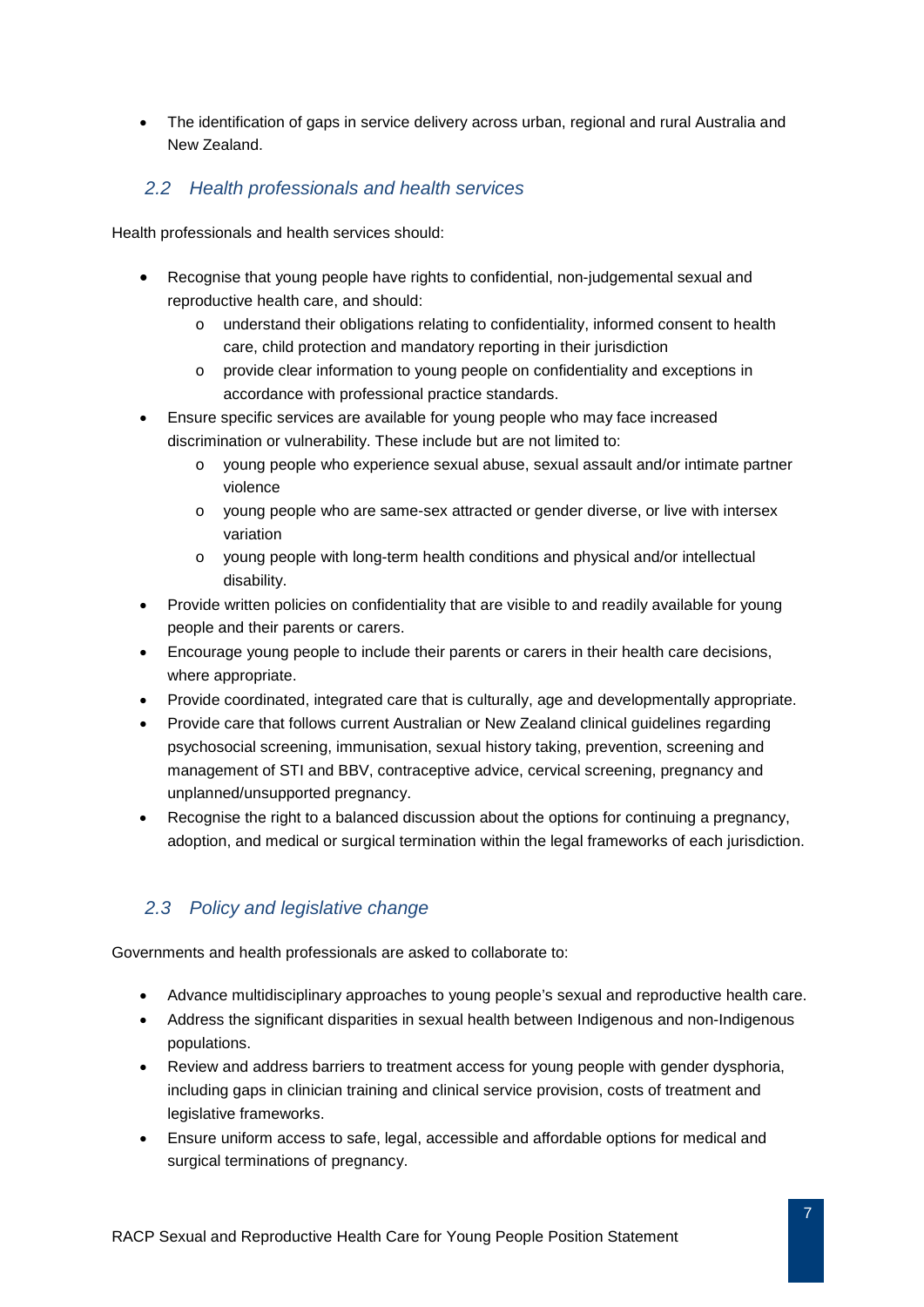- The identification of gaps in service delivery across urban, regional and rural Australia and New Zealand.

### *2.2 Health professionals and health services*

Health professionals and health services should:

- Recognise that young people have rights to confidential, non-judgemental sexual and reproductive health care, and should:
  - understand their obligations relating to confidentiality, informed consent to health care, child protection and mandatory reporting in their jurisdiction
  - provide clear information to young people on confidentiality and exceptions in accordance with professional practice standards.
- Ensure specific services are available for young people who may face increased discrimination or vulnerability. These include but are not limited to:
  - young people who experience sexual abuse, sexual assault and/or intimate partner violence
  - young people who are same-sex attracted or gender diverse, or live with intersex variation
  - young people with long-term health conditions and physical and/or intellectual disability.
- Provide written policies on confidentiality that are visible to and readily available for young people and their parents or carers.
- Encourage young people to include their parents or carers in their health care decisions, where appropriate.
- Provide coordinated, integrated care that is culturally, age and developmentally appropriate.
- Provide care that follows current Australian or New Zealand clinical guidelines regarding psychosocial screening, immunisation, sexual history taking, prevention, screening and management of STI and BBV, contraceptive advice, cervical screening, pregnancy and unplanned/unsupported pregnancy.
- Recognise the right to a balanced discussion about the options for continuing a pregnancy, adoption, and medical or surgical termination within the legal frameworks of each jurisdiction.

### *2.3 Policy and legislative change*

Governments and health professionals are asked to collaborate to:

- Advance multidisciplinary approaches to young people's sexual and reproductive health care.
- Address the significant disparities in sexual health between Indigenous and non-Indigenous populations.
- Review and address barriers to treatment access for young people with gender dysphoria, including gaps in clinician training and clinical service provision, costs of treatment and legislative frameworks.
- Ensure uniform access to safe, legal, accessible and affordable options for medical and surgical terminations of pregnancy.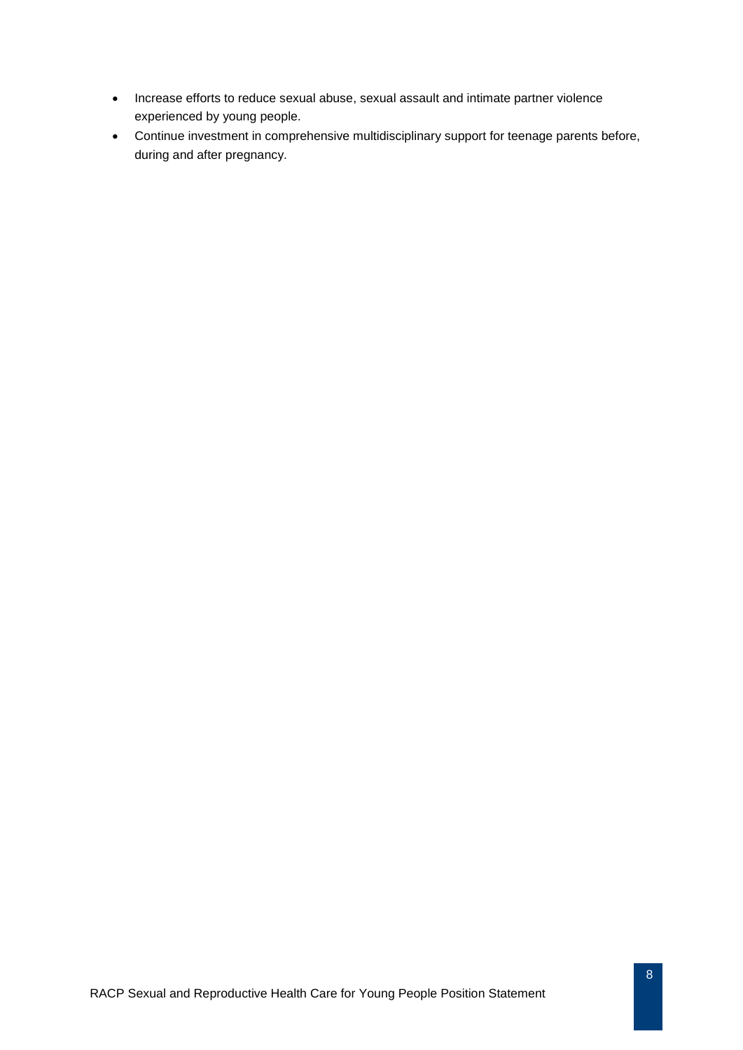- Increase efforts to reduce sexual abuse, sexual assault and intimate partner violence experienced by young people.
- Continue investment in comprehensive multidisciplinary support for teenage parents before, during and after pregnancy.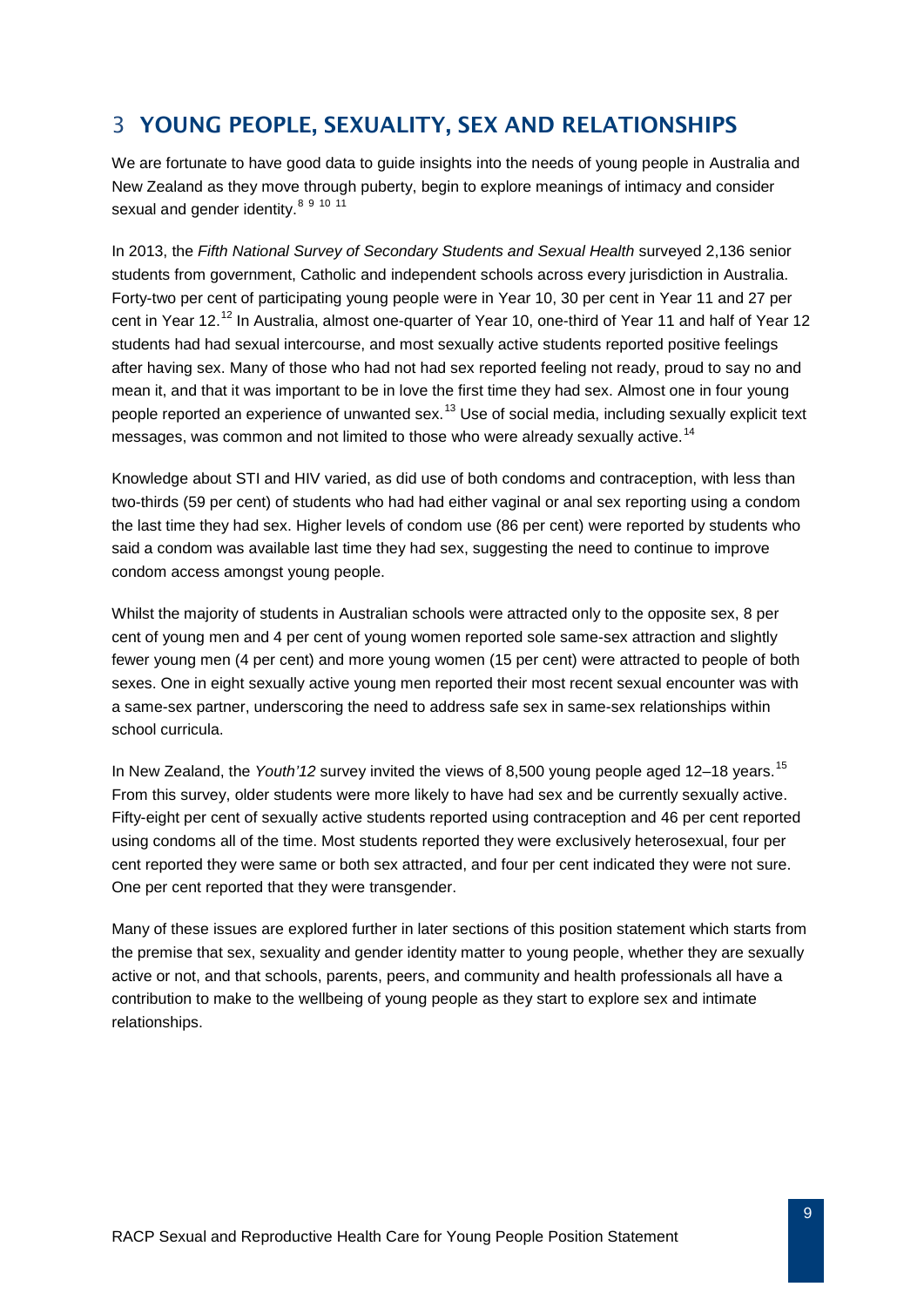# 3 YOUNG PEOPLE, SEXUALITY, SEX AND RELATIONSHIPS

We are fortunate to have good data to guide insights into the needs of young people in Australia and New Zealand as they move through puberty, begin to explore meanings of intimacy and consider sexual and gender identity.[8 9 10 11]

In 2013, the *Fifth National Survey of Secondary Students and Sexual Health* surveyed 2,136 senior students from government, Catholic and independent schools across every jurisdiction in Australia. Forty-two per cent of participating young people were in Year 10, 30 per cent in Year 11 and 27 per cent in Year 12.[12] In Australia, almost one-quarter of Year 10, one-third of Year 11 and half of Year 12 students had had sexual intercourse, and most sexually active students reported positive feelings after having sex. Many of those who had not had sex reported feeling not ready, proud to say no and mean it, and that it was important to be in love the first time they had sex. Almost one in four young people reported an experience of unwanted sex.[13] Use of social media, including sexually explicit text messages, was common and not limited to those who were already sexually active.[14]

Knowledge about STI and HIV varied, as did use of both condoms and contraception, with less than two-thirds (59 per cent) of students who had had either vaginal or anal sex reporting using a condom the last time they had sex. Higher levels of condom use (86 per cent) were reported by students who said a condom was available last time they had sex, suggesting the need to continue to improve condom access amongst young people.

Whilst the majority of students in Australian schools were attracted only to the opposite sex, 8 per cent of young men and 4 per cent of young women reported sole same-sex attraction and slightly fewer young men (4 per cent) and more young women (15 per cent) were attracted to people of both sexes. One in eight sexually active young men reported their most recent sexual encounter was with a same-sex partner, underscoring the need to address safe sex in same-sex relationships within school curricula.

In New Zealand, the *Youth'12* survey invited the views of 8,500 young people aged 12–18 years.[15] From this survey, older students were more likely to have had sex and be currently sexually active. Fifty-eight per cent of sexually active students reported using contraception and 46 per cent reported using condoms all of the time. Most students reported they were exclusively heterosexual, four per cent reported they were same or both sex attracted, and four per cent indicated they were not sure. One per cent reported that they were transgender.

Many of these issues are explored further in later sections of this position statement which starts from the premise that sex, sexuality and gender identity matter to young people, whether they are sexually active or not, and that schools, parents, peers, and community and health professionals all have a contribution to make to the wellbeing of young people as they start to explore sex and intimate relationships.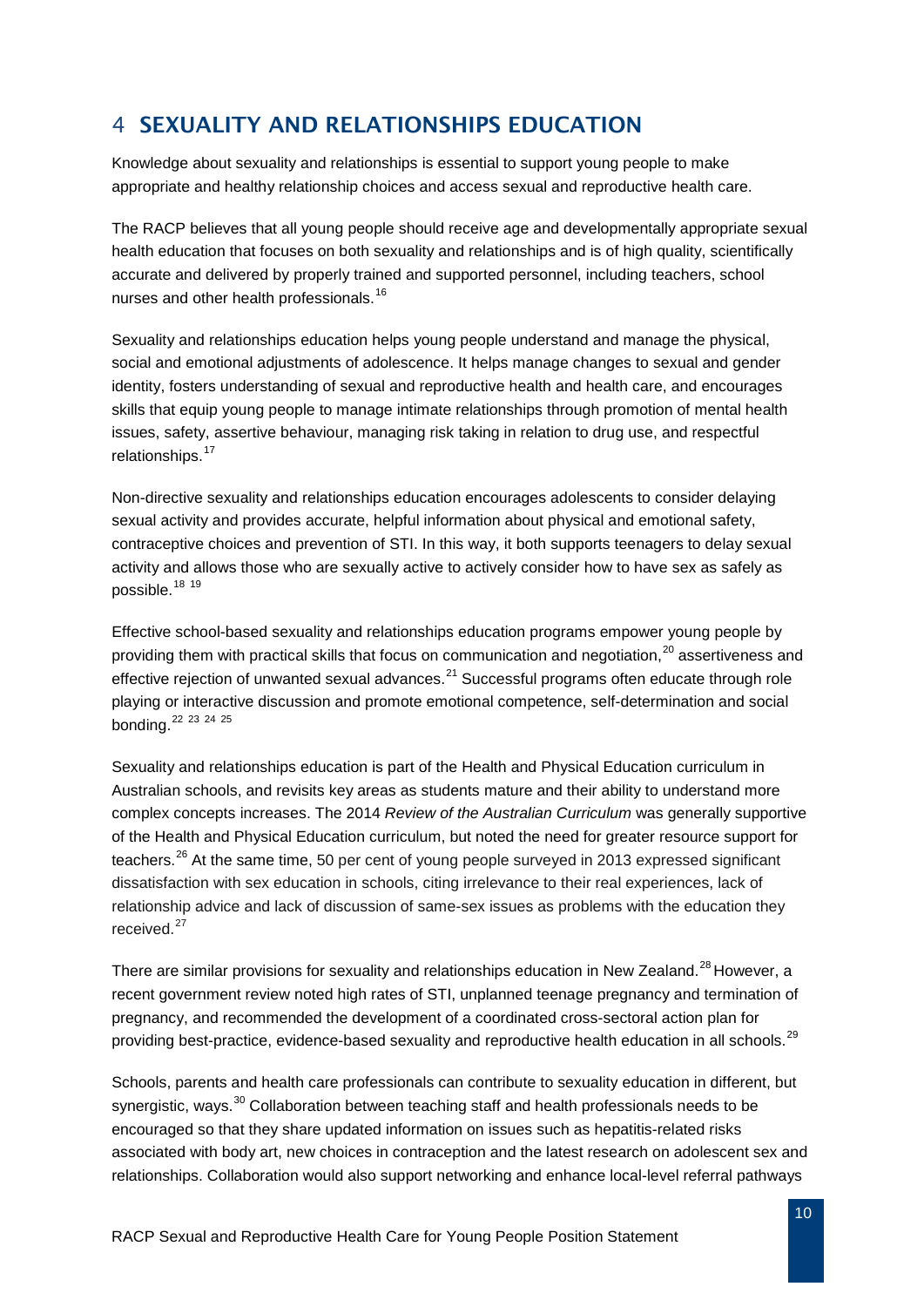# 4 SEXUALITY AND RELATIONSHIPS EDUCATION

Knowledge about sexuality and relationships is essential to support young people to make appropriate and healthy relationship choices and access sexual and reproductive health care.

The RACP believes that all young people should receive age and developmentally appropriate sexual health education that focuses on both sexuality and relationships and is of high quality, scientifically accurate and delivered by properly trained and supported personnel, including teachers, school nurses and other health professionals.[16]

Sexuality and relationships education helps young people understand and manage the physical, social and emotional adjustments of adolescence. It helps manage changes to sexual and gender identity, fosters understanding of sexual and reproductive health and health care, and encourages skills that equip young people to manage intimate relationships through promotion of mental health issues, safety, assertive behaviour, managing risk taking in relation to drug use, and respectful relationships.[17]

Non-directive sexuality and relationships education encourages adolescents to consider delaying sexual activity and provides accurate, helpful information about physical and emotional safety, contraceptive choices and prevention of STI. In this way, it both supports teenagers to delay sexual activity and allows those who are sexually active to actively consider how to have sex as safely as possible.[18 19]

Effective school-based sexuality and relationships education programs empower young people by providing them with practical skills that focus on communication and negotiation,[20] assertiveness and effective rejection of unwanted sexual advances.[21] Successful programs often educate through role playing or interactive discussion and promote emotional competence, self-determination and social bonding.[22 23 24 25]

Sexuality and relationships education is part of the Health and Physical Education curriculum in Australian schools, and revisits key areas as students mature and their ability to understand more complex concepts increases. The 2014 *Review of the Australian Curriculum* was generally supportive of the Health and Physical Education curriculum, but noted the need for greater resource support for teachers.[26] At the same time, 50 per cent of young people surveyed in 2013 expressed significant dissatisfaction with sex education in schools, citing irrelevance to their real experiences, lack of relationship advice and lack of discussion of same-sex issues as problems with the education they received.[27]

There are similar provisions for sexuality and relationships education in New Zealand.[28] However, a recent government review noted high rates of STI, unplanned teenage pregnancy and termination of pregnancy, and recommended the development of a coordinated cross-sectoral action plan for providing best-practice, evidence-based sexuality and reproductive health education in all schools.[29]

Schools, parents and health care professionals can contribute to sexuality education in different, but synergistic, ways.[30] Collaboration between teaching staff and health professionals needs to be encouraged so that they share updated information on issues such as hepatitis-related risks associated with body art, new choices in contraception and the latest research on adolescent sex and relationships. Collaboration would also support networking and enhance local-level referral pathways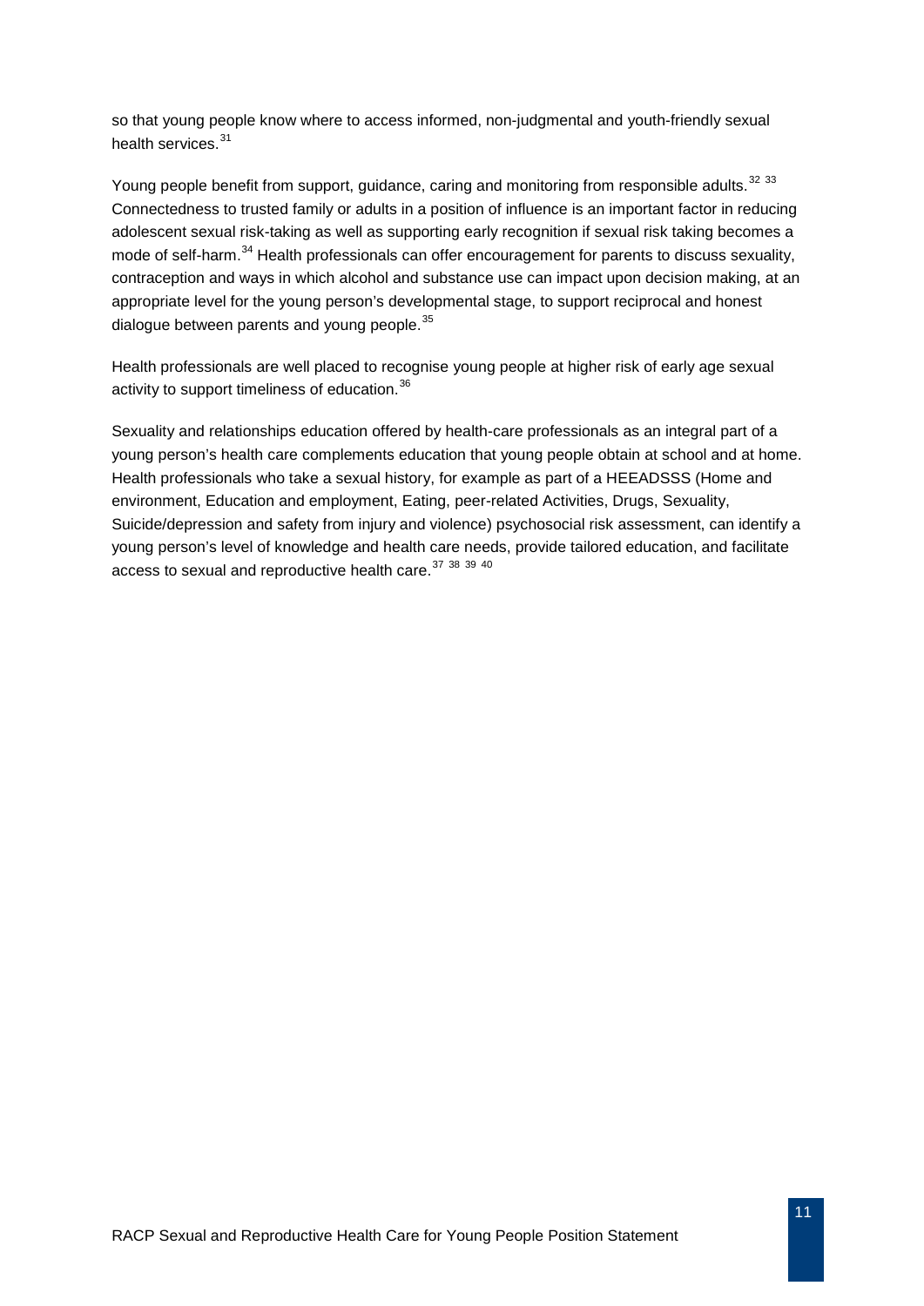so that young people know where to access informed, non-judgmental and youth-friendly sexual health services.[31]

Young people benefit from support, guidance, caring and monitoring from responsible adults.[32,33] Connectedness to trusted family or adults in a position of influence is an important factor in reducing adolescent sexual risk-taking as well as supporting early recognition if sexual risk taking becomes a mode of self-harm.[34] Health professionals can offer encouragement for parents to discuss sexuality, contraception and ways in which alcohol and substance use can impact upon decision making, at an appropriate level for the young person's developmental stage, to support reciprocal and honest dialogue between parents and young people.[35]

Health professionals are well placed to recognise young people at higher risk of early age sexual activity to support timeliness of education.[36]

Sexuality and relationships education offered by health-care professionals as an integral part of a young person's health care complements education that young people obtain at school and at home. Health professionals who take a sexual history, for example as part of a HEEADSSS (Home and environment, Education and employment, Eating, peer-related Activities, Drugs, Sexuality, Suicide/depression and safety from injury and violence) psychosocial risk assessment, can identify a young person's level of knowledge and health care needs, provide tailored education, and facilitate access to sexual and reproductive health care.[37,38,39,40]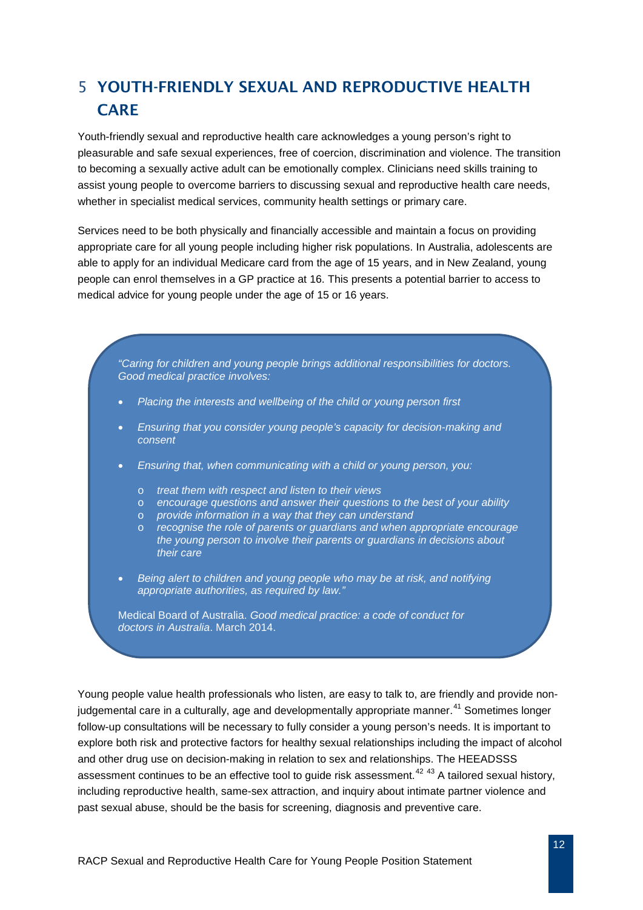# 5 YOUTH-FRIENDLY SEXUAL AND REPRODUCTIVE HEALTH CARE

Youth-friendly sexual and reproductive health care acknowledges a young person's right to pleasurable and safe sexual experiences, free of coercion, discrimination and violence. The transition to becoming a sexually active adult can be emotionally complex. Clinicians need skills training to assist young people to overcome barriers to discussing sexual and reproductive health care needs, whether in specialist medical services, community health settings or primary care.

Services need to be both physically and financially accessible and maintain a focus on providing appropriate care for all young people including higher risk populations. In Australia, adolescents are able to apply for an individual Medicare card from the age of 15 years, and in New Zealand, young people can enrol themselves in a GP practice at 16. This presents a potential barrier to access to medical advice for young people under the age of 15 or 16 years.

> *"Caring for children and young people brings additional responsibilities for doctors. Good medical practice involves:*
>
> - *Placing the interests and wellbeing of the child or young person first*
> - *Ensuring that you consider young people's capacity for decision-making and consent*
> - *Ensuring that, when communicating with a child or young person, you:*
>     - *treat them with respect and listen to their views*
>     - *encourage questions and answer their questions to the best of your ability*
>     - *provide information in a way that they can understand*
>     - *recognise the role of parents or guardians and when appropriate encourage the young person to involve their parents or guardians in decisions about their care*
> - *Being alert to children and young people who may be at risk, and notifying appropriate authorities, as required by law."*
>
> Medical Board of Australia. *Good medical practice: a code of conduct for doctors in Australia*. March 2014.

Young people value health professionals who listen, are easy to talk to, are friendly and provide non-judgemental care in a culturally, age and developmentally appropriate manner.[41] Sometimes longer follow-up consultations will be necessary to fully consider a young person's needs. It is important to explore both risk and protective factors for healthy sexual relationships including the impact of alcohol and other drug use on decision-making in relation to sex and relationships. The HEEADSSS assessment continues to be an effective tool to guide risk assessment.[42] [43] A tailored sexual history, including reproductive health, same-sex attraction, and inquiry about intimate partner violence and past sexual abuse, should be the basis for screening, diagnosis and preventive care.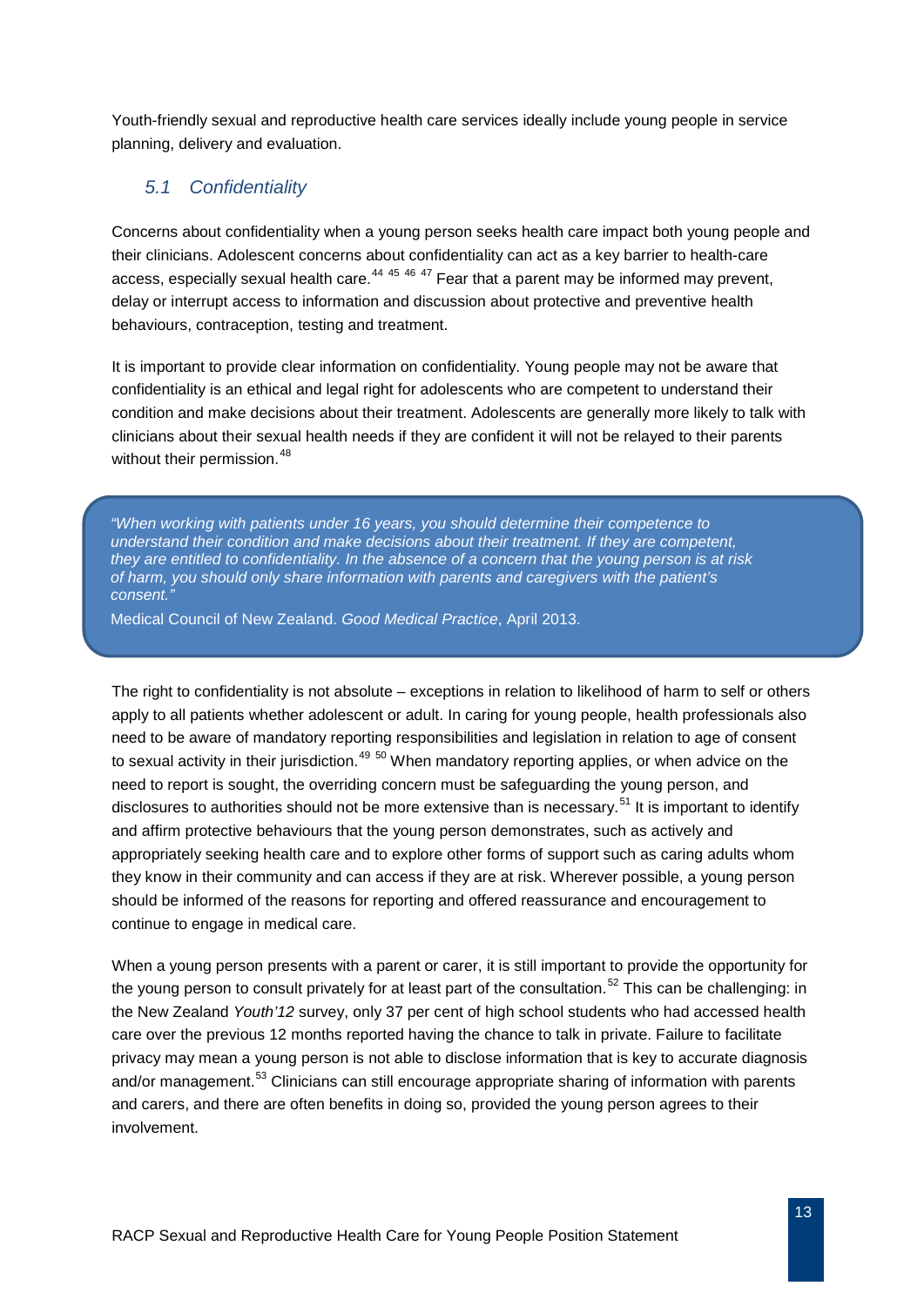Youth-friendly sexual and reproductive health care services ideally include young people in service planning, delivery and evaluation.

## *5.1 Confidentiality*

Concerns about confidentiality when a young person seeks health care impact both young people and their clinicians. Adolescent concerns about confidentiality can act as a key barrier to health-care access, especially sexual health care.[44 45 46 47] Fear that a parent may be informed may prevent, delay or interrupt access to information and discussion about protective and preventive health behaviours, contraception, testing and treatment.

It is important to provide clear information on confidentiality. Young people may not be aware that confidentiality is an ethical and legal right for adolescents who are competent to understand their condition and make decisions about their treatment. Adolescents are generally more likely to talk with clinicians about their sexual health needs if they are confident it will not be relayed to their parents without their permission.[48]

> *"When working with patients under 16 years, you should determine their competence to understand their condition and make decisions about their treatment. If they are competent, they are entitled to confidentiality. In the absence of a concern that the young person is at risk of harm, you should only share information with parents and caregivers with the patient's consent."*
>
> Medical Council of New Zealand. *Good Medical Practice*, April 2013.

The right to confidentiality is not absolute – exceptions in relation to likelihood of harm to self or others apply to all patients whether adolescent or adult. In caring for young people, health professionals also need to be aware of mandatory reporting responsibilities and legislation in relation to age of consent to sexual activity in their jurisdiction.[49 50] When mandatory reporting applies, or when advice on the need to report is sought, the overriding concern must be safeguarding the young person, and disclosures to authorities should not be more extensive than is necessary.[51] It is important to identify and affirm protective behaviours that the young person demonstrates, such as actively and appropriately seeking health care and to explore other forms of support such as caring adults whom they know in their community and can access if they are at risk. Wherever possible, a young person should be informed of the reasons for reporting and offered reassurance and encouragement to continue to engage in medical care.

When a young person presents with a parent or carer, it is still important to provide the opportunity for the young person to consult privately for at least part of the consultation.[52] This can be challenging: in the New Zealand *Youth'12* survey, only 37 per cent of high school students who had accessed health care over the previous 12 months reported having the chance to talk in private. Failure to facilitate privacy may mean a young person is not able to disclose information that is key to accurate diagnosis and/or management.[53] Clinicians can still encourage appropriate sharing of information with parents and carers, and there are often benefits in doing so, provided the young person agrees to their involvement.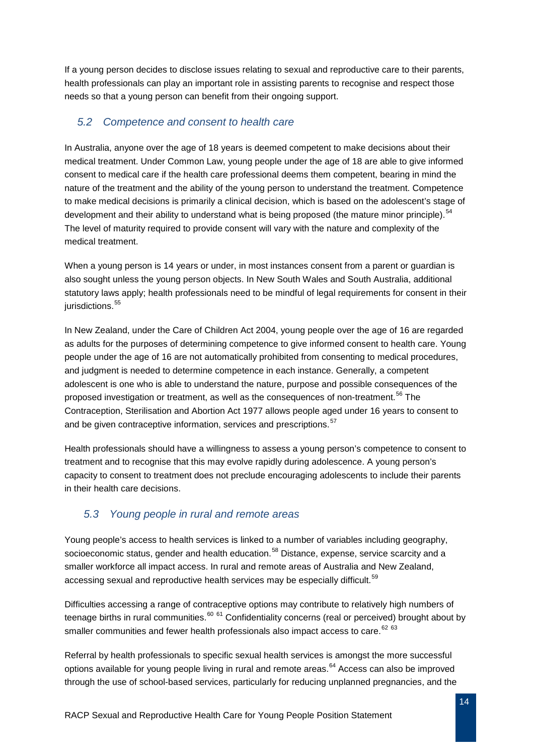If a young person decides to disclose issues relating to sexual and reproductive care to their parents, health professionals can play an important role in assisting parents to recognise and respect those needs so that a young person can benefit from their ongoing support.

## *5.2 Competence and consent to health care*

In Australia, anyone over the age of 18 years is deemed competent to make decisions about their medical treatment. Under Common Law, young people under the age of 18 are able to give informed consent to medical care if the health care professional deems them competent, bearing in mind the nature of the treatment and the ability of the young person to understand the treatment. Competence to make medical decisions is primarily a clinical decision, which is based on the adolescent's stage of development and their ability to understand what is being proposed (the mature minor principle).[54] The level of maturity required to provide consent will vary with the nature and complexity of the medical treatment.

When a young person is 14 years or under, in most instances consent from a parent or guardian is also sought unless the young person objects. In New South Wales and South Australia, additional statutory laws apply; health professionals need to be mindful of legal requirements for consent in their jurisdictions.[55]

In New Zealand, under the Care of Children Act 2004, young people over the age of 16 are regarded as adults for the purposes of determining competence to give informed consent to health care. Young people under the age of 16 are not automatically prohibited from consenting to medical procedures, and judgment is needed to determine competence in each instance. Generally, a competent adolescent is one who is able to understand the nature, purpose and possible consequences of the proposed investigation or treatment, as well as the consequences of non-treatment.[56] The Contraception, Sterilisation and Abortion Act 1977 allows people aged under 16 years to consent to and be given contraceptive information, services and prescriptions.[57]

Health professionals should have a willingness to assess a young person's competence to consent to treatment and to recognise that this may evolve rapidly during adolescence. A young person's capacity to consent to treatment does not preclude encouraging adolescents to include their parents in their health care decisions.

## *5.3 Young people in rural and remote areas*

Young people's access to health services is linked to a number of variables including geography, socioeconomic status, gender and health education.[58] Distance, expense, service scarcity and a smaller workforce all impact access. In rural and remote areas of Australia and New Zealand, accessing sexual and reproductive health services may be especially difficult.[59]

Difficulties accessing a range of contraceptive options may contribute to relatively high numbers of teenage births in rural communities.[60] [61] Confidentiality concerns (real or perceived) brought about by smaller communities and fewer health professionals also impact access to care.[62] [63]

Referral by health professionals to specific sexual health services is amongst the more successful options available for young people living in rural and remote areas.[64] Access can also be improved through the use of school-based services, particularly for reducing unplanned pregnancies, and the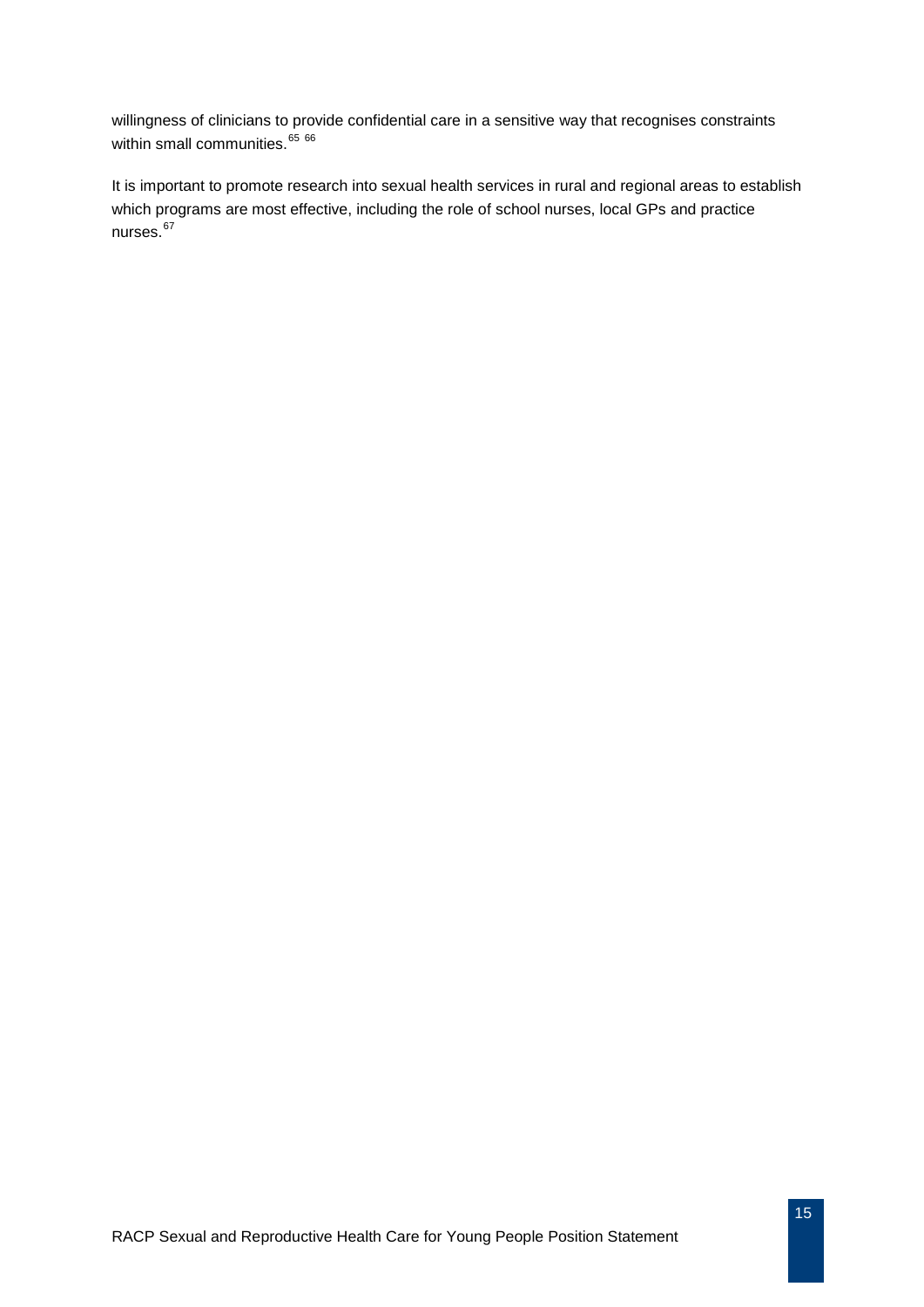willingness of clinicians to provide confidential care in a sensitive way that recognises constraints within small communities.[65] [66]

It is important to promote research into sexual health services in rural and regional areas to establish which programs are most effective, including the role of school nurses, local GPs and practice nurses.[67]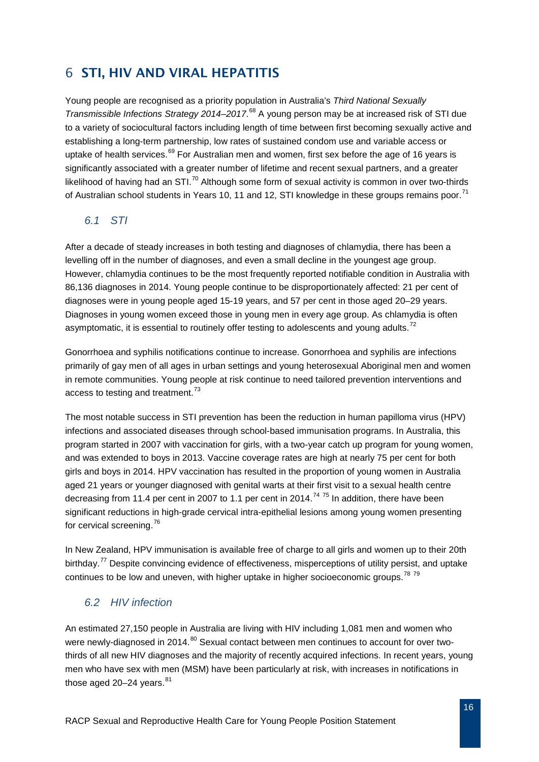# 6 STI, HIV AND VIRAL HEPATITIS

Young people are recognised as a priority population in Australia's *Third National Sexually Transmissible Infections Strategy 2014–2017*.[68] A young person may be at increased risk of STI due to a variety of sociocultural factors including length of time between first becoming sexually active and establishing a long-term partnership, low rates of sustained condom use and variable access or uptake of health services.[69] For Australian men and women, first sex before the age of 16 years is significantly associated with a greater number of lifetime and recent sexual partners, and a greater likelihood of having had an STI.[70] Although some form of sexual activity is common in over two-thirds of Australian school students in Years 10, 11 and 12, STI knowledge in these groups remains poor.[71]

## *6.1 STI*

After a decade of steady increases in both testing and diagnoses of chlamydia, there has been a levelling off in the number of diagnoses, and even a small decline in the youngest age group. However, chlamydia continues to be the most frequently reported notifiable condition in Australia with 86,136 diagnoses in 2014. Young people continue to be disproportionately affected: 21 per cent of diagnoses were in young people aged 15-19 years, and 57 per cent in those aged 20–29 years. Diagnoses in young women exceed those in young men in every age group. As chlamydia is often asymptomatic, it is essential to routinely offer testing to adolescents and young adults.[72]

Gonorrhoea and syphilis notifications continue to increase. Gonorrhoea and syphilis are infections primarily of gay men of all ages in urban settings and young heterosexual Aboriginal men and women in remote communities. Young people at risk continue to need tailored prevention interventions and access to testing and treatment.[73]

The most notable success in STI prevention has been the reduction in human papilloma virus (HPV) infections and associated diseases through school-based immunisation programs. In Australia, this program started in 2007 with vaccination for girls, with a two-year catch up program for young women, and was extended to boys in 2013. Vaccine coverage rates are high at nearly 75 per cent for both girls and boys in 2014. HPV vaccination has resulted in the proportion of young women in Australia aged 21 years or younger diagnosed with genital warts at their first visit to a sexual health centre decreasing from 11.4 per cent in 2007 to 1.1 per cent in 2014.[74] [75] In addition, there have been significant reductions in high-grade cervical intra-epithelial lesions among young women presenting for cervical screening.[76]

In New Zealand, HPV immunisation is available free of charge to all girls and women up to their 20th birthday.[77] Despite convincing evidence of effectiveness, misperceptions of utility persist, and uptake continues to be low and uneven, with higher uptake in higher socioeconomic groups.[78] [79]

## *6.2 HIV infection*

An estimated 27,150 people in Australia are living with HIV including 1,081 men and women who were newly-diagnosed in 2014.[80] Sexual contact between men continues to account for over two-thirds of all new HIV diagnoses and the majority of recently acquired infections. In recent years, young men who have sex with men (MSM) have been particularly at risk, with increases in notifications in those aged 20–24 years.[81]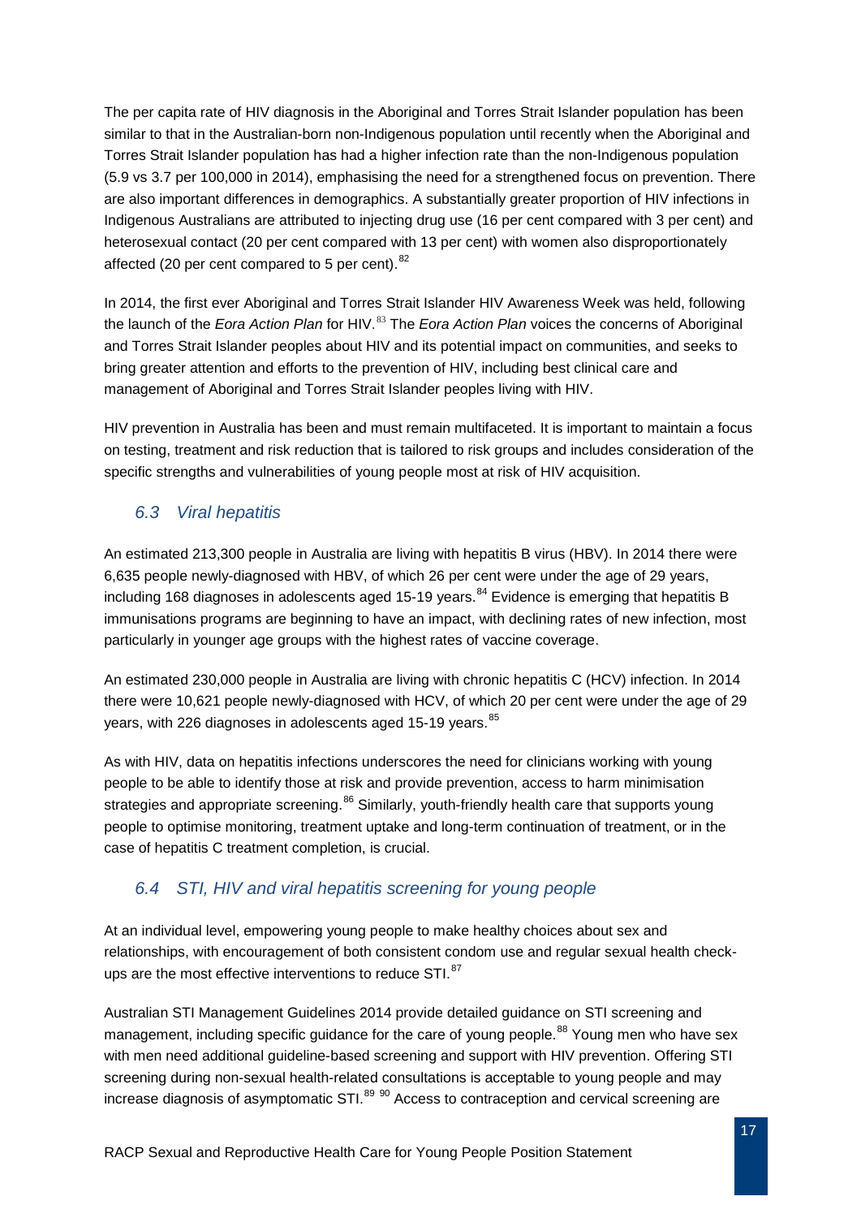The per capita rate of HIV diagnosis in the Aboriginal and Torres Strait Islander population has been similar to that in the Australian-born non-Indigenous population until recently when the Aboriginal and Torres Strait Islander population has had a higher infection rate than the non-Indigenous population (5.9 vs 3.7 per 100,000 in 2014), emphasising the need for a strengthened focus on prevention. There are also important differences in demographics. A substantially greater proportion of HIV infections in Indigenous Australians are attributed to injecting drug use (16 per cent compared with 3 per cent) and heterosexual contact (20 per cent compared with 13 per cent) with women also disproportionately affected (20 per cent compared to 5 per cent).[82]

In 2014, the first ever Aboriginal and Torres Strait Islander HIV Awareness Week was held, following the launch of the *Eora Action Plan* for HIV.[83] The *Eora Action Plan* voices the concerns of Aboriginal and Torres Strait Islander peoples about HIV and its potential impact on communities, and seeks to bring greater attention and efforts to the prevention of HIV, including best clinical care and management of Aboriginal and Torres Strait Islander peoples living with HIV.

HIV prevention in Australia has been and must remain multifaceted. It is important to maintain a focus on testing, treatment and risk reduction that is tailored to risk groups and includes consideration of the specific strengths and vulnerabilities of young people most at risk of HIV acquisition.

### *6.3 Viral hepatitis*

An estimated 213,300 people in Australia are living with hepatitis B virus (HBV). In 2014 there were 6,635 people newly-diagnosed with HBV, of which 26 per cent were under the age of 29 years, including 168 diagnoses in adolescents aged 15-19 years.[84] Evidence is emerging that hepatitis B immunisations programs are beginning to have an impact, with declining rates of new infection, most particularly in younger age groups with the highest rates of vaccine coverage.

An estimated 230,000 people in Australia are living with chronic hepatitis C (HCV) infection. In 2014 there were 10,621 people newly-diagnosed with HCV, of which 20 per cent were under the age of 29 years, with 226 diagnoses in adolescents aged 15-19 years.[85]

As with HIV, data on hepatitis infections underscores the need for clinicians working with young people to be able to identify those at risk and provide prevention, access to harm minimisation strategies and appropriate screening.[86] Similarly, youth-friendly health care that supports young people to optimise monitoring, treatment uptake and long-term continuation of treatment, or in the case of hepatitis C treatment completion, is crucial.

### *6.4 STI, HIV and viral hepatitis screening for young people*

At an individual level, empowering young people to make healthy choices about sex and relationships, with encouragement of both consistent condom use and regular sexual health check-ups are the most effective interventions to reduce STI.[87]

Australian STI Management Guidelines 2014 provide detailed guidance on STI screening and management, including specific guidance for the care of young people.[88] Young men who have sex with men need additional guideline-based screening and support with HIV prevention. Offering STI screening during non-sexual health-related consultations is acceptable to young people and may increase diagnosis of asymptomatic STI.[89] [90] Access to contraception and cervical screening are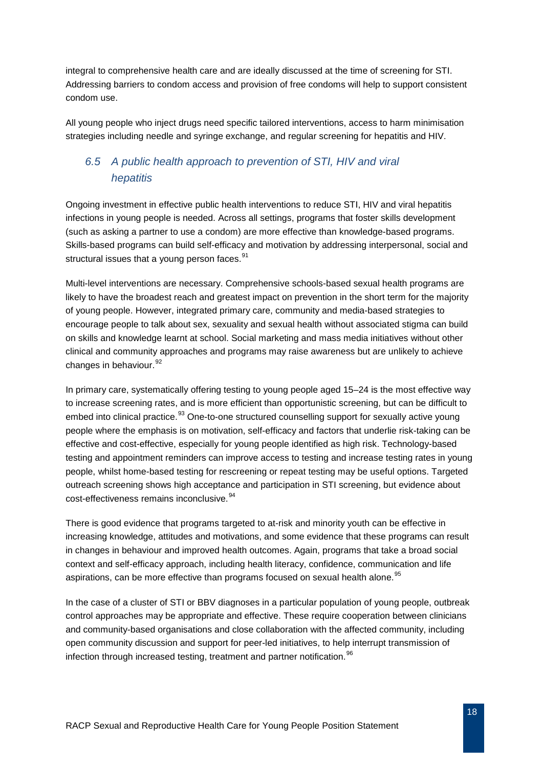integral to comprehensive health care and are ideally discussed at the time of screening for STI. Addressing barriers to condom access and provision of free condoms will help to support consistent condom use.

All young people who inject drugs need specific tailored interventions, access to harm minimisation strategies including needle and syringe exchange, and regular screening for hepatitis and HIV.

## *6.5 A public health approach to prevention of STI, HIV and viral hepatitis*

Ongoing investment in effective public health interventions to reduce STI, HIV and viral hepatitis infections in young people is needed. Across all settings, programs that foster skills development (such as asking a partner to use a condom) are more effective than knowledge-based programs. Skills-based programs can build self-efficacy and motivation by addressing interpersonal, social and structural issues that a young person faces.[91]

Multi-level interventions are necessary. Comprehensive schools-based sexual health programs are likely to have the broadest reach and greatest impact on prevention in the short term for the majority of young people. However, integrated primary care, community and media-based strategies to encourage people to talk about sex, sexuality and sexual health without associated stigma can build on skills and knowledge learnt at school. Social marketing and mass media initiatives without other clinical and community approaches and programs may raise awareness but are unlikely to achieve changes in behaviour.[92]

In primary care, systematically offering testing to young people aged 15–24 is the most effective way to increase screening rates, and is more efficient than opportunistic screening, but can be difficult to embed into clinical practice.[93] One-to-one structured counselling support for sexually active young people where the emphasis is on motivation, self-efficacy and factors that underlie risk-taking can be effective and cost-effective, especially for young people identified as high risk. Technology-based testing and appointment reminders can improve access to testing and increase testing rates in young people, whilst home-based testing for rescreening or repeat testing may be useful options. Targeted outreach screening shows high acceptance and participation in STI screening, but evidence about cost-effectiveness remains inconclusive.[94]

There is good evidence that programs targeted to at-risk and minority youth can be effective in increasing knowledge, attitudes and motivations, and some evidence that these programs can result in changes in behaviour and improved health outcomes. Again, programs that take a broad social context and self-efficacy approach, including health literacy, confidence, communication and life aspirations, can be more effective than programs focused on sexual health alone.[95]

In the case of a cluster of STI or BBV diagnoses in a particular population of young people, outbreak control approaches may be appropriate and effective. These require cooperation between clinicians and community-based organisations and close collaboration with the affected community, including open community discussion and support for peer-led initiatives, to help interrupt transmission of infection through increased testing, treatment and partner notification.[96]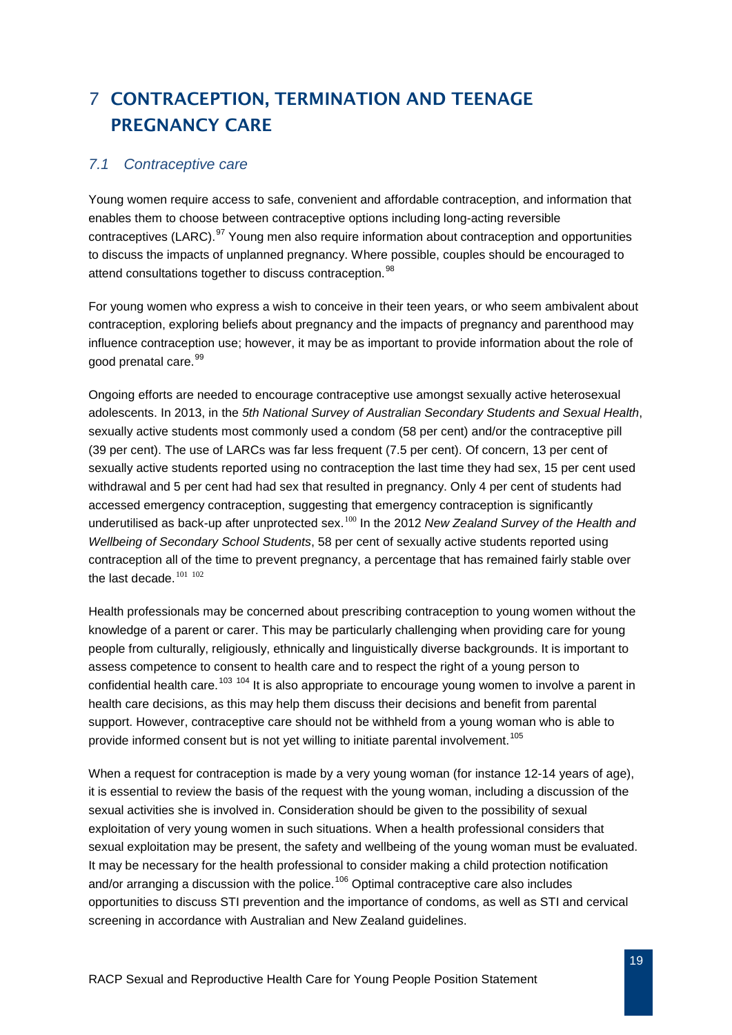# 7 CONTRACEPTION, TERMINATION AND TEENAGE PREGNANCY CARE

## *7.1 Contraceptive care*

Young women require access to safe, convenient and affordable contraception, and information that enables them to choose between contraceptive options including long-acting reversible contraceptives (LARC).[97] Young men also require information about contraception and opportunities to discuss the impacts of unplanned pregnancy. Where possible, couples should be encouraged to attend consultations together to discuss contraception.[98]

For young women who express a wish to conceive in their teen years, or who seem ambivalent about contraception, exploring beliefs about pregnancy and the impacts of pregnancy and parenthood may influence contraception use; however, it may be as important to provide information about the role of good prenatal care.[99]

Ongoing efforts are needed to encourage contraceptive use amongst sexually active heterosexual adolescents. In 2013, in the *5th National Survey of Australian Secondary Students and Sexual Health*, sexually active students most commonly used a condom (58 per cent) and/or the contraceptive pill (39 per cent). The use of LARCs was far less frequent (7.5 per cent). Of concern, 13 per cent of sexually active students reported using no contraception the last time they had sex, 15 per cent used withdrawal and 5 per cent had had sex that resulted in pregnancy. Only 4 per cent of students had accessed emergency contraception, suggesting that emergency contraception is significantly underutilised as back-up after unprotected sex.[100] In the 2012 *New Zealand Survey of the Health and Wellbeing of Secondary School Students*, 58 per cent of sexually active students reported using contraception all of the time to prevent pregnancy, a percentage that has remained fairly stable over the last decade.[101] [102]

Health professionals may be concerned about prescribing contraception to young women without the knowledge of a parent or carer. This may be particularly challenging when providing care for young people from culturally, religiously, ethnically and linguistically diverse backgrounds. It is important to assess competence to consent to health care and to respect the right of a young person to confidential health care.[103] [104] It is also appropriate to encourage young women to involve a parent in health care decisions, as this may help them discuss their decisions and benefit from parental support. However, contraceptive care should not be withheld from a young woman who is able to provide informed consent but is not yet willing to initiate parental involvement.[105]

When a request for contraception is made by a very young woman (for instance 12-14 years of age), it is essential to review the basis of the request with the young woman, including a discussion of the sexual activities she is involved in. Consideration should be given to the possibility of sexual exploitation of very young women in such situations. When a health professional considers that sexual exploitation may be present, the safety and wellbeing of the young woman must be evaluated. It may be necessary for the health professional to consider making a child protection notification and/or arranging a discussion with the police.[106] Optimal contraceptive care also includes opportunities to discuss STI prevention and the importance of condoms, as well as STI and cervical screening in accordance with Australian and New Zealand guidelines.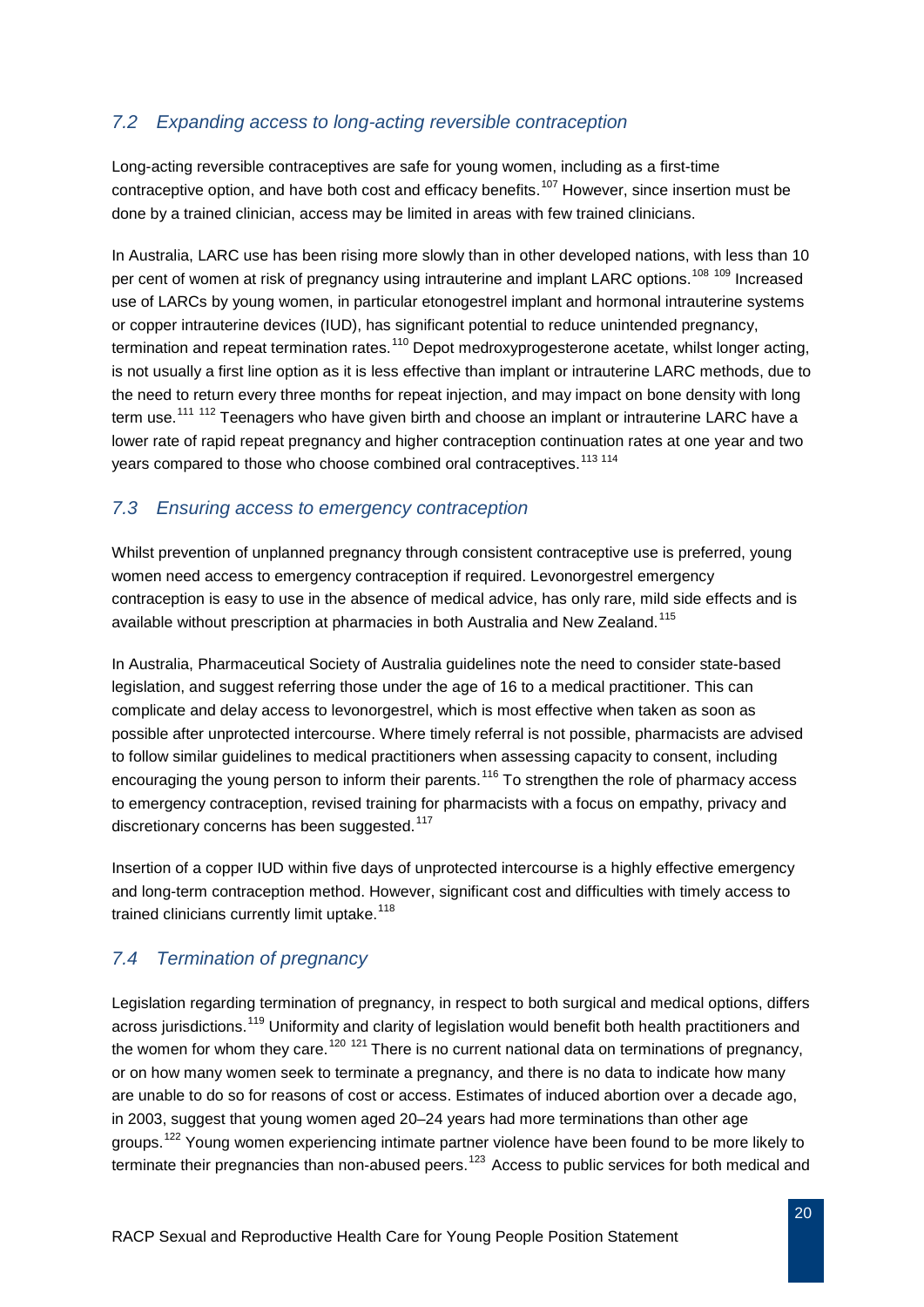## *7.2 Expanding access to long-acting reversible contraception*

Long-acting reversible contraceptives are safe for young women, including as a first-time contraceptive option, and have both cost and efficacy benefits.[107] However, since insertion must be done by a trained clinician, access may be limited in areas with few trained clinicians.

In Australia, LARC use has been rising more slowly than in other developed nations, with less than 10 per cent of women at risk of pregnancy using intrauterine and implant LARC options.[108 109] Increased use of LARCs by young women, in particular etonogestrel implant and hormonal intrauterine systems or copper intrauterine devices (IUD), has significant potential to reduce unintended pregnancy, termination and repeat termination rates.[110] Depot medroxyprogesterone acetate, whilst longer acting, is not usually a first line option as it is less effective than implant or intrauterine LARC methods, due to the need to return every three months for repeat injection, and may impact on bone density with long term use.[111 112] Teenagers who have given birth and choose an implant or intrauterine LARC have a lower rate of rapid repeat pregnancy and higher contraception continuation rates at one year and two years compared to those who choose combined oral contraceptives.[113 114]

## *7.3 Ensuring access to emergency contraception*

Whilst prevention of unplanned pregnancy through consistent contraceptive use is preferred, young women need access to emergency contraception if required. Levonorgestrel emergency contraception is easy to use in the absence of medical advice, has only rare, mild side effects and is available without prescription at pharmacies in both Australia and New Zealand.[115]

In Australia, Pharmaceutical Society of Australia guidelines note the need to consider state-based legislation, and suggest referring those under the age of 16 to a medical practitioner. This can complicate and delay access to levonorgestrel, which is most effective when taken as soon as possible after unprotected intercourse. Where timely referral is not possible, pharmacists are advised to follow similar guidelines to medical practitioners when assessing capacity to consent, including encouraging the young person to inform their parents.[116] To strengthen the role of pharmacy access to emergency contraception, revised training for pharmacists with a focus on empathy, privacy and discretionary concerns has been suggested.[117]

Insertion of a copper IUD within five days of unprotected intercourse is a highly effective emergency and long-term contraception method. However, significant cost and difficulties with timely access to trained clinicians currently limit uptake.[118]

## *7.4 Termination of pregnancy*

Legislation regarding termination of pregnancy, in respect to both surgical and medical options, differs across jurisdictions.[119] Uniformity and clarity of legislation would benefit both health practitioners and the women for whom they care.[120 121] There is no current national data on terminations of pregnancy, or on how many women seek to terminate a pregnancy, and there is no data to indicate how many are unable to do so for reasons of cost or access. Estimates of induced abortion over a decade ago, in 2003, suggest that young women aged 20–24 years had more terminations than other age groups.[122] Young women experiencing intimate partner violence have been found to be more likely to terminate their pregnancies than non-abused peers.[123] Access to public services for both medical and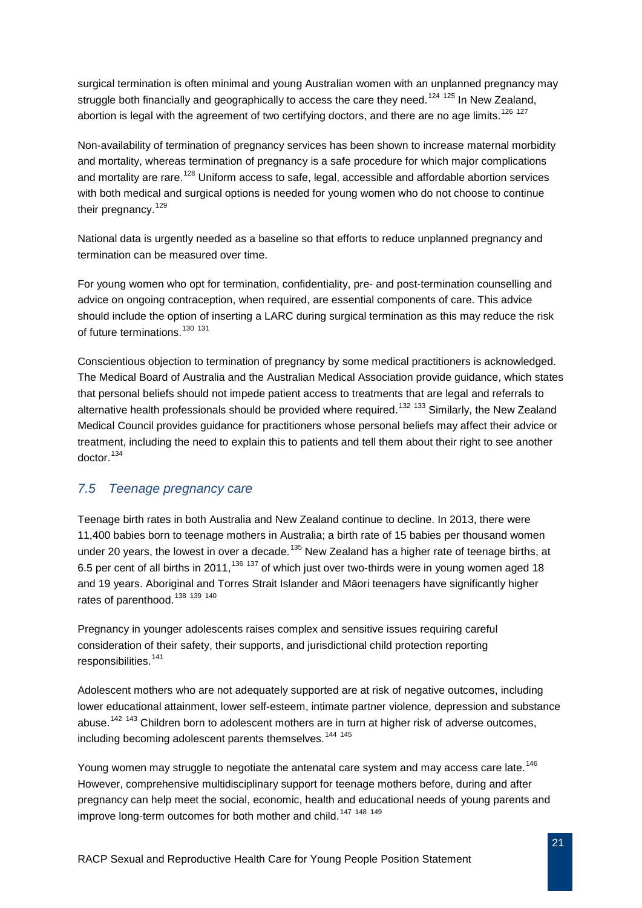surgical termination is often minimal and young Australian women with an unplanned pregnancy may struggle both financially and geographically to access the care they need.[124 125] In New Zealand, abortion is legal with the agreement of two certifying doctors, and there are no age limits.[126 127]

Non-availability of termination of pregnancy services has been shown to increase maternal morbidity and mortality, whereas termination of pregnancy is a safe procedure for which major complications and mortality are rare.[128] Uniform access to safe, legal, accessible and affordable abortion services with both medical and surgical options is needed for young women who do not choose to continue their pregnancy.[129]

National data is urgently needed as a baseline so that efforts to reduce unplanned pregnancy and termination can be measured over time.

For young women who opt for termination, confidentiality, pre- and post-termination counselling and advice on ongoing contraception, when required, are essential components of care. This advice should include the option of inserting a LARC during surgical termination as this may reduce the risk of future terminations.[130 131]

Conscientious objection to termination of pregnancy by some medical practitioners is acknowledged. The Medical Board of Australia and the Australian Medical Association provide guidance, which states that personal beliefs should not impede patient access to treatments that are legal and referrals to alternative health professionals should be provided where required.[132 133] Similarly, the New Zealand Medical Council provides guidance for practitioners whose personal beliefs may affect their advice or treatment, including the need to explain this to patients and tell them about their right to see another doctor.[134]

## *7.5 Teenage pregnancy care*

Teenage birth rates in both Australia and New Zealand continue to decline. In 2013, there were 11,400 babies born to teenage mothers in Australia; a birth rate of 15 babies per thousand women under 20 years, the lowest in over a decade.[135] New Zealand has a higher rate of teenage births, at 6.5 per cent of all births in 2011,[136 137] of which just over two-thirds were in young women aged 18 and 19 years. Aboriginal and Torres Strait Islander and Māori teenagers have significantly higher rates of parenthood.[138 139 140]

Pregnancy in younger adolescents raises complex and sensitive issues requiring careful consideration of their safety, their supports, and jurisdictional child protection reporting responsibilities.[141]

Adolescent mothers who are not adequately supported are at risk of negative outcomes, including lower educational attainment, lower self-esteem, intimate partner violence, depression and substance abuse.[142 143] Children born to adolescent mothers are in turn at higher risk of adverse outcomes, including becoming adolescent parents themselves.[144 145]

Young women may struggle to negotiate the antenatal care system and may access care late.[146] However, comprehensive multidisciplinary support for teenage mothers before, during and after pregnancy can help meet the social, economic, health and educational needs of young parents and improve long-term outcomes for both mother and child.[147 148 149]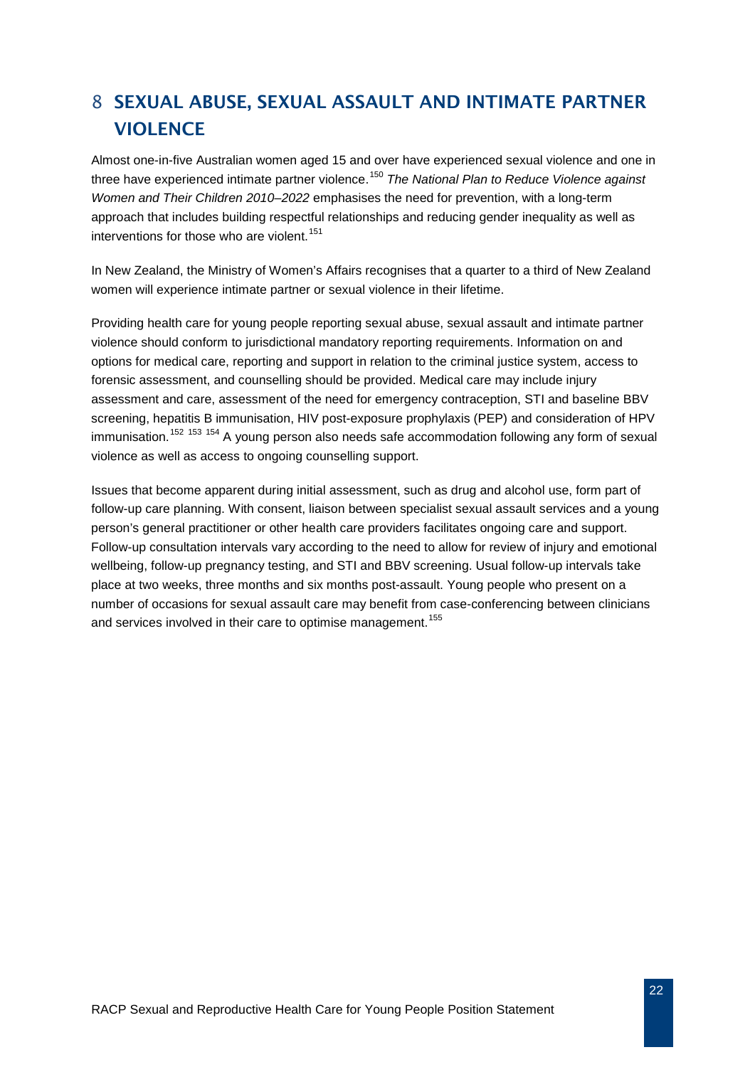# 8 SEXUAL ABUSE, SEXUAL ASSAULT AND INTIMATE PARTNER VIOLENCE

Almost one-in-five Australian women aged 15 and over have experienced sexual violence and one in three have experienced intimate partner violence.[150] *The National Plan to Reduce Violence against Women and Their Children 2010–2022* emphasises the need for prevention, with a long-term approach that includes building respectful relationships and reducing gender inequality as well as interventions for those who are violent.[151]

In New Zealand, the Ministry of Women's Affairs recognises that a quarter to a third of New Zealand women will experience intimate partner or sexual violence in their lifetime.

Providing health care for young people reporting sexual abuse, sexual assault and intimate partner violence should conform to jurisdictional mandatory reporting requirements. Information on and options for medical care, reporting and support in relation to the criminal justice system, access to forensic assessment, and counselling should be provided. Medical care may include injury assessment and care, assessment of the need for emergency contraception, STI and baseline BBV screening, hepatitis B immunisation, HIV post-exposure prophylaxis (PEP) and consideration of HPV immunisation.[152] [153] [154] A young person also needs safe accommodation following any form of sexual violence as well as access to ongoing counselling support.

Issues that become apparent during initial assessment, such as drug and alcohol use, form part of follow-up care planning. With consent, liaison between specialist sexual assault services and a young person's general practitioner or other health care providers facilitates ongoing care and support. Follow-up consultation intervals vary according to the need to allow for review of injury and emotional wellbeing, follow-up pregnancy testing, and STI and BBV screening. Usual follow-up intervals take place at two weeks, three months and six months post-assault. Young people who present on a number of occasions for sexual assault care may benefit from case-conferencing between clinicians and services involved in their care to optimise management.[155]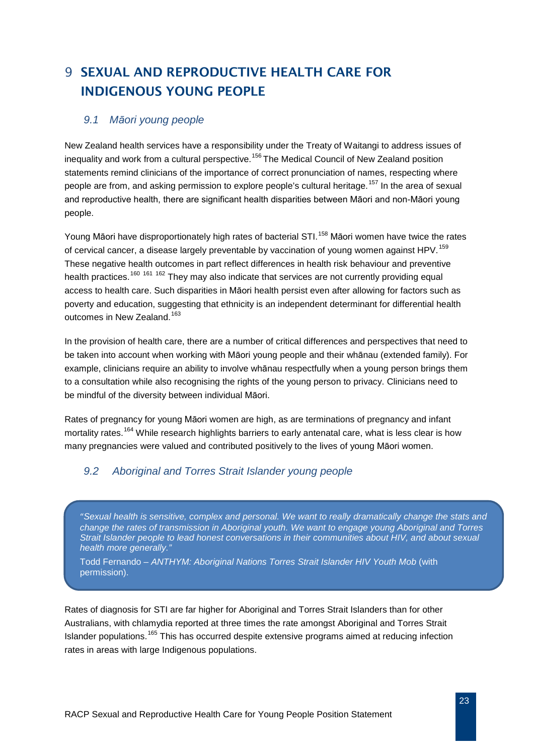# 9 SEXUAL AND REPRODUCTIVE HEALTH CARE FOR INDIGENOUS YOUNG PEOPLE

## *9.1 Māori young people*

New Zealand health services have a responsibility under the Treaty of Waitangi to address issues of inequality and work from a cultural perspective.[156] The Medical Council of New Zealand position statements remind clinicians of the importance of correct pronunciation of names, respecting where people are from, and asking permission to explore people's cultural heritage.[157] In the area of sexual and reproductive health, there are significant health disparities between Māori and non-Māori young people.

Young Māori have disproportionately high rates of bacterial STI.[158] Māori women have twice the rates of cervical cancer, a disease largely preventable by vaccination of young women against HPV.[159] These negative health outcomes in part reflect differences in health risk behaviour and preventive health practices.[160 161 162] They may also indicate that services are not currently providing equal access to health care. Such disparities in Māori health persist even after allowing for factors such as poverty and education, suggesting that ethnicity is an independent determinant for differential health outcomes in New Zealand.[163]

In the provision of health care, there are a number of critical differences and perspectives that need to be taken into account when working with Māori young people and their whānau (extended family). For example, clinicians require an ability to involve whānau respectfully when a young person brings them to a consultation while also recognising the rights of the young person to privacy. Clinicians need to be mindful of the diversity between individual Māori.

Rates of pregnancy for young Māori women are high, as are terminations of pregnancy and infant mortality rates.[164] While research highlights barriers to early antenatal care, what is less clear is how many pregnancies were valued and contributed positively to the lives of young Māori women.

## *9.2 Aboriginal and Torres Strait Islander young people*

> *"Sexual health is sensitive, complex and personal. We want to really dramatically change the stats and change the rates of transmission in Aboriginal youth. We want to engage young Aboriginal and Torres Strait Islander people to lead honest conversations in their communities about HIV, and about sexual health more generally."*
>
> Todd Fernando – *ANTHYM: Aboriginal Nations Torres Strait Islander HIV Youth Mob* (with permission).

Rates of diagnosis for STI are far higher for Aboriginal and Torres Strait Islanders than for other Australians, with chlamydia reported at three times the rate amongst Aboriginal and Torres Strait Islander populations.[165] This has occurred despite extensive programs aimed at reducing infection rates in areas with large Indigenous populations.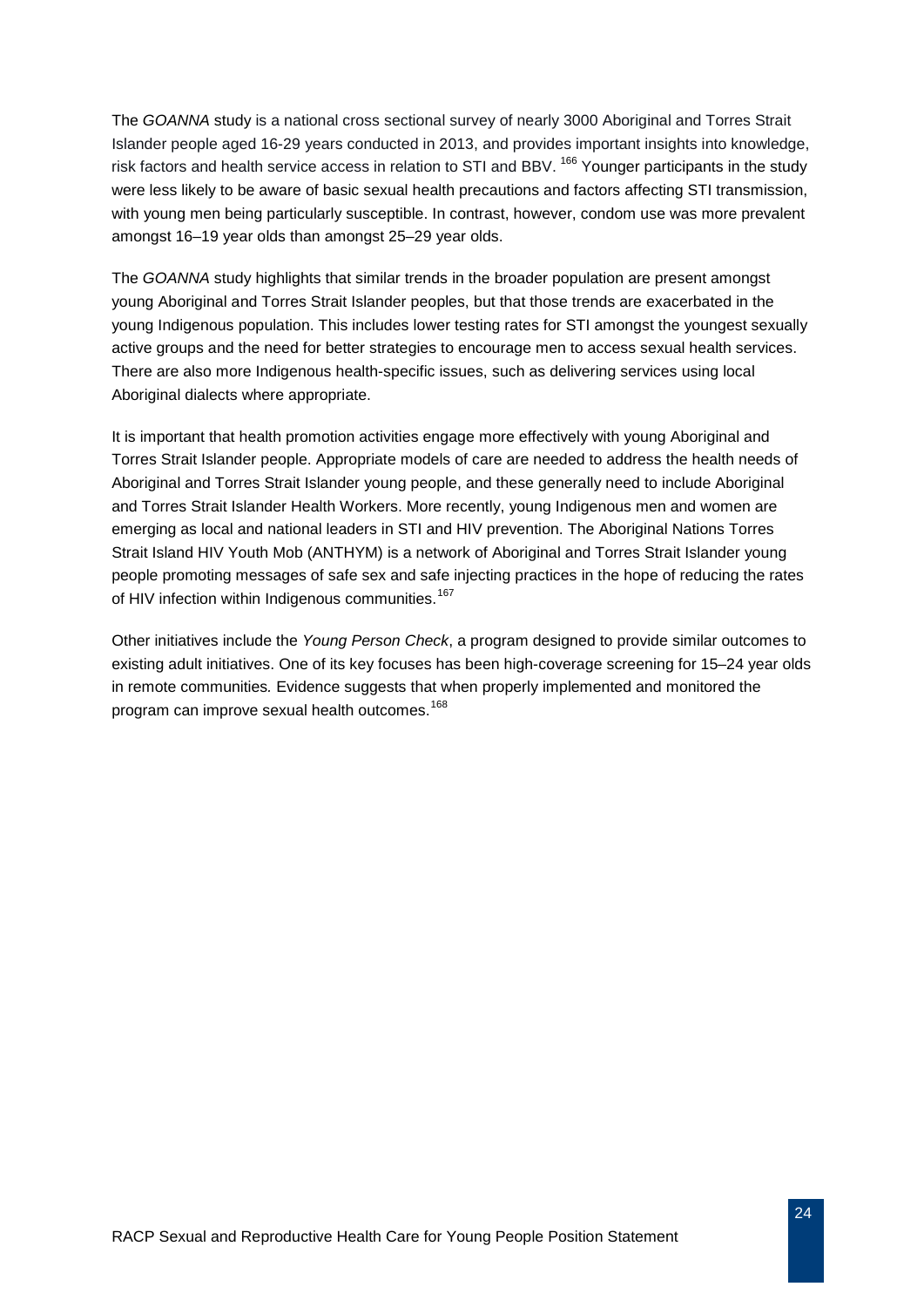The *GOANNA* study is a national cross sectional survey of nearly 3000 Aboriginal and Torres Strait Islander people aged 16-29 years conducted in 2013, and provides important insights into knowledge, risk factors and health service access in relation to STI and BBV. [166] Younger participants in the study were less likely to be aware of basic sexual health precautions and factors affecting STI transmission, with young men being particularly susceptible. In contrast, however, condom use was more prevalent amongst 16–19 year olds than amongst 25–29 year olds.

The *GOANNA* study highlights that similar trends in the broader population are present amongst young Aboriginal and Torres Strait Islander peoples, but that those trends are exacerbated in the young Indigenous population. This includes lower testing rates for STI amongst the youngest sexually active groups and the need for better strategies to encourage men to access sexual health services. There are also more Indigenous health-specific issues, such as delivering services using local Aboriginal dialects where appropriate.

It is important that health promotion activities engage more effectively with young Aboriginal and Torres Strait Islander people. Appropriate models of care are needed to address the health needs of Aboriginal and Torres Strait Islander young people, and these generally need to include Aboriginal and Torres Strait Islander Health Workers. More recently, young Indigenous men and women are emerging as local and national leaders in STI and HIV prevention. The Aboriginal Nations Torres Strait Island HIV Youth Mob (ANTHYM) is a network of Aboriginal and Torres Strait Islander young people promoting messages of safe sex and safe injecting practices in the hope of reducing the rates of HIV infection within Indigenous communities.[167]

Other initiatives include the *Young Person Check*, a program designed to provide similar outcomes to existing adult initiatives. One of its key focuses has been high-coverage screening for 15–24 year olds in remote communities. Evidence suggests that when properly implemented and monitored the program can improve sexual health outcomes.[168]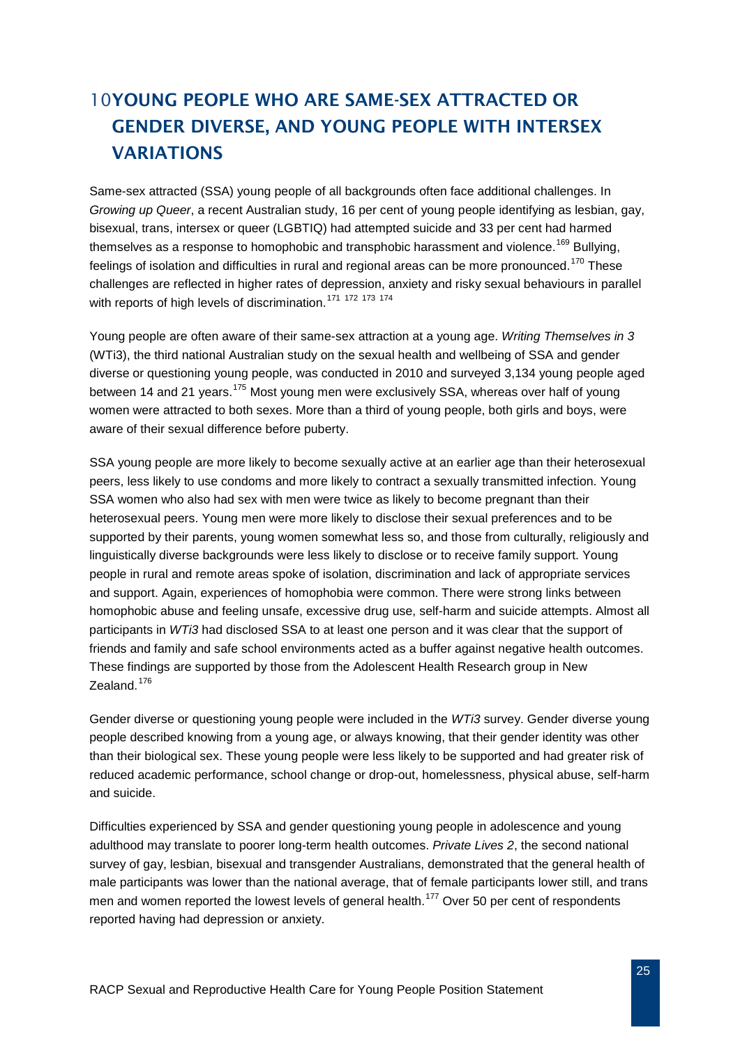# 10 YOUNG PEOPLE WHO ARE SAME-SEX ATTRACTED OR GENDER DIVERSE, AND YOUNG PEOPLE WITH INTERSEX VARIATIONS

Same-sex attracted (SSA) young people of all backgrounds often face additional challenges. In *Growing up Queer*, a recent Australian study, 16 per cent of young people identifying as lesbian, gay, bisexual, trans, intersex or queer (LGBTIQ) had attempted suicide and 33 per cent had harmed themselves as a response to homophobic and transphobic harassment and violence.[169] Bullying, feelings of isolation and difficulties in rural and regional areas can be more pronounced.[170] These challenges are reflected in higher rates of depression, anxiety and risky sexual behaviours in parallel with reports of high levels of discrimination.[171 172 173 174]

Young people are often aware of their same-sex attraction at a young age. *Writing Themselves in 3* (WTi3), the third national Australian study on the sexual health and wellbeing of SSA and gender diverse or questioning young people, was conducted in 2010 and surveyed 3,134 young people aged between 14 and 21 years.[175] Most young men were exclusively SSA, whereas over half of young women were attracted to both sexes. More than a third of young people, both girls and boys, were aware of their sexual difference before puberty.

SSA young people are more likely to become sexually active at an earlier age than their heterosexual peers, less likely to use condoms and more likely to contract a sexually transmitted infection. Young SSA women who also had sex with men were twice as likely to become pregnant than their heterosexual peers. Young men were more likely to disclose their sexual preferences and to be supported by their parents, young women somewhat less so, and those from culturally, religiously and linguistically diverse backgrounds were less likely to disclose or to receive family support. Young people in rural and remote areas spoke of isolation, discrimination and lack of appropriate services and support. Again, experiences of homophobia were common. There were strong links between homophobic abuse and feeling unsafe, excessive drug use, self-harm and suicide attempts. Almost all participants in *WTi3* had disclosed SSA to at least one person and it was clear that the support of friends and family and safe school environments acted as a buffer against negative health outcomes. These findings are supported by those from the Adolescent Health Research group in New Zealand.[176]

Gender diverse or questioning young people were included in the *WTi3* survey. Gender diverse young people described knowing from a young age, or always knowing, that their gender identity was other than their biological sex. These young people were less likely to be supported and had greater risk of reduced academic performance, school change or drop-out, homelessness, physical abuse, self-harm and suicide.

Difficulties experienced by SSA and gender questioning young people in adolescence and young adulthood may translate to poorer long-term health outcomes. *Private Lives 2*, the second national survey of gay, lesbian, bisexual and transgender Australians, demonstrated that the general health of male participants was lower than the national average, that of female participants lower still, and trans men and women reported the lowest levels of general health.[177] Over 50 per cent of respondents reported having had depression or anxiety.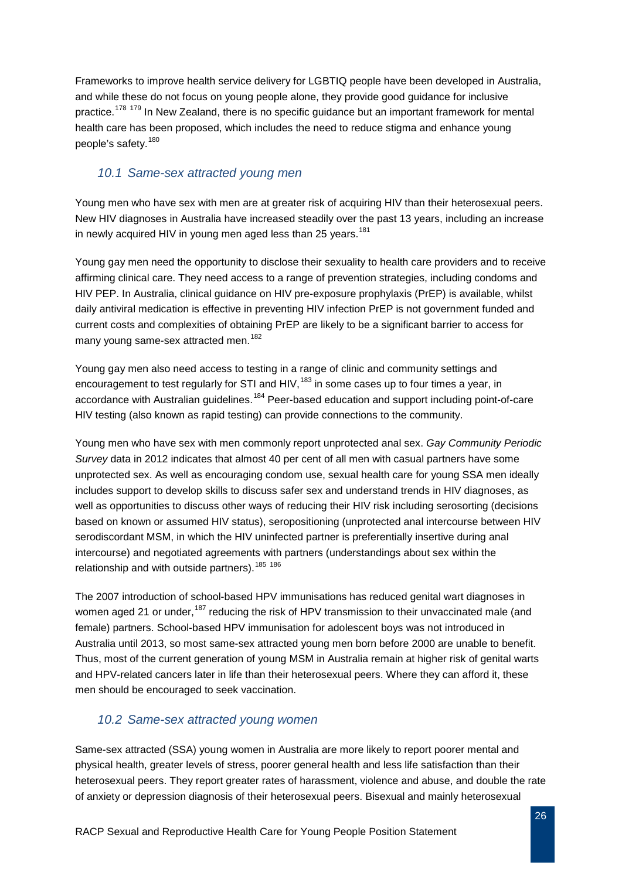Frameworks to improve health service delivery for LGBTIQ people have been developed in Australia, and while these do not focus on young people alone, they provide good guidance for inclusive practice.[178 179] In New Zealand, there is no specific guidance but an important framework for mental health care has been proposed, which includes the need to reduce stigma and enhance young people's safety.[180]

## *10.1 Same-sex attracted young men*

Young men who have sex with men are at greater risk of acquiring HIV than their heterosexual peers. New HIV diagnoses in Australia have increased steadily over the past 13 years, including an increase in newly acquired HIV in young men aged less than 25 years.[181]

Young gay men need the opportunity to disclose their sexuality to health care providers and to receive affirming clinical care. They need access to a range of prevention strategies, including condoms and HIV PEP. In Australia, clinical guidance on HIV pre-exposure prophylaxis (PrEP) is available, whilst daily antiviral medication is effective in preventing HIV infection PrEP is not government funded and current costs and complexities of obtaining PrEP are likely to be a significant barrier to access for many young same-sex attracted men.[182]

Young gay men also need access to testing in a range of clinic and community settings and encouragement to test regularly for STI and HIV,[183] in some cases up to four times a year, in accordance with Australian guidelines.[184] Peer-based education and support including point-of-care HIV testing (also known as rapid testing) can provide connections to the community.

Young men who have sex with men commonly report unprotected anal sex. *Gay Community Periodic Survey* data in 2012 indicates that almost 40 per cent of all men with casual partners have some unprotected sex. As well as encouraging condom use, sexual health care for young SSA men ideally includes support to develop skills to discuss safer sex and understand trends in HIV diagnoses, as well as opportunities to discuss other ways of reducing their HIV risk including serosorting (decisions based on known or assumed HIV status), seropositioning (unprotected anal intercourse between HIV serodiscordant MSM, in which the HIV uninfected partner is preferentially insertive during anal intercourse) and negotiated agreements with partners (understandings about sex within the relationship and with outside partners).[185 186]

The 2007 introduction of school-based HPV immunisations has reduced genital wart diagnoses in women aged 21 or under,[187] reducing the risk of HPV transmission to their unvaccinated male (and female) partners. School-based HPV immunisation for adolescent boys was not introduced in Australia until 2013, so most same-sex attracted young men born before 2000 are unable to benefit. Thus, most of the current generation of young MSM in Australia remain at higher risk of genital warts and HPV-related cancers later in life than their heterosexual peers. Where they can afford it, these men should be encouraged to seek vaccination.

## *10.2 Same-sex attracted young women*

Same-sex attracted (SSA) young women in Australia are more likely to report poorer mental and physical health, greater levels of stress, poorer general health and less life satisfaction than their heterosexual peers. They report greater rates of harassment, violence and abuse, and double the rate of anxiety or depression diagnosis of their heterosexual peers. Bisexual and mainly heterosexual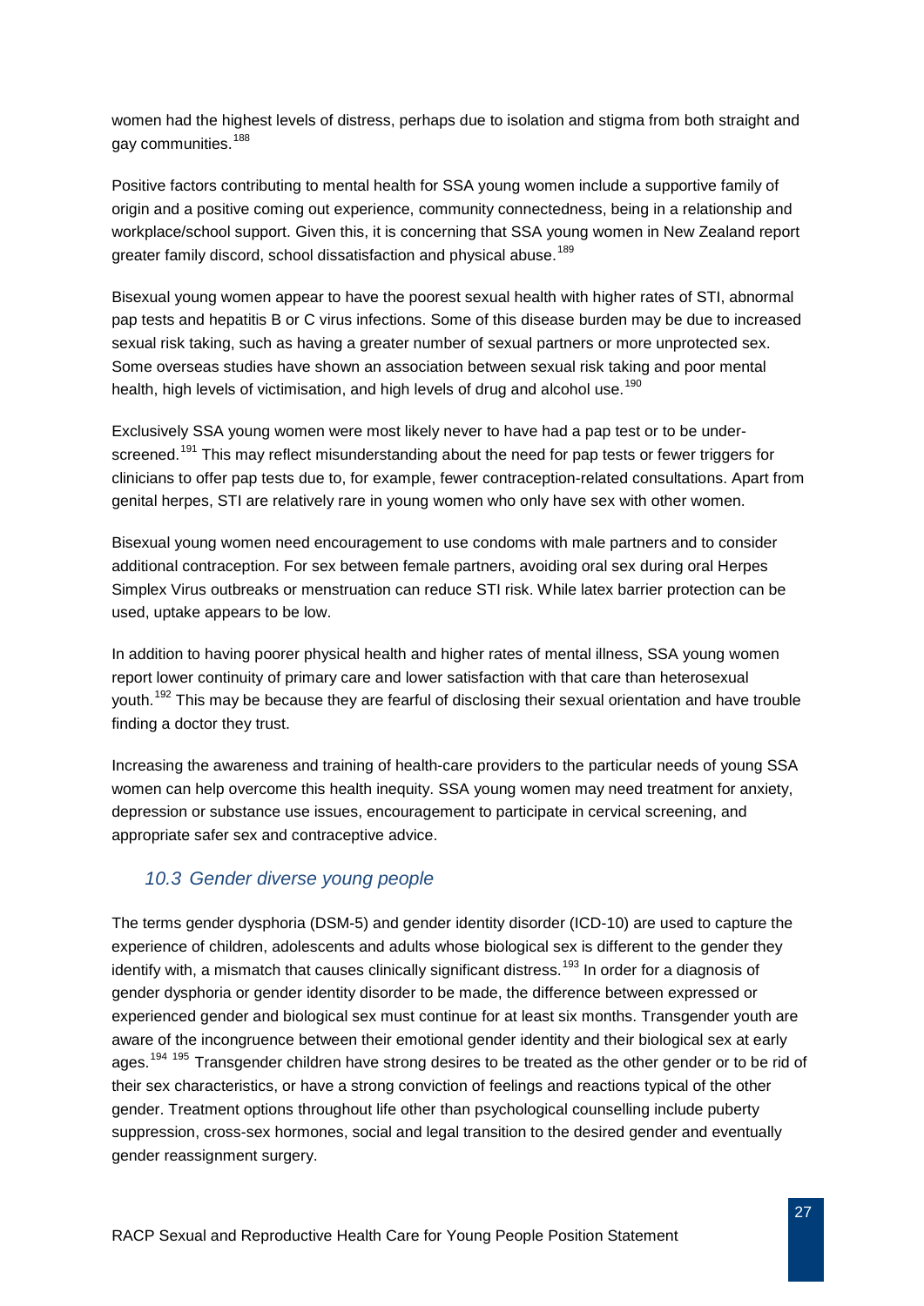women had the highest levels of distress, perhaps due to isolation and stigma from both straight and gay communities.[188]

Positive factors contributing to mental health for SSA young women include a supportive family of origin and a positive coming out experience, community connectedness, being in a relationship and workplace/school support. Given this, it is concerning that SSA young women in New Zealand report greater family discord, school dissatisfaction and physical abuse.[189]

Bisexual young women appear to have the poorest sexual health with higher rates of STI, abnormal pap tests and hepatitis B or C virus infections. Some of this disease burden may be due to increased sexual risk taking, such as having a greater number of sexual partners or more unprotected sex. Some overseas studies have shown an association between sexual risk taking and poor mental health, high levels of victimisation, and high levels of drug and alcohol use.[190]

Exclusively SSA young women were most likely never to have had a pap test or to be under-screened.[191] This may reflect misunderstanding about the need for pap tests or fewer triggers for clinicians to offer pap tests due to, for example, fewer contraception-related consultations. Apart from genital herpes, STI are relatively rare in young women who only have sex with other women.

Bisexual young women need encouragement to use condoms with male partners and to consider additional contraception. For sex between female partners, avoiding oral sex during oral Herpes Simplex Virus outbreaks or menstruation can reduce STI risk. While latex barrier protection can be used, uptake appears to be low.

In addition to having poorer physical health and higher rates of mental illness, SSA young women report lower continuity of primary care and lower satisfaction with that care than heterosexual youth.[192] This may be because they are fearful of disclosing their sexual orientation and have trouble finding a doctor they trust.

Increasing the awareness and training of health-care providers to the particular needs of young SSA women can help overcome this health inequity. SSA young women may need treatment for anxiety, depression or substance use issues, encouragement to participate in cervical screening, and appropriate safer sex and contraceptive advice.

## *10.3 Gender diverse young people*

The terms gender dysphoria (DSM-5) and gender identity disorder (ICD-10) are used to capture the experience of children, adolescents and adults whose biological sex is different to the gender they identify with, a mismatch that causes clinically significant distress.[193] In order for a diagnosis of gender dysphoria or gender identity disorder to be made, the difference between expressed or experienced gender and biological sex must continue for at least six months. Transgender youth are aware of the incongruence between their emotional gender identity and their biological sex at early ages.[194] [195] Transgender children have strong desires to be treated as the other gender or to be rid of their sex characteristics, or have a strong conviction of feelings and reactions typical of the other gender. Treatment options throughout life other than psychological counselling include puberty suppression, cross-sex hormones, social and legal transition to the desired gender and eventually gender reassignment surgery.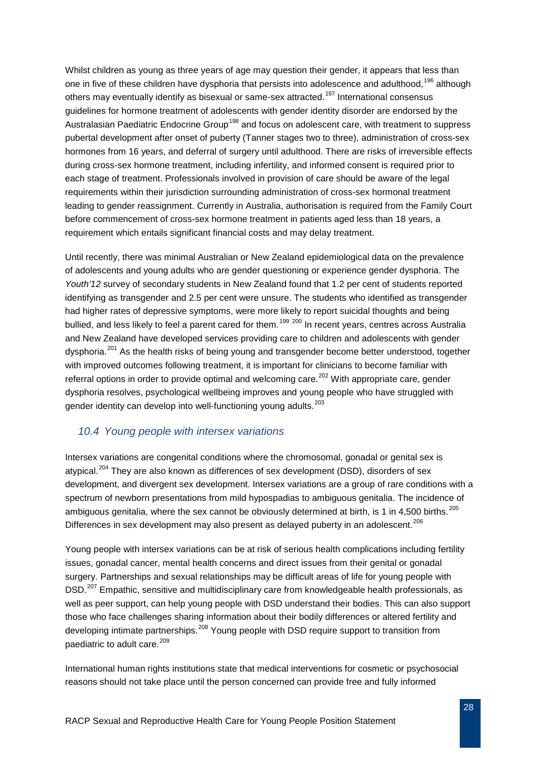Whilst children as young as three years of age may question their gender, it appears that less than one in five of these children have dysphoria that persists into adolescence and adulthood,[196] although others may eventually identify as bisexual or same-sex attracted.[197] International consensus guidelines for hormone treatment of adolescents with gender identity disorder are endorsed by the Australasian Paediatric Endocrine Group[198] and focus on adolescent care, with treatment to suppress pubertal development after onset of puberty (Tanner stages two to three), administration of cross-sex hormones from 16 years, and deferral of surgery until adulthood. There are risks of irreversible effects during cross-sex hormone treatment, including infertility, and informed consent is required prior to each stage of treatment. Professionals involved in provision of care should be aware of the legal requirements within their jurisdiction surrounding administration of cross-sex hormonal treatment leading to gender reassignment. Currently in Australia, authorisation is required from the Family Court before commencement of cross-sex hormone treatment in patients aged less than 18 years, a requirement which entails significant financial costs and may delay treatment.

Until recently, there was minimal Australian or New Zealand epidemiological data on the prevalence of adolescents and young adults who are gender questioning or experience gender dysphoria. The *Youth'12* survey of secondary students in New Zealand found that 1.2 per cent of students reported identifying as transgender and 2.5 per cent were unsure. The students who identified as transgender had higher rates of depressive symptoms, were more likely to report suicidal thoughts and being bullied, and less likely to feel a parent cared for them.[199] [200] In recent years, centres across Australia and New Zealand have developed services providing care to children and adolescents with gender dysphoria.[201] As the health risks of being young and transgender become better understood, together with improved outcomes following treatment, it is important for clinicians to become familiar with referral options in order to provide optimal and welcoming care.[202] With appropriate care, gender dysphoria resolves, psychological wellbeing improves and young people who have struggled with gender identity can develop into well-functioning young adults.[203]

## *10.4 Young people with intersex variations*

Intersex variations are congenital conditions where the chromosomal, gonadal or genital sex is atypical.[204] They are also known as differences of sex development (DSD), disorders of sex development, and divergent sex development. Intersex variations are a group of rare conditions with a spectrum of newborn presentations from mild hypospadias to ambiguous genitalia. The incidence of ambiguous genitalia, where the sex cannot be obviously determined at birth, is 1 in 4,500 births.[205] Differences in sex development may also present as delayed puberty in an adolescent.[206]

Young people with intersex variations can be at risk of serious health complications including fertility issues, gonadal cancer, mental health concerns and direct issues from their genital or gonadal surgery. Partnerships and sexual relationships may be difficult areas of life for young people with DSD.[207] Empathic, sensitive and multidisciplinary care from knowledgeable health professionals, as well as peer support, can help young people with DSD understand their bodies. This can also support those who face challenges sharing information about their bodily differences or altered fertility and developing intimate partnerships.[208] Young people with DSD require support to transition from paediatric to adult care.[209]

International human rights institutions state that medical interventions for cosmetic or psychosocial reasons should not take place until the person concerned can provide free and fully informed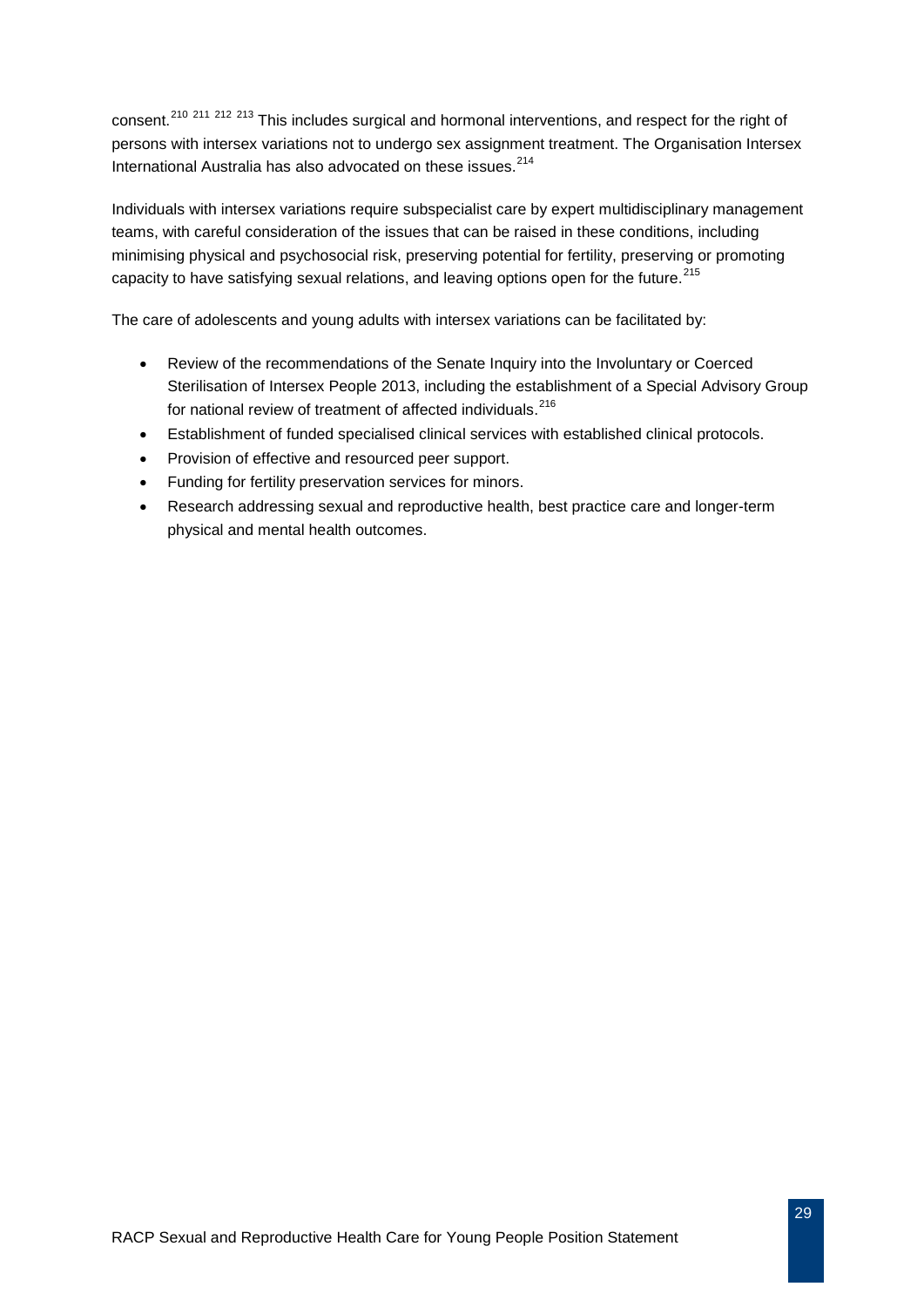consent.[210] [211] [212] [213] This includes surgical and hormonal interventions, and respect for the right of persons with intersex variations not to undergo sex assignment treatment. The Organisation Intersex International Australia has also advocated on these issues.[214]

Individuals with intersex variations require subspecialist care by expert multidisciplinary management teams, with careful consideration of the issues that can be raised in these conditions, including minimising physical and psychosocial risk, preserving potential for fertility, preserving or promoting capacity to have satisfying sexual relations, and leaving options open for the future.[215]

The care of adolescents and young adults with intersex variations can be facilitated by:

- Review of the recommendations of the Senate Inquiry into the Involuntary or Coerced Sterilisation of Intersex People 2013, including the establishment of a Special Advisory Group for national review of treatment of affected individuals.[216]
- Establishment of funded specialised clinical services with established clinical protocols.
- Provision of effective and resourced peer support.
- Funding for fertility preservation services for minors.
- Research addressing sexual and reproductive health, best practice care and longer-term physical and mental health outcomes.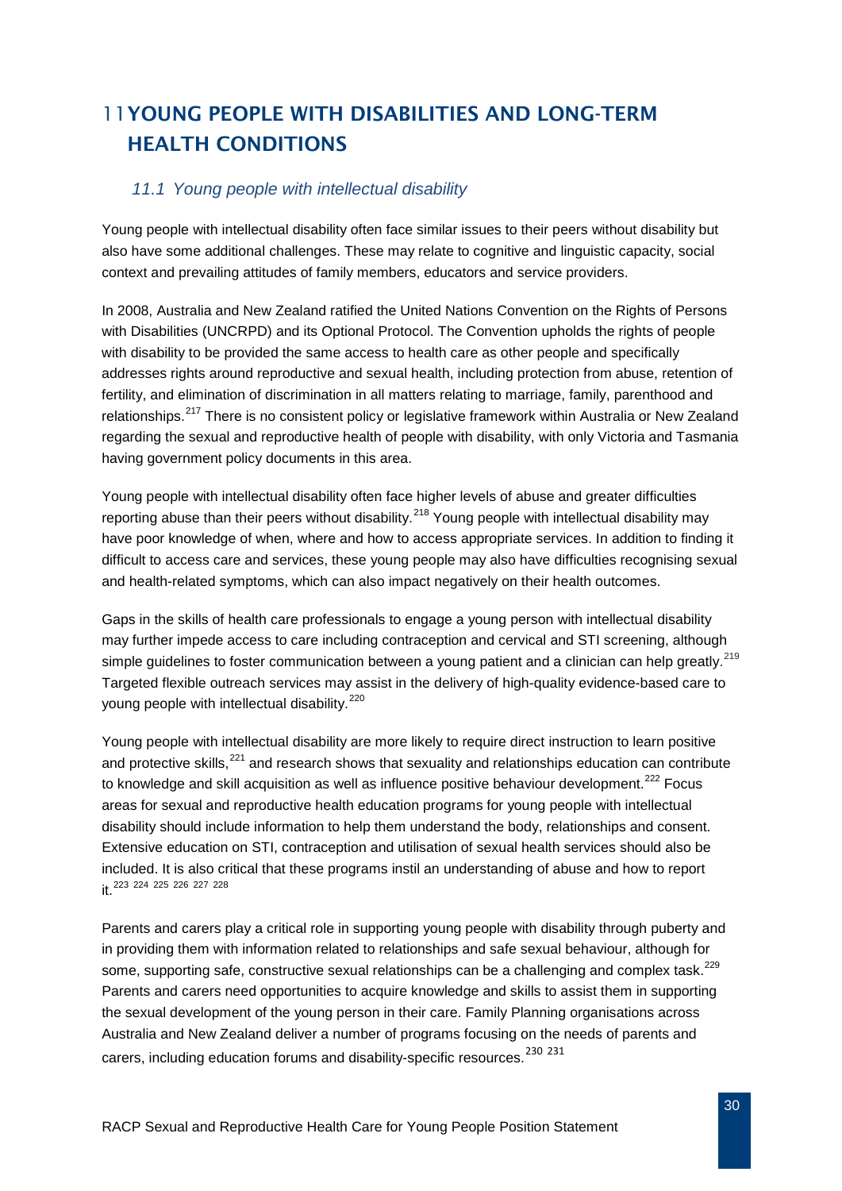# 11 YOUNG PEOPLE WITH DISABILITIES AND LONG-TERM HEALTH CONDITIONS

## 11.1 Young people with intellectual disability

Young people with intellectual disability often face similar issues to their peers without disability but also have some additional challenges. These may relate to cognitive and linguistic capacity, social context and prevailing attitudes of family members, educators and service providers.

In 2008, Australia and New Zealand ratified the United Nations Convention on the Rights of Persons with Disabilities (UNCRPD) and its Optional Protocol. The Convention upholds the rights of people with disability to be provided the same access to health care as other people and specifically addresses rights around reproductive and sexual health, including protection from abuse, retention of fertility, and elimination of discrimination in all matters relating to marriage, family, parenthood and relationships.[217] There is no consistent policy or legislative framework within Australia or New Zealand regarding the sexual and reproductive health of people with disability, with only Victoria and Tasmania having government policy documents in this area.

Young people with intellectual disability often face higher levels of abuse and greater difficulties reporting abuse than their peers without disability.[218] Young people with intellectual disability may have poor knowledge of when, where and how to access appropriate services. In addition to finding it difficult to access care and services, these young people may also have difficulties recognising sexual and health-related symptoms, which can also impact negatively on their health outcomes.

Gaps in the skills of health care professionals to engage a young person with intellectual disability may further impede access to care including contraception and cervical and STI screening, although simple guidelines to foster communication between a young patient and a clinician can help greatly.[219] Targeted flexible outreach services may assist in the delivery of high-quality evidence-based care to young people with intellectual disability.[220]

Young people with intellectual disability are more likely to require direct instruction to learn positive and protective skills,[221] and research shows that sexuality and relationships education can contribute to knowledge and skill acquisition as well as influence positive behaviour development.[222] Focus areas for sexual and reproductive health education programs for young people with intellectual disability should include information to help them understand the body, relationships and consent. Extensive education on STI, contraception and utilisation of sexual health services should also be included. It is also critical that these programs instil an understanding of abuse and how to report it.[223] [224] [225] [226] [227] [228]

Parents and carers play a critical role in supporting young people with disability through puberty and in providing them with information related to relationships and safe sexual behaviour, although for some, supporting safe, constructive sexual relationships can be a challenging and complex task.[229] Parents and carers need opportunities to acquire knowledge and skills to assist them in supporting the sexual development of the young person in their care. Family Planning organisations across Australia and New Zealand deliver a number of programs focusing on the needs of parents and carers, including education forums and disability-specific resources.[230] [231]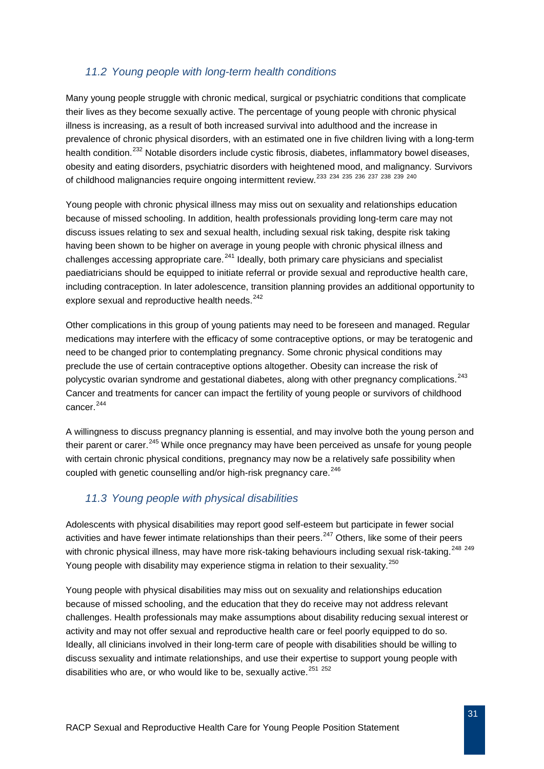### *11.2 Young people with long-term health conditions*

Many young people struggle with chronic medical, surgical or psychiatric conditions that complicate their lives as they become sexually active. The percentage of young people with chronic physical illness is increasing, as a result of both increased survival into adulthood and the increase in prevalence of chronic physical disorders, with an estimated one in five children living with a long-term health condition.[232] Notable disorders include cystic fibrosis, diabetes, inflammatory bowel diseases, obesity and eating disorders, psychiatric disorders with heightened mood, and malignancy. Survivors of childhood malignancies require ongoing intermittent review.[233 234 235 236 237 238 239 240]

Young people with chronic physical illness may miss out on sexuality and relationships education because of missed schooling. In addition, health professionals providing long-term care may not discuss issues relating to sex and sexual health, including sexual risk taking, despite risk taking having been shown to be higher on average in young people with chronic physical illness and challenges accessing appropriate care.[241] Ideally, both primary care physicians and specialist paediatricians should be equipped to initiate referral or provide sexual and reproductive health care, including contraception. In later adolescence, transition planning provides an additional opportunity to explore sexual and reproductive health needs.[242]

Other complications in this group of young patients may need to be foreseen and managed. Regular medications may interfere with the efficacy of some contraceptive options, or may be teratogenic and need to be changed prior to contemplating pregnancy. Some chronic physical conditions may preclude the use of certain contraceptive options altogether. Obesity can increase the risk of polycystic ovarian syndrome and gestational diabetes, along with other pregnancy complications.[243] Cancer and treatments for cancer can impact the fertility of young people or survivors of childhood cancer.[244]

A willingness to discuss pregnancy planning is essential, and may involve both the young person and their parent or carer.[245] While once pregnancy may have been perceived as unsafe for young people with certain chronic physical conditions, pregnancy may now be a relatively safe possibility when coupled with genetic counselling and/or high-risk pregnancy care.[246]

### *11.3 Young people with physical disabilities*

Adolescents with physical disabilities may report good self-esteem but participate in fewer social activities and have fewer intimate relationships than their peers.[247] Others, like some of their peers with chronic physical illness, may have more risk-taking behaviours including sexual risk-taking.[248 249] Young people with disability may experience stigma in relation to their sexuality.[250]

Young people with physical disabilities may miss out on sexuality and relationships education because of missed schooling, and the education that they do receive may not address relevant challenges. Health professionals may make assumptions about disability reducing sexual interest or activity and may not offer sexual and reproductive health care or feel poorly equipped to do so. Ideally, all clinicians involved in their long-term care of people with disabilities should be willing to discuss sexuality and intimate relationships, and use their expertise to support young people with disabilities who are, or who would like to be, sexually active.[251 252]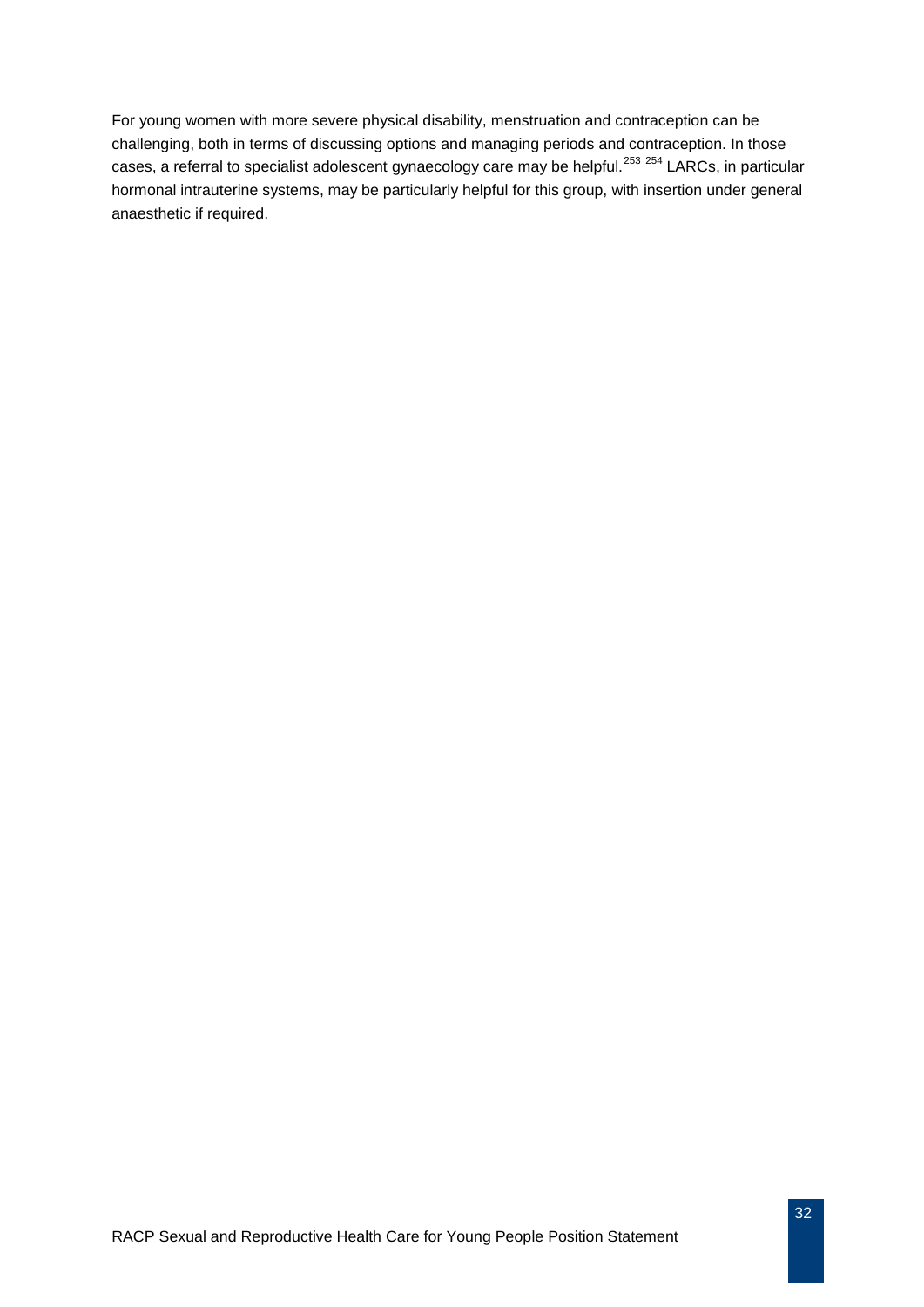For young women with more severe physical disability, menstruation and contraception can be challenging, both in terms of discussing options and managing periods and contraception. In those cases, a referral to specialist adolescent gynaecology care may be helpful.[253 254] LARCs, in particular hormonal intrauterine systems, may be particularly helpful for this group, with insertion under general anaesthetic if required.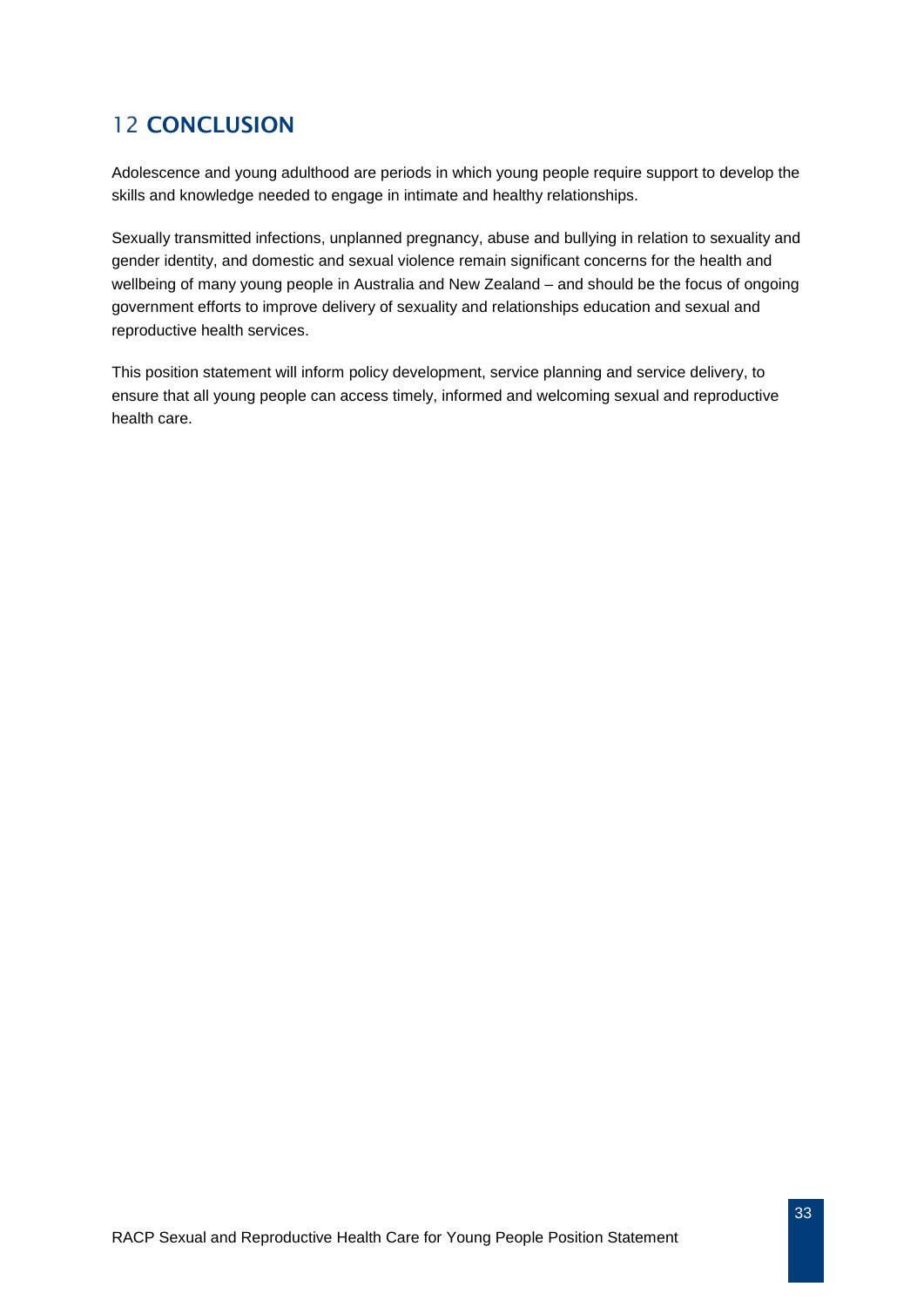# 12 CONCLUSION

Adolescence and young adulthood are periods in which young people require support to develop the skills and knowledge needed to engage in intimate and healthy relationships.

Sexually transmitted infections, unplanned pregnancy, abuse and bullying in relation to sexuality and gender identity, and domestic and sexual violence remain significant concerns for the health and wellbeing of many young people in Australia and New Zealand – and should be the focus of ongoing government efforts to improve delivery of sexuality and relationships education and sexual and reproductive health services.

This position statement will inform policy development, service planning and service delivery, to ensure that all young people can access timely, informed and welcoming sexual and reproductive health care.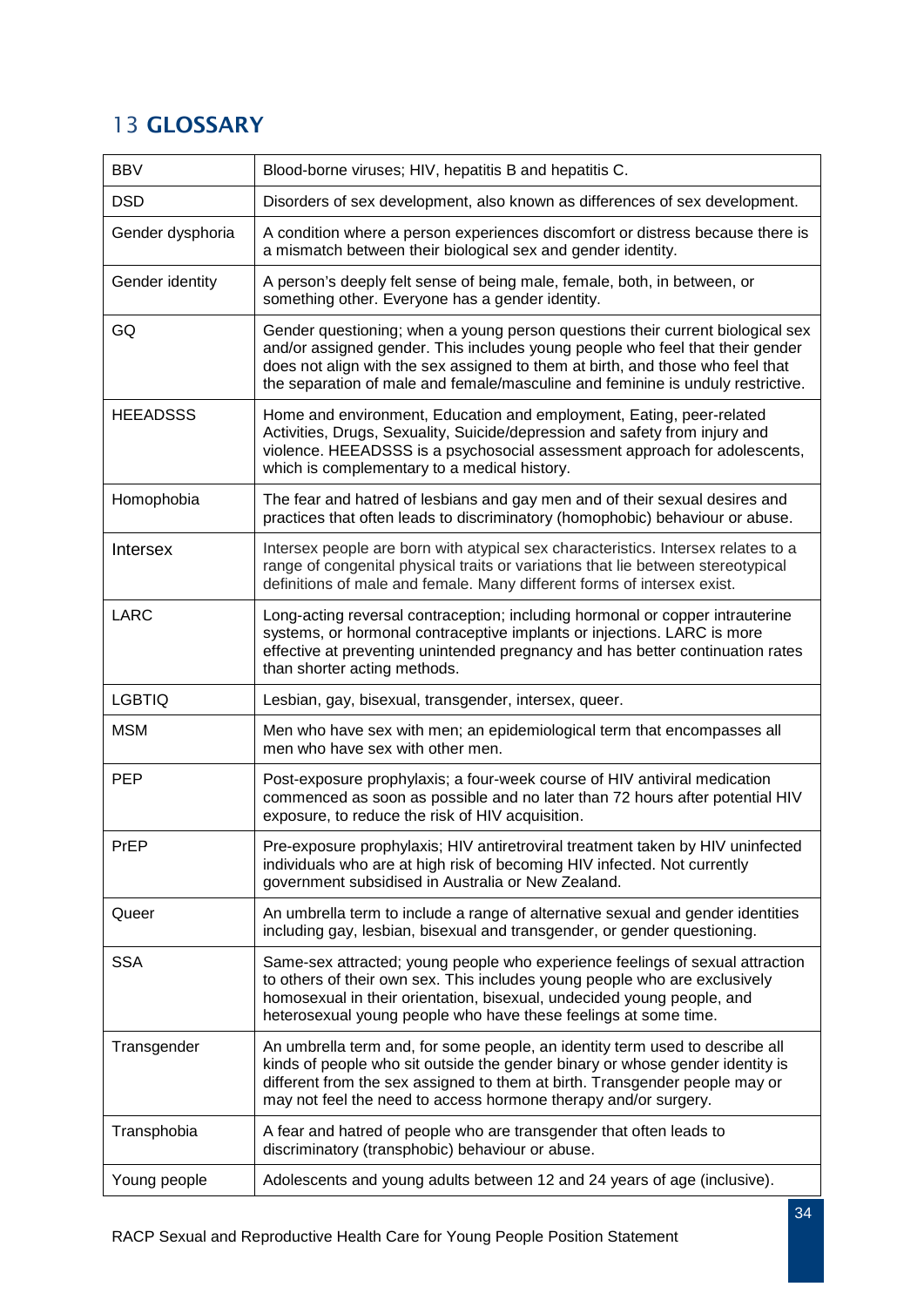# 13 GLOSSARY

| | |
|---|---|
| BBV | Blood-borne viruses; HIV, hepatitis B and hepatitis C. |
| DSD | Disorders of sex development, also known as differences of sex development. |
| Gender dysphoria | A condition where a person experiences discomfort or distress because there is a mismatch between their biological sex and gender identity. |
| Gender identity | A person's deeply felt sense of being male, female, both, in between, or something other. Everyone has a gender identity. |
| GQ | Gender questioning; when a young person questions their current biological sex and/or assigned gender. This includes young people who feel that their gender does not align with the sex assigned to them at birth, and those who feel that the separation of male and female/masculine and feminine is unduly restrictive. |
| HEEADSSS | Home and environment, Education and employment, Eating, peer-related Activities, Drugs, Sexuality, Suicide/depression and safety from injury and violence. HEEADSSS is a psychosocial assessment approach for adolescents, which is complementary to a medical history. |
| Homophobia | The fear and hatred of lesbians and gay men and of their sexual desires and practices that often leads to discriminatory (homophobic) behaviour or abuse. |
| Intersex | Intersex people are born with atypical sex characteristics. Intersex relates to a range of congenital physical traits or variations that lie between stereotypical definitions of male and female. Many different forms of intersex exist. |
| LARC | Long-acting reversal contraception; including hormonal or copper intrauterine systems, or hormonal contraceptive implants or injections. LARC is more effective at preventing unintended pregnancy and has better continuation rates than shorter acting methods. |
| LGBTIQ | Lesbian, gay, bisexual, transgender, intersex, queer. |
| MSM | Men who have sex with men; an epidemiological term that encompasses all men who have sex with other men. |
| PEP | Post-exposure prophylaxis; a four-week course of HIV antiviral medication commenced as soon as possible and no later than 72 hours after potential HIV exposure, to reduce the risk of HIV acquisition. |
| PrEP | Pre-exposure prophylaxis; HIV antiretroviral treatment taken by HIV uninfected individuals who are at high risk of becoming HIV infected. Not currently government subsidised in Australia or New Zealand. |
| Queer | An umbrella term to include a range of alternative sexual and gender identities including gay, lesbian, bisexual and transgender, or gender questioning. |
| SSA | Same-sex attracted; young people who experience feelings of sexual attraction to others of their own sex. This includes young people who are exclusively homosexual in their orientation, bisexual, undecided young people, and heterosexual young people who have these feelings at some time. |
| Transgender | An umbrella term and, for some people, an identity term used to describe all kinds of people who sit outside the gender binary or whose gender identity is different from the sex assigned to them at birth. Transgender people may or may not feel the need to access hormone therapy and/or surgery. |
| Transphobia | A fear and hatred of people who are transgender that often leads to discriminatory (transphobic) behaviour or abuse. |
| Young people | Adolescents and young adults between 12 and 24 years of age (inclusive). |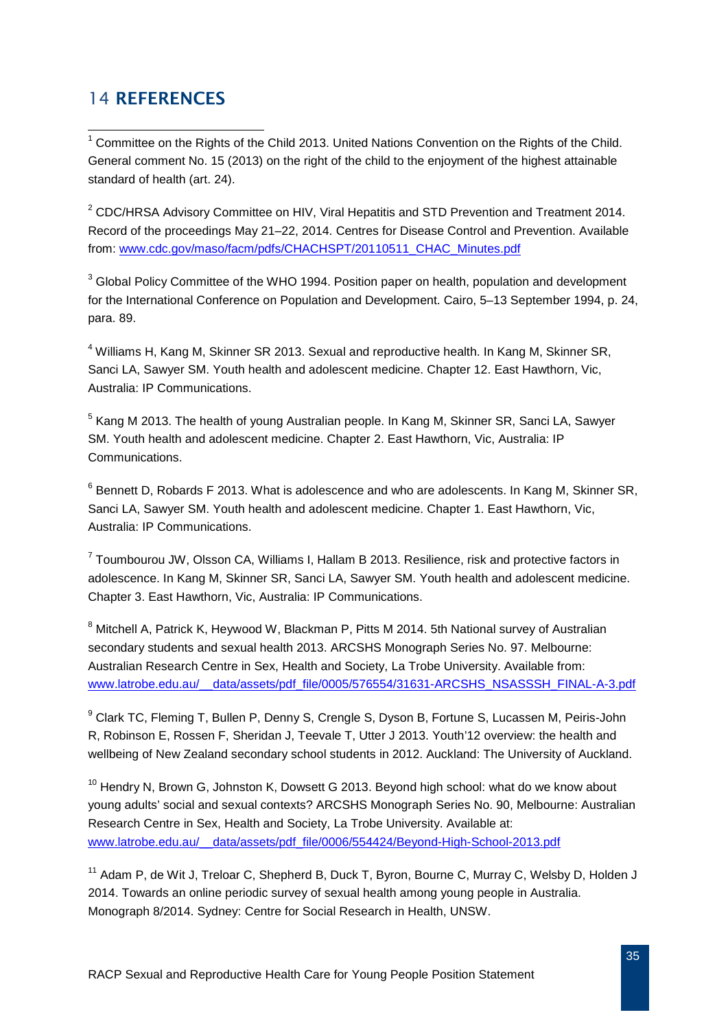# 14 REFERENCES

[1] Committee on the Rights of the Child 2013. United Nations Convention on the Rights of the Child. General comment No. 15 (2013) on the right of the child to the enjoyment of the highest attainable standard of health (art. 24).

[2] CDC/HRSA Advisory Committee on HIV, Viral Hepatitis and STD Prevention and Treatment 2014. Record of the proceedings May 21–22, 2014. Centres for Disease Control and Prevention. Available from: www.cdc.gov/maso/facm/pdfs/CHACHSPT/20110511_CHAC_Minutes.pdf

[3] Global Policy Committee of the WHO 1994. Position paper on health, population and development for the International Conference on Population and Development. Cairo, 5–13 September 1994, p. 24, para. 89.

[4] Williams H, Kang M, Skinner SR 2013. Sexual and reproductive health. In Kang M, Skinner SR, Sanci LA, Sawyer SM. Youth health and adolescent medicine. Chapter 12. East Hawthorn, Vic, Australia: IP Communications.

[5] Kang M 2013. The health of young Australian people. In Kang M, Skinner SR, Sanci LA, Sawyer SM. Youth health and adolescent medicine. Chapter 2. East Hawthorn, Vic, Australia: IP Communications.

[6] Bennett D, Robards F 2013. What is adolescence and who are adolescents. In Kang M, Skinner SR, Sanci LA, Sawyer SM. Youth health and adolescent medicine. Chapter 1. East Hawthorn, Vic, Australia: IP Communications.

[7] Toumbourou JW, Olsson CA, Williams I, Hallam B 2013. Resilience, risk and protective factors in adolescence. In Kang M, Skinner SR, Sanci LA, Sawyer SM. Youth health and adolescent medicine. Chapter 3. East Hawthorn, Vic, Australia: IP Communications.

[8] Mitchell A, Patrick K, Heywood W, Blackman P, Pitts M 2014. 5th National survey of Australian secondary students and sexual health 2013. ARCSHS Monograph Series No. 97. Melbourne: Australian Research Centre in Sex, Health and Society, La Trobe University. Available from: www.latrobe.edu.au/__data/assets/pdf_file/0005/576554/31631-ARCSHS_NSASSSH_FINAL-A-3.pdf

[9] Clark TC, Fleming T, Bullen P, Denny S, Crengle S, Dyson B, Fortune S, Lucassen M, Peiris-John R, Robinson E, Rossen F, Sheridan J, Teevale T, Utter J 2013. Youth'12 overview: the health and wellbeing of New Zealand secondary school students in 2012. Auckland: The University of Auckland.

[10] Hendry N, Brown G, Johnston K, Dowsett G 2013. Beyond high school: what do we know about young adults' social and sexual contexts? ARCSHS Monograph Series No. 90, Melbourne: Australian Research Centre in Sex, Health and Society, La Trobe University. Available at: www.latrobe.edu.au/__data/assets/pdf_file/0006/554424/Beyond-High-School-2013.pdf

[11] Adam P, de Wit J, Treloar C, Shepherd B, Duck T, Byron, Bourne C, Murray C, Welsby D, Holden J 2014. Towards an online periodic survey of sexual health among young people in Australia. Monograph 8/2014. Sydney: Centre for Social Research in Health, UNSW.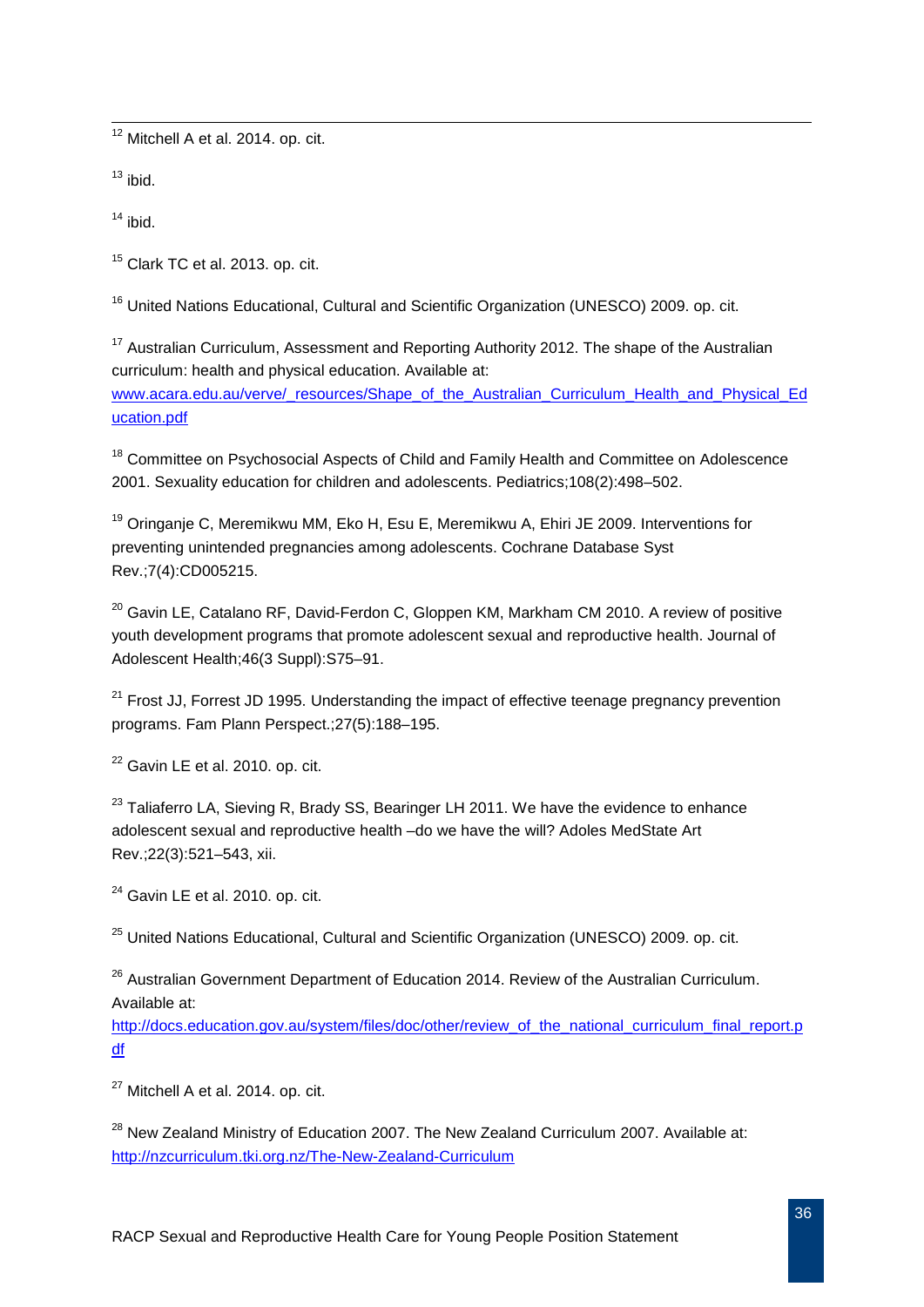[12] Mitchell A et al. 2014. op. cit.

[13] ibid.

[14] ibid.

[15] Clark TC et al. 2013. op. cit.

[16] United Nations Educational, Cultural and Scientific Organization (UNESCO) 2009. op. cit.

[17] Australian Curriculum, Assessment and Reporting Authority 2012. The shape of the Australian curriculum: health and physical education. Available at: www.acara.edu.au/verve/_resources/Shape_of_the_Australian_Curriculum_Health_and_Physical_Education.pdf

[18] Committee on Psychosocial Aspects of Child and Family Health and Committee on Adolescence 2001. Sexuality education for children and adolescents. Pediatrics;108(2):498–502.

[19] Oringanje C, Meremikwu MM, Eko H, Esu E, Meremikwu A, Ehiri JE 2009. Interventions for preventing unintended pregnancies among adolescents. Cochrane Database Syst Rev.;7(4):CD005215.

[20] Gavin LE, Catalano RF, David-Ferdon C, Gloppen KM, Markham CM 2010. A review of positive youth development programs that promote adolescent sexual and reproductive health. Journal of Adolescent Health;46(3 Suppl):S75–91.

[21] Frost JJ, Forrest JD 1995. Understanding the impact of effective teenage pregnancy prevention programs. Fam Plann Perspect.;27(5):188–195.

[22] Gavin LE et al. 2010. op. cit.

[23] Taliaferro LA, Sieving R, Brady SS, Bearinger LH 2011. We have the evidence to enhance adolescent sexual and reproductive health –do we have the will? Adoles MedState Art Rev.;22(3):521–543, xii.

[24] Gavin LE et al. 2010. op. cit.

[25] United Nations Educational, Cultural and Scientific Organization (UNESCO) 2009. op. cit.

[26] Australian Government Department of Education 2014. Review of the Australian Curriculum. Available at: http://docs.education.gov.au/system/files/doc/other/review_of_the_national_curriculum_final_report.pdf

[27] Mitchell A et al. 2014. op. cit.

[28] New Zealand Ministry of Education 2007. The New Zealand Curriculum 2007. Available at: http://nzcurriculum.tki.org.nz/The-New-Zealand-Curriculum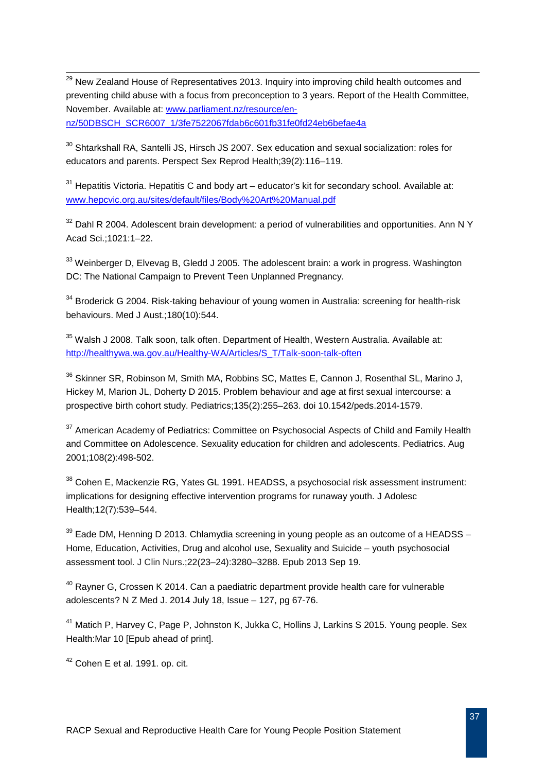[29] New Zealand House of Representatives 2013. Inquiry into improving child health outcomes and preventing child abuse with a focus from preconception to 3 years. Report of the Health Committee, November. Available at: www.parliament.nz/resource/en-nz/50DBSCH_SCR6007_1/3fe7522067fdab6c601fb31fe0fd24eb6befae4a

[30] Shtarkshall RA, Santelli JS, Hirsch JS 2007. Sex education and sexual socialization: roles for educators and parents. Perspect Sex Reprod Health;39(2):116–119.

[31] Hepatitis Victoria. Hepatitis C and body art – educator's kit for secondary school. Available at: www.hepcvic.org.au/sites/default/files/Body%20Art%20Manual.pdf

[32] Dahl R 2004. Adolescent brain development: a period of vulnerabilities and opportunities. Ann N Y Acad Sci.;1021:1–22.

[33] Weinberger D, Elvevag B, Gledd J 2005. The adolescent brain: a work in progress. Washington DC: The National Campaign to Prevent Teen Unplanned Pregnancy.

[34] Broderick G 2004. Risk-taking behaviour of young women in Australia: screening for health-risk behaviours. Med J Aust.;180(10):544.

[35] Walsh J 2008. Talk soon, talk often. Department of Health, Western Australia. Available at: http://healthywa.wa.gov.au/Healthy-WA/Articles/S_T/Talk-soon-talk-often

[36] Skinner SR, Robinson M, Smith MA, Robbins SC, Mattes E, Cannon J, Rosenthal SL, Marino J, Hickey M, Marion JL, Doherty D 2015. Problem behaviour and age at first sexual intercourse: a prospective birth cohort study. Pediatrics;135(2):255–263. doi 10.1542/peds.2014-1579.

[37] American Academy of Pediatrics: Committee on Psychosocial Aspects of Child and Family Health and Committee on Adolescence. Sexuality education for children and adolescents. Pediatrics. Aug 2001;108(2):498-502.

[38] Cohen E, Mackenzie RG, Yates GL 1991. HEADSS, a psychosocial risk assessment instrument: implications for designing effective intervention programs for runaway youth. J Adolesc Health;12(7):539–544.

[39] Eade DM, Henning D 2013. Chlamydia screening in young people as an outcome of a HEADSS – Home, Education, Activities, Drug and alcohol use, Sexuality and Suicide – youth psychosocial assessment tool. J Clin Nurs.;22(23–24):3280–3288. Epub 2013 Sep 19.

[40] Rayner G, Crossen K 2014. Can a paediatric department provide health care for vulnerable adolescents? N Z Med J. 2014 July 18, Issue – 127, pg 67-76.

[41] Matich P, Harvey C, Page P, Johnston K, Jukka C, Hollins J, Larkins S 2015. Young people. Sex Health:Mar 10 [Epub ahead of print].

[42] Cohen E et al. 1991. op. cit.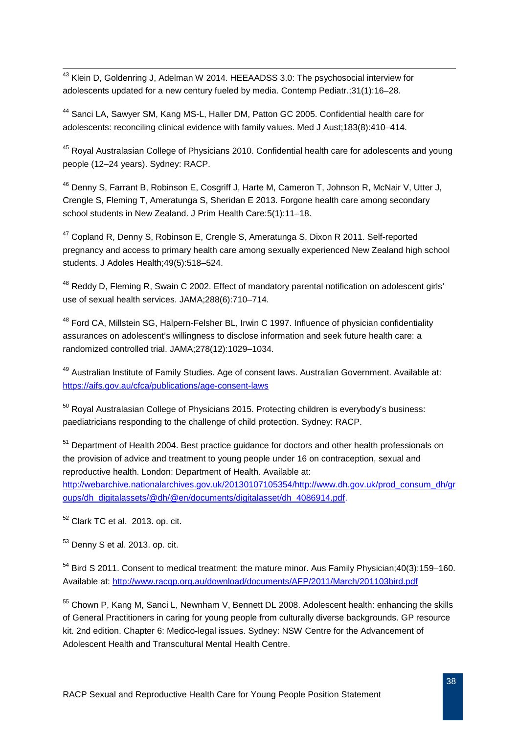[43] Klein D, Goldenring J, Adelman W 2014. HEEADSS 3.0: The psychosocial interview for adolescents updated for a new century fueled by media. Contemp Pediatr.;31(1):16–28.

[44] Sanci LA, Sawyer SM, Kang MS-L, Haller DM, Patton GC 2005. Confidential health care for adolescents: reconciling clinical evidence with family values. Med J Aust;183(8):410–414.

[45] Royal Australasian College of Physicians 2010. Confidential health care for adolescents and young people (12–24 years). Sydney: RACP.

[46] Denny S, Farrant B, Robinson E, Cosgriff J, Harte M, Cameron T, Johnson R, McNair V, Utter J, Crengle S, Fleming T, Ameratunga S, Sheridan E 2013. Forgone health care among secondary school students in New Zealand. J Prim Health Care:5(1):11–18.

[47] Copland R, Denny S, Robinson E, Crengle S, Ameratunga S, Dixon R 2011. Self-reported pregnancy and access to primary health care among sexually experienced New Zealand high school students. J Adoles Health;49(5):518–524.

[48] Reddy D, Fleming R, Swain C 2002. Effect of mandatory parental notification on adolescent girls' use of sexual health services. JAMA;288(6):710–714.

[48] Ford CA, Millstein SG, Halpern-Felsher BL, Irwin C 1997. Influence of physician confidentiality assurances on adolescent's willingness to disclose information and seek future health care: a randomized controlled trial. JAMA;278(12):1029–1034.

[49] Australian Institute of Family Studies. Age of consent laws. Australian Government. Available at: https://aifs.gov.au/cfca/publications/age-consent-laws

[50] Royal Australasian College of Physicians 2015. Protecting children is everybody's business: paediatricians responding to the challenge of child protection. Sydney: RACP.

[51] Department of Health 2004. Best practice guidance for doctors and other health professionals on the provision of advice and treatment to young people under 16 on contraception, sexual and reproductive health. London: Department of Health. Available at: http://webarchive.nationalarchives.gov.uk/20130107105354/http://www.dh.gov.uk/prod_consum_dh/groups/dh_digitalassets/@dh/@en/documents/digitalasset/dh_4086914.pdf.

[52] Clark TC et al. 2013. op. cit.

[53] Denny S et al. 2013. op. cit.

[54] Bird S 2011. Consent to medical treatment: the mature minor. Aus Family Physician;40(3):159–160. Available at: http://www.racgp.org.au/download/documents/AFP/2011/March/201103bird.pdf

[55] Chown P, Kang M, Sanci L, Newnham V, Bennett DL 2008. Adolescent health: enhancing the skills of General Practitioners in caring for young people from culturally diverse backgrounds. GP resource kit. 2nd edition. Chapter 6: Medico-legal issues. Sydney: NSW Centre for the Advancement of Adolescent Health and Transcultural Mental Health Centre.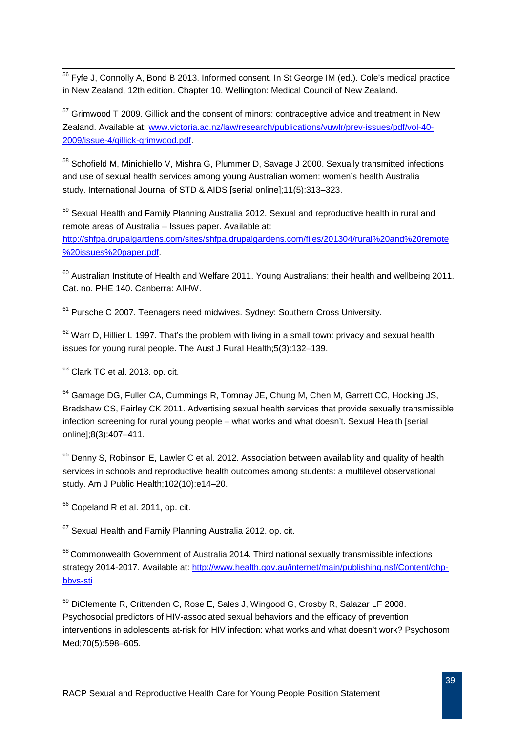[56] Fyfe J, Connolly A, Bond B 2013. Informed consent. In St George IM (ed.). Cole's medical practice in New Zealand, 12th edition. Chapter 10. Wellington: Medical Council of New Zealand.

[57] Grimwood T 2009. Gillick and the consent of minors: contraceptive advice and treatment in New Zealand. Available at: [www.victoria.ac.nz/law/research/publications/vuwlr/prev-issues/pdf/vol-40-2009/issue-4/gillick-grimwood.pdf](www.victoria.ac.nz/law/research/publications/vuwlr/prev-issues/pdf/vol-40-2009/issue-4/gillick-grimwood.pdf).

[58] Schofield M, Minichiello V, Mishra G, Plummer D, Savage J 2000. Sexually transmitted infections and use of sexual health services among young Australian women: women's health Australia study. International Journal of STD & AIDS [serial online];11(5):313–323.

[59] Sexual Health and Family Planning Australia 2012. Sexual and reproductive health in rural and remote areas of Australia – Issues paper. Available at: [http://shfpa.drupalgardens.com/sites/shfpa.drupalgardens.com/files/201304/rural%20and%20remote%20issues%20paper.pdf](http://shfpa.drupalgardens.com/sites/shfpa.drupalgardens.com/files/201304/rural%20and%20remote%20issues%20paper.pdf).

[60] Australian Institute of Health and Welfare 2011. Young Australians: their health and wellbeing 2011. Cat. no. PHE 140. Canberra: AIHW.

[61] Pursche C 2007. Teenagers need midwives. Sydney: Southern Cross University.

[62] Warr D, Hillier L 1997. That's the problem with living in a small town: privacy and sexual health issues for young rural people. The Aust J Rural Health;5(3):132–139.

[63] Clark TC et al. 2013. op. cit.

[64] Gamage DG, Fuller CA, Cummings R, Tomnay JE, Chung M, Chen M, Garrett CC, Hocking JS, Bradshaw CS, Fairley CK 2011. Advertising sexual health services that provide sexually transmissible infection screening for rural young people – what works and what doesn't. Sexual Health [serial online];8(3):407–411.

[65] Denny S, Robinson E, Lawler C et al. 2012. Association between availability and quality of health services in schools and reproductive health outcomes among students: a multilevel observational study. Am J Public Health;102(10):e14–20.

[66] Copeland R et al. 2011, op. cit.

[67] Sexual Health and Family Planning Australia 2012. op. cit.

[68] Commonwealth Government of Australia 2014. Third national sexually transmissible infections strategy 2014-2017. Available at: [http://www.health.gov.au/internet/main/publishing.nsf/Content/ohp-bbvs-sti](http://www.health.gov.au/internet/main/publishing.nsf/Content/ohp-bbvs-sti)

[69] DiClemente R, Crittenden C, Rose E, Sales J, Wingood G, Crosby R, Salazar LF 2008. Psychosocial predictors of HIV-associated sexual behaviors and the efficacy of prevention interventions in adolescents at-risk for HIV infection: what works and what doesn't work? Psychosom Med;70(5):598–605.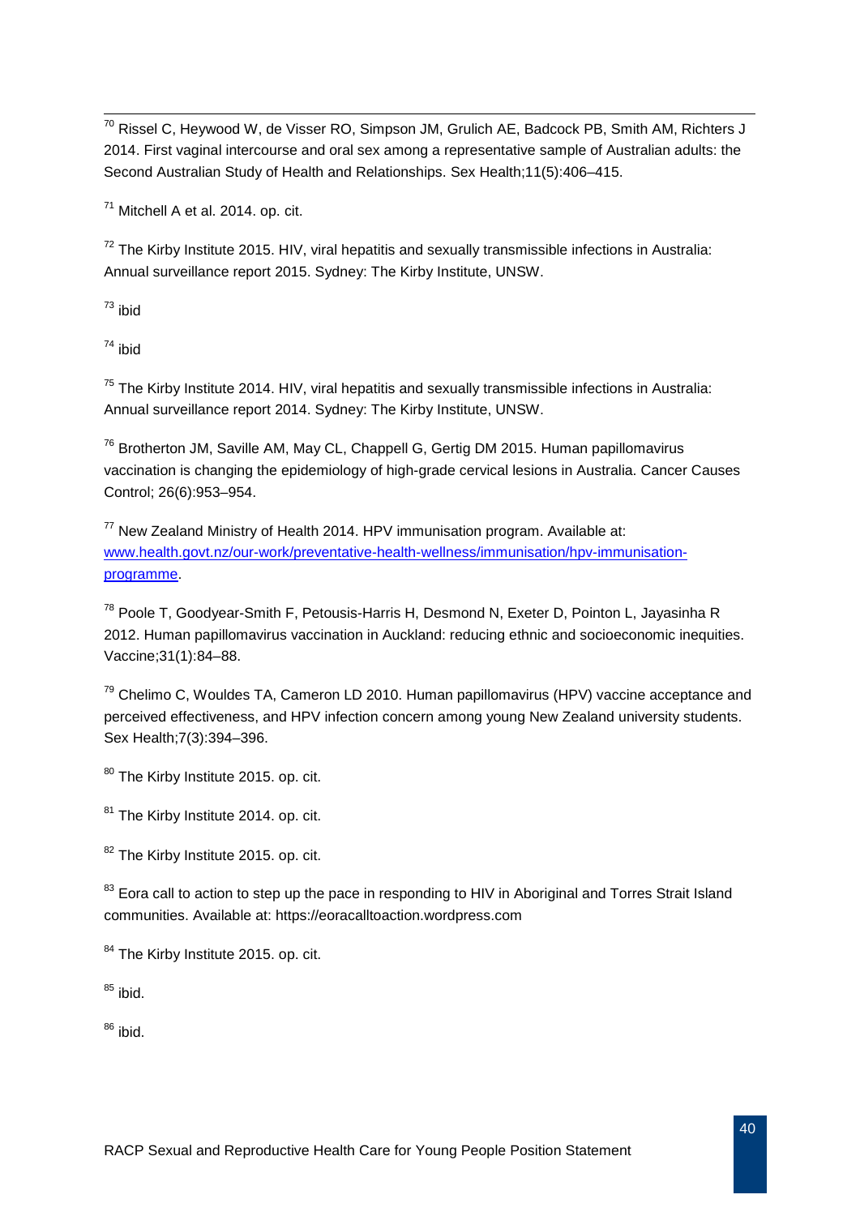[70] Rissel C, Heywood W, de Visser RO, Simpson JM, Grulich AE, Badcock PB, Smith AM, Richters J 2014. First vaginal intercourse and oral sex among a representative sample of Australian adults: the Second Australian Study of Health and Relationships. Sex Health;11(5):406–415.

[71] Mitchell A et al. 2014. op. cit.

[72] The Kirby Institute 2015. HIV, viral hepatitis and sexually transmissible infections in Australia: Annual surveillance report 2015. Sydney: The Kirby Institute, UNSW.

[73] ibid

[74] ibid

[75] The Kirby Institute 2014. HIV, viral hepatitis and sexually transmissible infections in Australia: Annual surveillance report 2014. Sydney: The Kirby Institute, UNSW.

[76] Brotherton JM, Saville AM, May CL, Chappell G, Gertig DM 2015. Human papillomavirus vaccination is changing the epidemiology of high-grade cervical lesions in Australia. Cancer Causes Control; 26(6):953–954.

[77] New Zealand Ministry of Health 2014. HPV immunisation program. Available at: [www.health.govt.nz/our-work/preventative-health-wellness/immunisation/hpv-immunisation-programme](www.health.govt.nz/our-work/preventative-health-wellness/immunisation/hpv-immunisation-programme).

[78] Poole T, Goodyear-Smith F, Petousis-Harris H, Desmond N, Exeter D, Pointon L, Jayasinha R 2012. Human papillomavirus vaccination in Auckland: reducing ethnic and socioeconomic inequities. Vaccine;31(1):84–88.

[79] Chelimo C, Wouldes TA, Cameron LD 2010. Human papillomavirus (HPV) vaccine acceptance and perceived effectiveness, and HPV infection concern among young New Zealand university students. Sex Health;7(3):394–396.

[80] The Kirby Institute 2015. op. cit.

[81] The Kirby Institute 2014. op. cit.

[82] The Kirby Institute 2015. op. cit.

[83] Eora call to action to step up the pace in responding to HIV in Aboriginal and Torres Strait Island communities. Available at: https://eoracalltoaction.wordpress.com

[84] The Kirby Institute 2015. op. cit.

[85] ibid.

[86] ibid.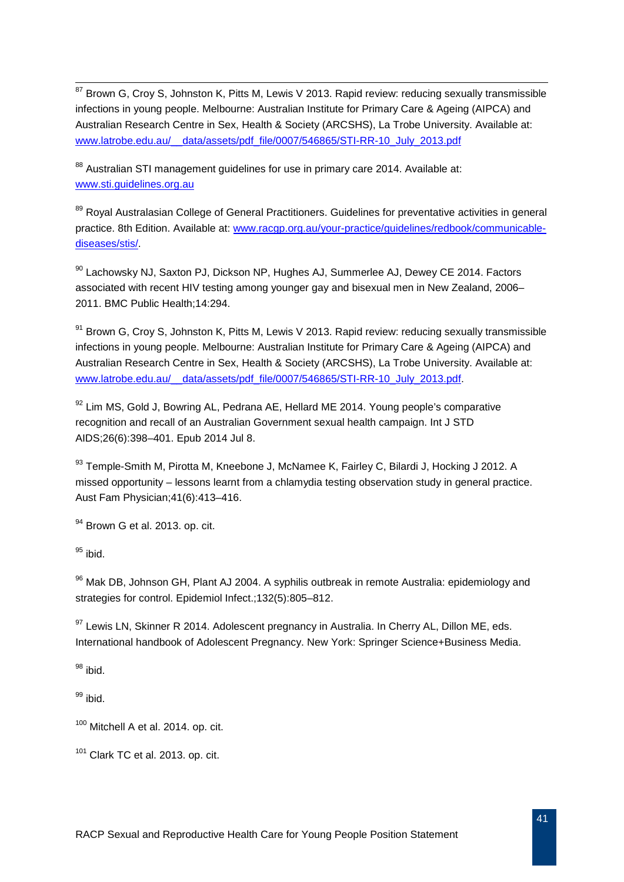[87] Brown G, Croy S, Johnston K, Pitts M, Lewis V 2013. Rapid review: reducing sexually transmissible infections in young people. Melbourne: Australian Institute for Primary Care & Ageing (AIPCA) and Australian Research Centre in Sex, Health & Society (ARCSHS), La Trobe University. Available at: www.latrobe.edu.au/__data/assets/pdf_file/0007/546865/STI-RR-10_July_2013.pdf

[88] Australian STI management guidelines for use in primary care 2014. Available at: www.sti.guidelines.org.au

[89] Royal Australasian College of General Practitioners. Guidelines for preventative activities in general practice. 8th Edition. Available at: www.racgp.org.au/your-practice/guidelines/redbook/communicable-diseases/stis/.

[90] Lachowsky NJ, Saxton PJ, Dickson NP, Hughes AJ, Summerlee AJ, Dewey CE 2014. Factors associated with recent HIV testing among younger gay and bisexual men in New Zealand, 2006–2011. BMC Public Health;14:294.

[91] Brown G, Croy S, Johnston K, Pitts M, Lewis V 2013. Rapid review: reducing sexually transmissible infections in young people. Melbourne: Australian Institute for Primary Care & Ageing (AIPCA) and Australian Research Centre in Sex, Health & Society (ARCSHS), La Trobe University. Available at: www.latrobe.edu.au/__data/assets/pdf_file/0007/546865/STI-RR-10_July_2013.pdf.

[92] Lim MS, Gold J, Bowring AL, Pedrana AE, Hellard ME 2014. Young people's comparative recognition and recall of an Australian Government sexual health campaign. Int J STD AIDS;26(6):398–401. Epub 2014 Jul 8.

[93] Temple-Smith M, Pirotta M, Kneebone J, McNamee K, Fairley C, Bilardi J, Hocking J 2012. A missed opportunity – lessons learnt from a chlamydia testing observation study in general practice. Aust Fam Physician;41(6):413–416.

[94] Brown G et al. 2013. op. cit.

[95] ibid.

[96] Mak DB, Johnson GH, Plant AJ 2004. A syphilis outbreak in remote Australia: epidemiology and strategies for control. Epidemiol Infect.;132(5):805–812.

[97] Lewis LN, Skinner R 2014. Adolescent pregnancy in Australia. In Cherry AL, Dillon ME, eds. International handbook of Adolescent Pregnancy. New York: Springer Science+Business Media.

[98] ibid.

[99] ibid.

[100] Mitchell A et al. 2014. op. cit.

[101] Clark TC et al. 2013. op. cit.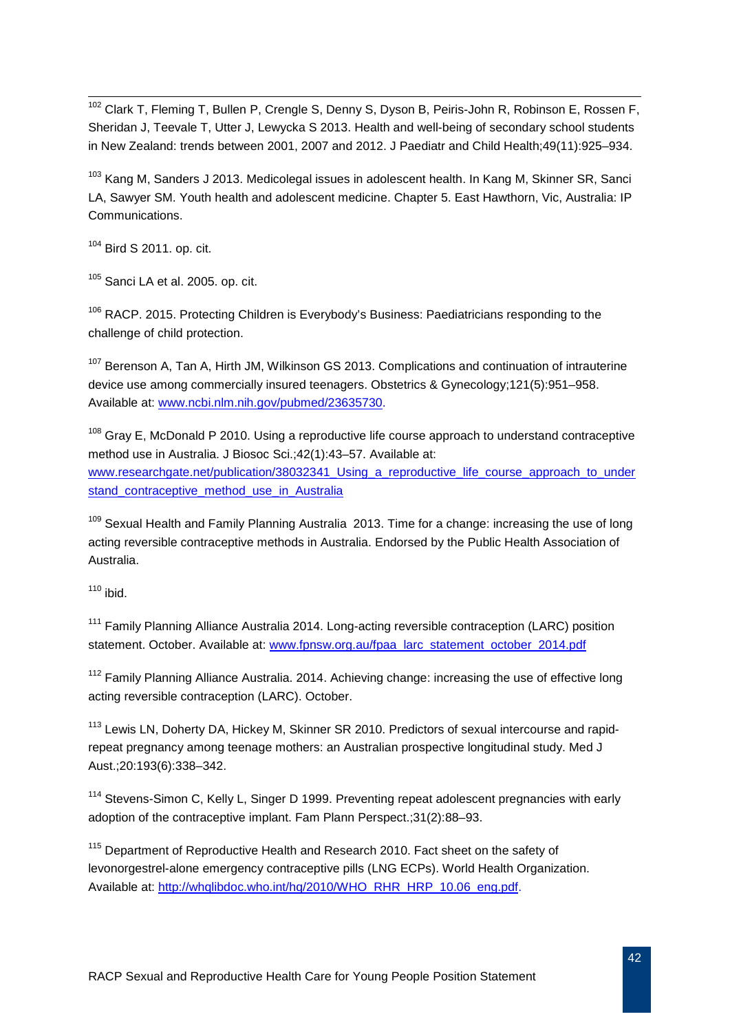[102] Clark T, Fleming T, Bullen P, Crengle S, Denny S, Dyson B, Peiris-John R, Robinson E, Rossen F, Sheridan J, Teevale T, Utter J, Lewycka S 2013. Health and well-being of secondary school students in New Zealand: trends between 2001, 2007 and 2012. J Paediatr and Child Health;49(11):925–934.

[103] Kang M, Sanders J 2013. Medicolegal issues in adolescent health. In Kang M, Skinner SR, Sanci LA, Sawyer SM. Youth health and adolescent medicine. Chapter 5. East Hawthorn, Vic, Australia: IP Communications.

[104] Bird S 2011. op. cit.

[105] Sanci LA et al. 2005. op. cit.

[106] RACP. 2015. Protecting Children is Everybody's Business: Paediatricians responding to the challenge of child protection.

[107] Berenson A, Tan A, Hirth JM, Wilkinson GS 2013. Complications and continuation of intrauterine device use among commercially insured teenagers. Obstetrics & Gynecology;121(5):951–958. Available at: [www.ncbi.nlm.nih.gov/pubmed/23635730](http://www.ncbi.nlm.nih.gov/pubmed/23635730).

[108] Gray E, McDonald P 2010. Using a reproductive life course approach to understand contraceptive method use in Australia. J Biosoc Sci.;42(1):43–57. Available at: [www.researchgate.net/publication/38032341_Using_a_reproductive_life_course_approach_to_understand_contraceptive_method_use_in_Australia](http://www.researchgate.net/publication/38032341_Using_a_reproductive_life_course_approach_to_understand_contraceptive_method_use_in_Australia)

[109] Sexual Health and Family Planning Australia 2013. Time for a change: increasing the use of long acting reversible contraceptive methods in Australia. Endorsed by the Public Health Association of Australia.

[110] ibid.

[111] Family Planning Alliance Australia 2014. Long-acting reversible contraception (LARC) position statement. October. Available at: [www.fpnsw.org.au/fpaa_larc_statement_october_2014.pdf](http://www.fpnsw.org.au/fpaa_larc_statement_october_2014.pdf)

[112] Family Planning Alliance Australia. 2014. Achieving change: increasing the use of effective long acting reversible contraception (LARC). October.

[113] Lewis LN, Doherty DA, Hickey M, Skinner SR 2010. Predictors of sexual intercourse and rapid-repeat pregnancy among teenage mothers: an Australian prospective longitudinal study. Med J Aust.;20:193(6):338–342.

[114] Stevens-Simon C, Kelly L, Singer D 1999. Preventing repeat adolescent pregnancies with early adoption of the contraceptive implant. Fam Plann Perspect.;31(2):88–93.

[115] Department of Reproductive Health and Research 2010. Fact sheet on the safety of levonorgestrel-alone emergency contraceptive pills (LNG ECPs). World Health Organization. Available at: [http://whqlibdoc.who.int/hq/2010/WHO_RHR_HRP_10.06_eng.pdf](http://whqlibdoc.who.int/hq/2010/WHO_RHR_HRP_10.06_eng.pdf).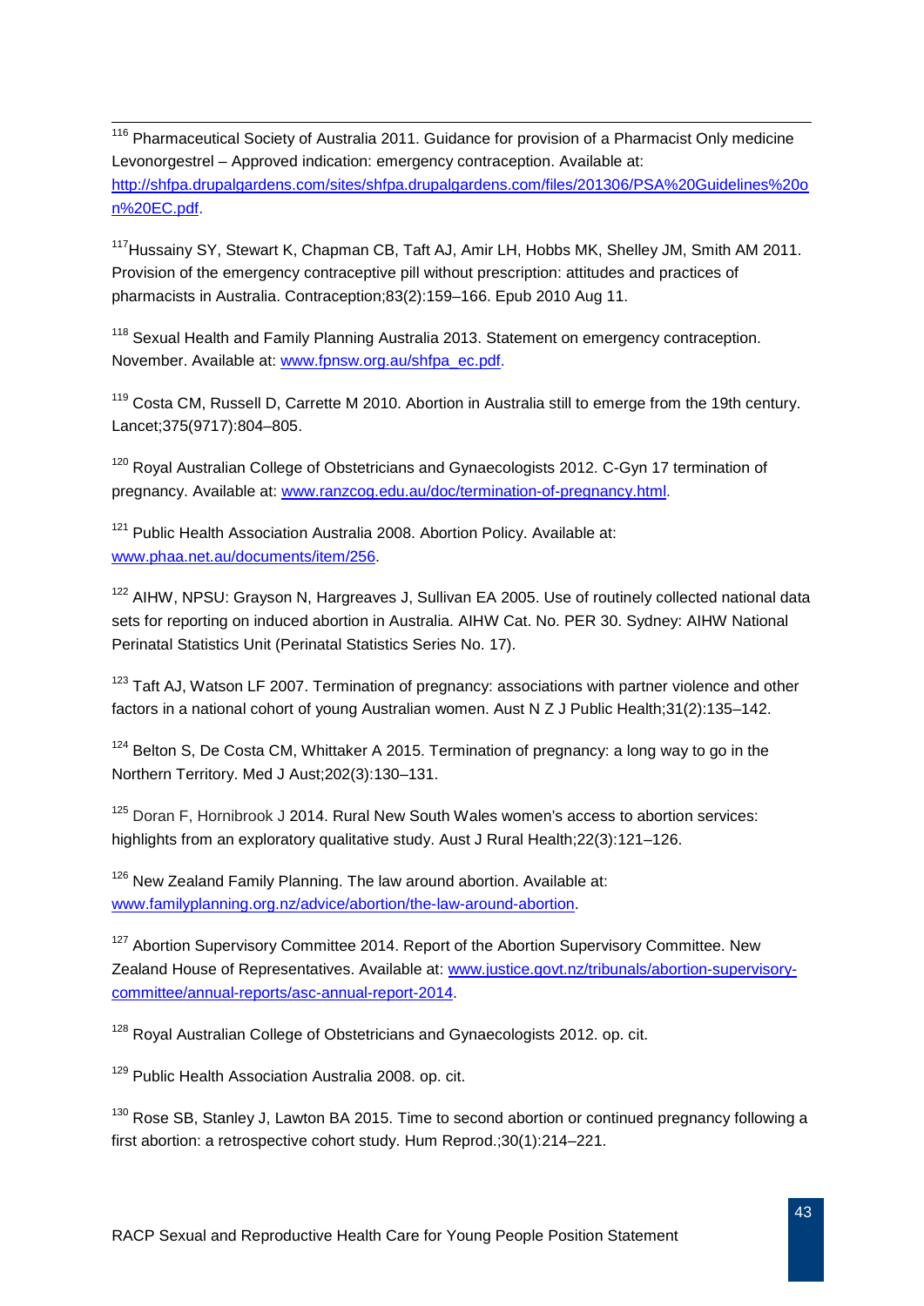[116] Pharmaceutical Society of Australia 2011. Guidance for provision of a Pharmacist Only medicine Levonorgestrel – Approved indication: emergency contraception. Available at: [http://shfpa.drupalgardens.com/sites/shfpa.drupalgardens.com/files/201306/PSA%20Guidelines%20on%20EC.pdf](http://shfpa.drupalgardens.com/sites/shfpa.drupalgardens.com/files/201306/PSA%20Guidelines%20on%20EC.pdf).

[117] Hussainy SY, Stewart K, Chapman CB, Taft AJ, Amir LH, Hobbs MK, Shelley JM, Smith AM 2011. Provision of the emergency contraceptive pill without prescription: attitudes and practices of pharmacists in Australia. Contraception;83(2):159–166. Epub 2010 Aug 11.

[118] Sexual Health and Family Planning Australia 2013. Statement on emergency contraception. November. Available at: [www.fpnsw.org.au/shfpa_ec.pdf](www.fpnsw.org.au/shfpa_ec.pdf).

[119] Costa CM, Russell D, Carrette M 2010. Abortion in Australia still to emerge from the 19th century. Lancet;375(9717):804–805.

[120] Royal Australian College of Obstetricians and Gynaecologists 2012. C-Gyn 17 termination of pregnancy. Available at: [www.ranzcog.edu.au/doc/termination-of-pregnancy.html](www.ranzcog.edu.au/doc/termination-of-pregnancy.html).

[121] Public Health Association Australia 2008. Abortion Policy. Available at: [www.phaa.net.au/documents/item/256](www.phaa.net.au/documents/item/256).

[122] AIHW, NPSU: Grayson N, Hargreaves J, Sullivan EA 2005. Use of routinely collected national data sets for reporting on induced abortion in Australia. AIHW Cat. No. PER 30. Sydney: AIHW National Perinatal Statistics Unit (Perinatal Statistics Series No. 17).

[123] Taft AJ, Watson LF 2007. Termination of pregnancy: associations with partner violence and other factors in a national cohort of young Australian women. Aust N Z J Public Health;31(2):135–142.

[124] Belton S, De Costa CM, Whittaker A 2015. Termination of pregnancy: a long way to go in the Northern Territory. Med J Aust;202(3):130–131.

[125] Doran F, Hornibrook J 2014. Rural New South Wales women's access to abortion services: highlights from an exploratory qualitative study. Aust J Rural Health;22(3):121–126.

[126] New Zealand Family Planning. The law around abortion. Available at: [www.familyplanning.org.nz/advice/abortion/the-law-around-abortion](www.familyplanning.org.nz/advice/abortion/the-law-around-abortion).

[127] Abortion Supervisory Committee 2014. Report of the Abortion Supervisory Committee. New Zealand House of Representatives. Available at: [www.justice.govt.nz/tribunals/abortion-supervisory-committee/annual-reports/asc-annual-report-2014](www.justice.govt.nz/tribunals/abortion-supervisory-committee/annual-reports/asc-annual-report-2014).

[128] Royal Australian College of Obstetricians and Gynaecologists 2012. op. cit.

[129] Public Health Association Australia 2008. op. cit.

[130] Rose SB, Stanley J, Lawton BA 2015. Time to second abortion or continued pregnancy following a first abortion: a retrospective cohort study. Hum Reprod.;30(1):214–221.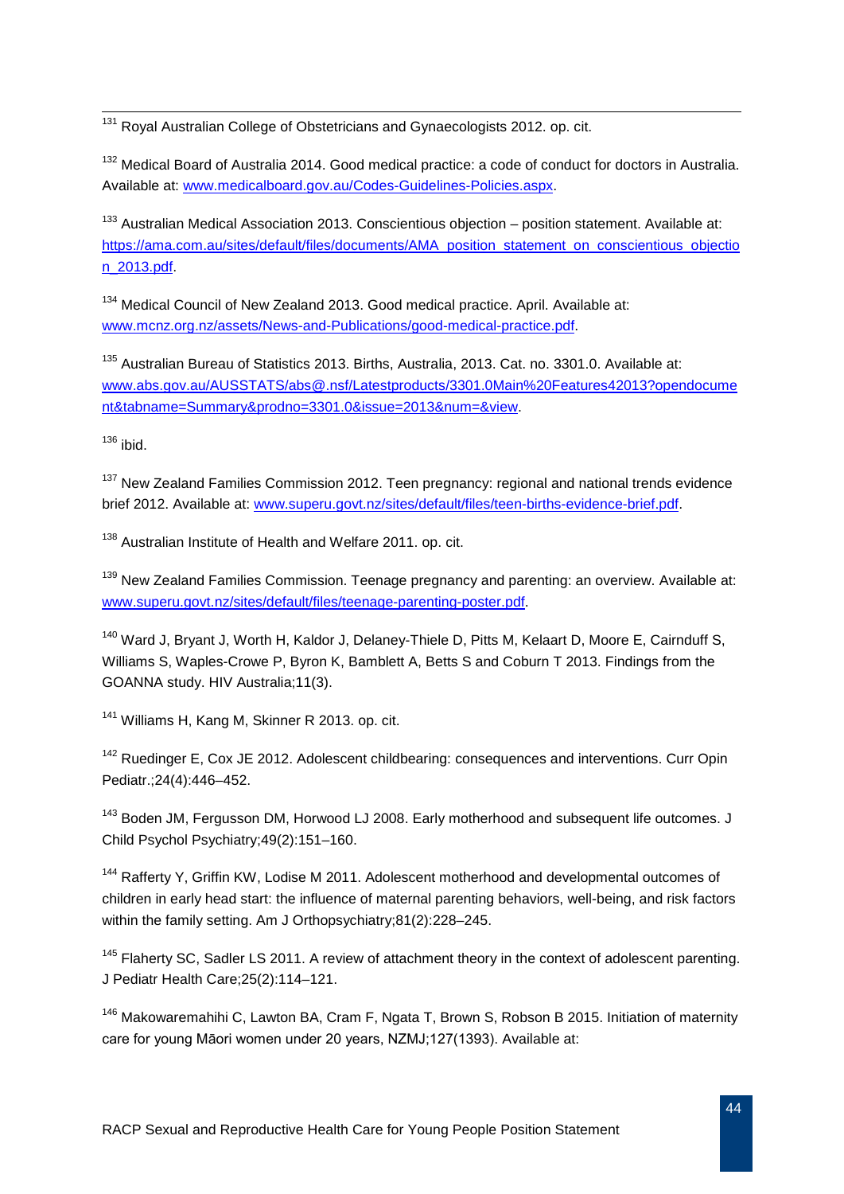[131] Royal Australian College of Obstetricians and Gynaecologists 2012. op. cit.

[132] Medical Board of Australia 2014. Good medical practice: a code of conduct for doctors in Australia. Available at: www.medicalboard.gov.au/Codes-Guidelines-Policies.aspx.

[133] Australian Medical Association 2013. Conscientious objection – position statement. Available at: https://ama.com.au/sites/default/files/documents/AMA_position_statement_on_conscientious_objection_2013.pdf.

[134] Medical Council of New Zealand 2013. Good medical practice. April. Available at: www.mcnz.org.nz/assets/News-and-Publications/good-medical-practice.pdf.

[135] Australian Bureau of Statistics 2013. Births, Australia, 2013. Cat. no. 3301.0. Available at: www.abs.gov.au/AUSSTATS/abs@.nsf/Latestproducts/3301.0Main%20Features42013?opendocument&tabname=Summary&prodno=3301.0&issue=2013&num=&view.

[136] ibid.

[137] New Zealand Families Commission 2012. Teen pregnancy: regional and national trends evidence brief 2012. Available at: www.superu.govt.nz/sites/default/files/teen-births-evidence-brief.pdf.

[138] Australian Institute of Health and Welfare 2011. op. cit.

[139] New Zealand Families Commission. Teenage pregnancy and parenting: an overview. Available at: www.superu.govt.nz/sites/default/files/teenage-parenting-poster.pdf.

[140] Ward J, Bryant J, Worth H, Kaldor J, Delaney-Thiele D, Pitts M, Kelaart D, Moore E, Cairnduff S, Williams S, Waples-Crowe P, Byron K, Bamblett A, Betts S and Coburn T 2013. Findings from the GOANNA study. HIV Australia;11(3).

[141] Williams H, Kang M, Skinner R 2013. op. cit.

[142] Ruedinger E, Cox JE 2012. Adolescent childbearing: consequences and interventions. Curr Opin Pediatr.;24(4):446–452.

[143] Boden JM, Fergusson DM, Horwood LJ 2008. Early motherhood and subsequent life outcomes. J Child Psychol Psychiatry;49(2):151–160.

[144] Rafferty Y, Griffin KW, Lodise M 2011. Adolescent motherhood and developmental outcomes of children in early head start: the influence of maternal parenting behaviors, well-being, and risk factors within the family setting. Am J Orthopsychiatry;81(2):228–245.

[145] Flaherty SC, Sadler LS 2011. A review of attachment theory in the context of adolescent parenting. J Pediatr Health Care;25(2):114–121.

[146] Makowaremahihi C, Lawton BA, Cram F, Ngata T, Brown S, Robson B 2015. Initiation of maternity care for young Māori women under 20 years, NZMJ;127(1393). Available at: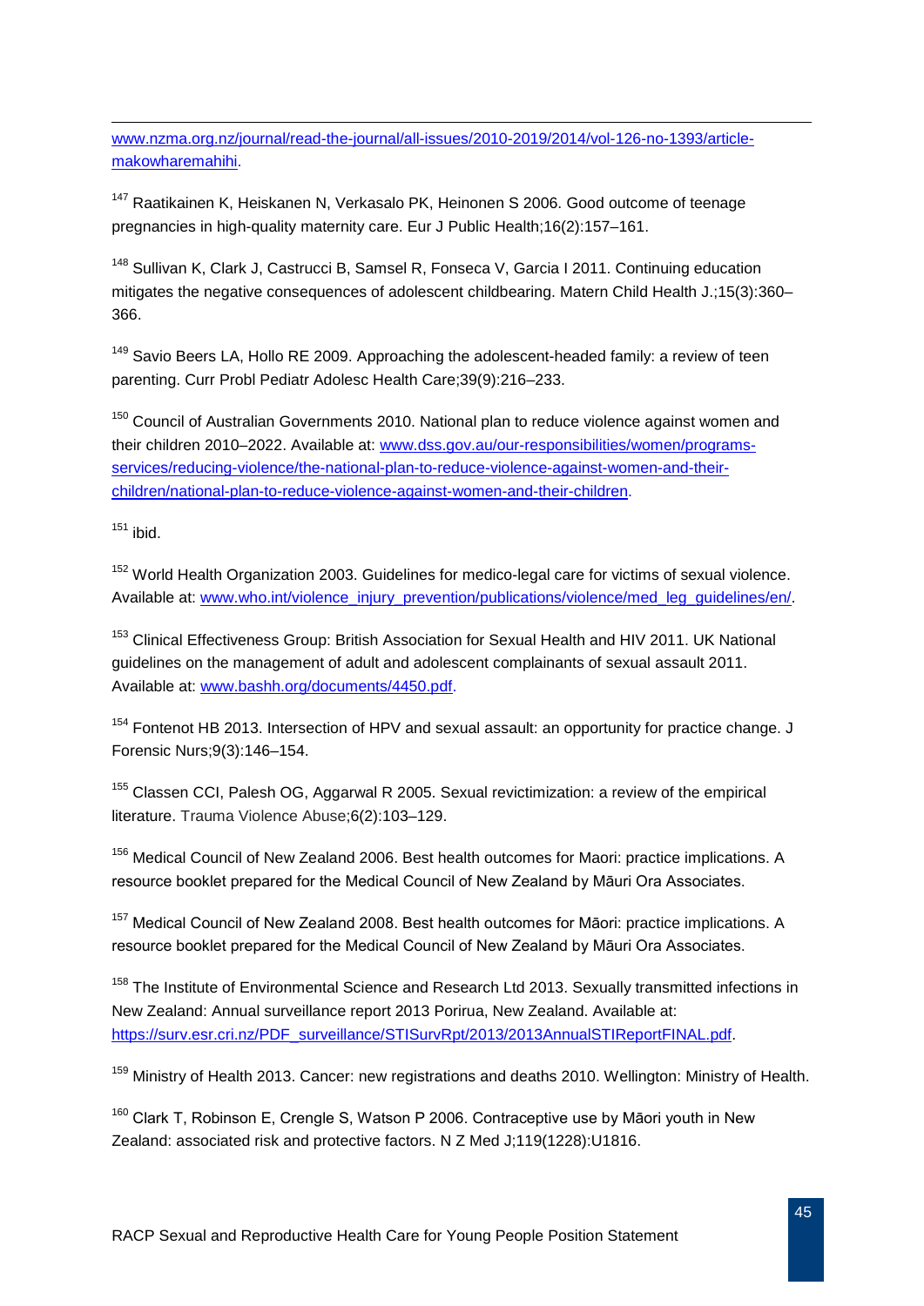www.nzma.org.nz/journal/read-the-journal/all-issues/2010-2019/2014/vol-126-no-1393/article-makowharemahihi.

[147] Raatikainen K, Heiskanen N, Verkasalo PK, Heinonen S 2006. Good outcome of teenage pregnancies in high-quality maternity care. Eur J Public Health;16(2):157–161.

[148] Sullivan K, Clark J, Castrucci B, Samsel R, Fonseca V, Garcia I 2011. Continuing education mitigates the negative consequences of adolescent childbearing. Matern Child Health J.;15(3):360–366.

[149] Savio Beers LA, Hollo RE 2009. Approaching the adolescent-headed family: a review of teen parenting. Curr Probl Pediatr Adolesc Health Care;39(9):216–233.

[150] Council of Australian Governments 2010. National plan to reduce violence against women and their children 2010–2022. Available at: www.dss.gov.au/our-responsibilities/women/programs-services/reducing-violence/the-national-plan-to-reduce-violence-against-women-and-their-children/national-plan-to-reduce-violence-against-women-and-their-children.

[151] ibid.

[152] World Health Organization 2003. Guidelines for medico-legal care for victims of sexual violence. Available at: www.who.int/violence_injury_prevention/publications/violence/med_leg_guidelines/en/.

[153] Clinical Effectiveness Group: British Association for Sexual Health and HIV 2011. UK National guidelines on the management of adult and adolescent complainants of sexual assault 2011. Available at: www.bashh.org/documents/4450.pdf.

[154] Fontenot HB 2013. Intersection of HPV and sexual assault: an opportunity for practice change. J Forensic Nurs;9(3):146–154.

[155] Classen CCI, Palesh OG, Aggarwal R 2005. Sexual revictimization: a review of the empirical literature. Trauma Violence Abuse;6(2):103–129.

[156] Medical Council of New Zealand 2006. Best health outcomes for Maori: practice implications. A resource booklet prepared for the Medical Council of New Zealand by Māuri Ora Associates.

[157] Medical Council of New Zealand 2008. Best health outcomes for Māori: practice implications. A resource booklet prepared for the Medical Council of New Zealand by Māuri Ora Associates.

[158] The Institute of Environmental Science and Research Ltd 2013. Sexually transmitted infections in New Zealand: Annual surveillance report 2013 Porirua, New Zealand. Available at: https://surv.esr.cri.nz/PDF_surveillance/STISurvRpt/2013/2013AnnualSTIReportFINAL.pdf.

[159] Ministry of Health 2013. Cancer: new registrations and deaths 2010. Wellington: Ministry of Health.

[160] Clark T, Robinson E, Crengle S, Watson P 2006. Contraceptive use by Māori youth in New Zealand: associated risk and protective factors. N Z Med J;119(1228):U1816.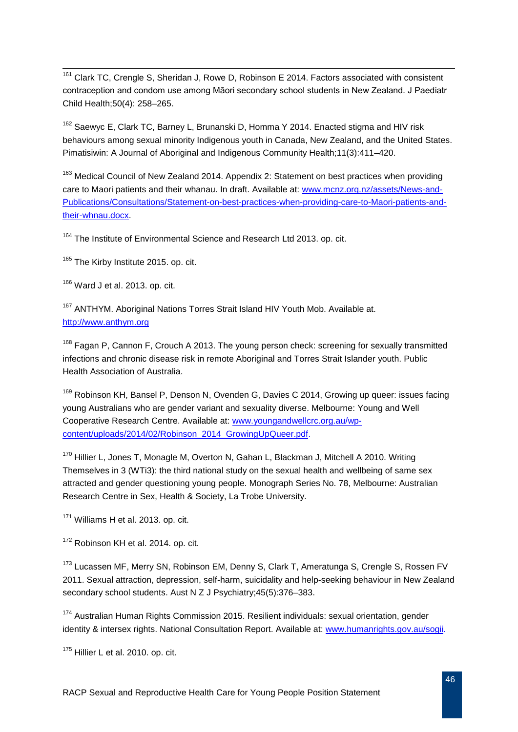[161] Clark TC, Crengle S, Sheridan J, Rowe D, Robinson E 2014. Factors associated with consistent contraception and condom use among Māori secondary school students in New Zealand. J Paediatr Child Health;50(4): 258–265.

[162] Saewyc E, Clark TC, Barney L, Brunanski D, Homma Y 2014. Enacted stigma and HIV risk behaviours among sexual minority Indigenous youth in Canada, New Zealand, and the United States. Pimatisiwin: A Journal of Aboriginal and Indigenous Community Health;11(3):411–420.

[163] Medical Council of New Zealand 2014. Appendix 2: Statement on best practices when providing care to Maori patients and their whanau. In draft. Available at: www.mcnz.org.nz/assets/News-and-Publications/Consultations/Statement-on-best-practices-when-providing-care-to-Maori-patients-and-their-whnau.docx.

[164] The Institute of Environmental Science and Research Ltd 2013. op. cit.

[165] The Kirby Institute 2015. op. cit.

[166] Ward J et al. 2013. op. cit.

[167] ANTHYM. Aboriginal Nations Torres Strait Island HIV Youth Mob. Available at. http://www.anthym.org

[168] Fagan P, Cannon F, Crouch A 2013. The young person check: screening for sexually transmitted infections and chronic disease risk in remote Aboriginal and Torres Strait Islander youth. Public Health Association of Australia.

[169] Robinson KH, Bansel P, Denson N, Ovenden G, Davies C 2014, Growing up queer: issues facing young Australians who are gender variant and sexuality diverse. Melbourne: Young and Well Cooperative Research Centre. Available at: www.youngandwellcrc.org.au/wp-content/uploads/2014/02/Robinson_2014_GrowingUpQueer.pdf.

[170] Hillier L, Jones T, Monagle M, Overton N, Gahan L, Blackman J, Mitchell A 2010. Writing Themselves in 3 (WTi3): the third national study on the sexual health and wellbeing of same sex attracted and gender questioning young people. Monograph Series No. 78, Melbourne: Australian Research Centre in Sex, Health & Society, La Trobe University.

[171] Williams H et al. 2013. op. cit.

[172] Robinson KH et al. 2014. op. cit.

[173] Lucassen MF, Merry SN, Robinson EM, Denny S, Clark T, Ameratunga S, Crengle S, Rossen FV 2011. Sexual attraction, depression, self-harm, suicidality and help-seeking behaviour in New Zealand secondary school students. Aust N Z J Psychiatry;45(5):376–383.

[174] Australian Human Rights Commission 2015. Resilient individuals: sexual orientation, gender identity & intersex rights. National Consultation Report. Available at: www.humanrights.gov.au/sogii.

[175] Hillier L et al. 2010. op. cit.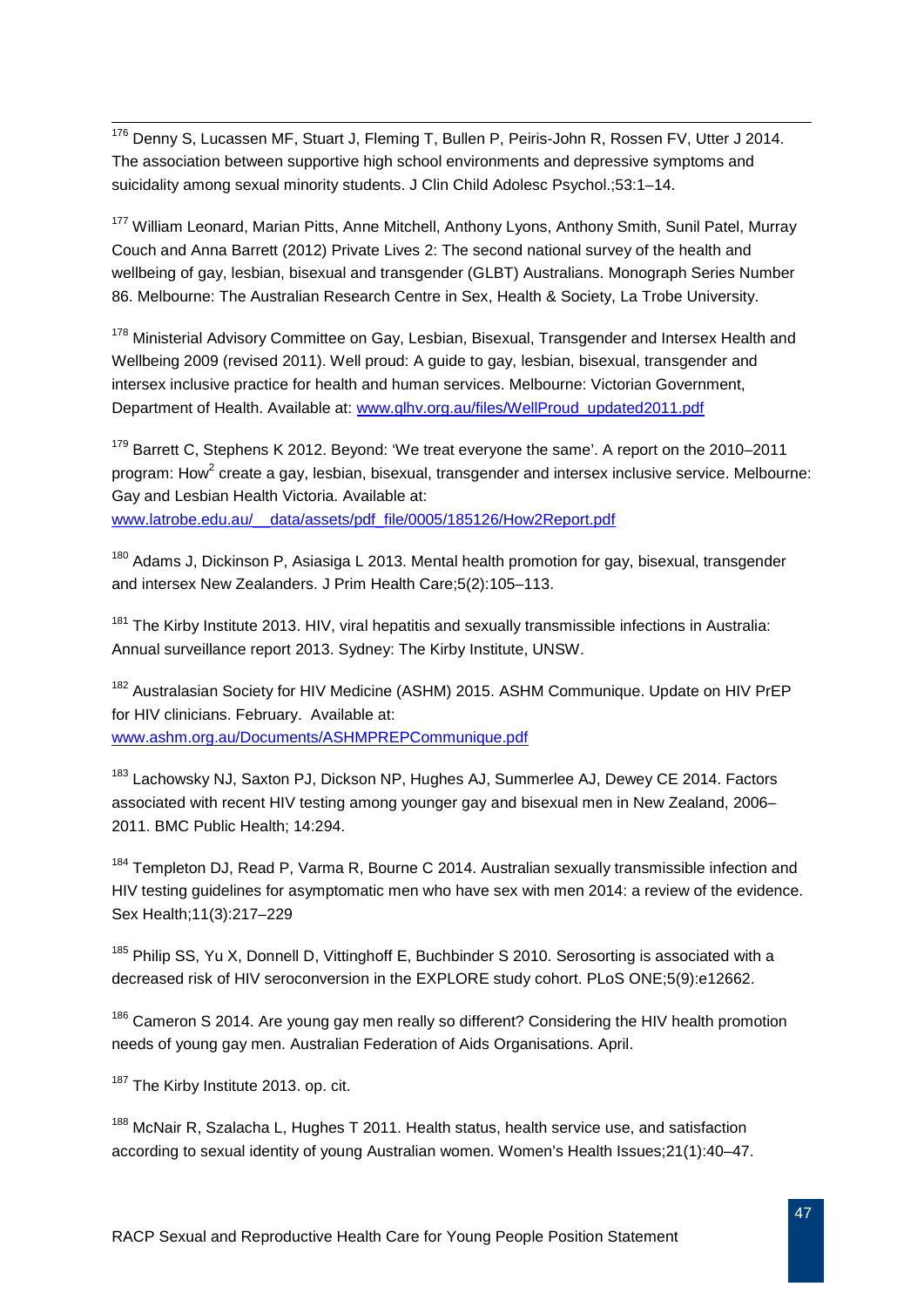[176] Denny S, Lucassen MF, Stuart J, Fleming T, Bullen P, Peiris-John R, Rossen FV, Utter J 2014. The association between supportive high school environments and depressive symptoms and suicidality among sexual minority students. J Clin Child Adolesc Psychol.;53:1–14.

[177] William Leonard, Marian Pitts, Anne Mitchell, Anthony Lyons, Anthony Smith, Sunil Patel, Murray Couch and Anna Barrett (2012) Private Lives 2: The second national survey of the health and wellbeing of gay, lesbian, bisexual and transgender (GLBT) Australians. Monograph Series Number 86. Melbourne: The Australian Research Centre in Sex, Health & Society, La Trobe University.

[178] Ministerial Advisory Committee on Gay, Lesbian, Bisexual, Transgender and Intersex Health and Wellbeing 2009 (revised 2011). Well proud: A guide to gay, lesbian, bisexual, transgender and intersex inclusive practice for health and human services. Melbourne: Victorian Government, Department of Health. Available at: [www.glhv.org.au/files/WellProud_updated2011.pdf](www.glhv.org.au/files/WellProud_updated2011.pdf)

[179] Barrett C, Stephens K 2012. Beyond: 'We treat everyone the same'. A report on the 2010–2011 program: How$^2$ create a gay, lesbian, bisexual, transgender and intersex inclusive service. Melbourne: Gay and Lesbian Health Victoria. Available at: [www.latrobe.edu.au/__data/assets/pdf_file/0005/185126/How2Report.pdf](www.latrobe.edu.au/__data/assets/pdf_file/0005/185126/How2Report.pdf)

[180] Adams J, Dickinson P, Asiasiga L 2013. Mental health promotion for gay, bisexual, transgender and intersex New Zealanders. J Prim Health Care;5(2):105–113.

[181] The Kirby Institute 2013. HIV, viral hepatitis and sexually transmissible infections in Australia: Annual surveillance report 2013. Sydney: The Kirby Institute, UNSW.

[182] Australasian Society for HIV Medicine (ASHM) 2015. ASHM Communique. Update on HIV PrEP for HIV clinicians. February. Available at: [www.ashm.org.au/Documents/ASHMPREPCommunique.pdf](www.ashm.org.au/Documents/ASHMPREPCommunique.pdf)

[183] Lachowsky NJ, Saxton PJ, Dickson NP, Hughes AJ, Summerlee AJ, Dewey CE 2014. Factors associated with recent HIV testing among younger gay and bisexual men in New Zealand, 2006–2011. BMC Public Health; 14:294.

[184] Templeton DJ, Read P, Varma R, Bourne C 2014. Australian sexually transmissible infection and HIV testing guidelines for asymptomatic men who have sex with men 2014: a review of the evidence. Sex Health;11(3):217–229

[185] Philip SS, Yu X, Donnell D, Vittinghoff E, Buchbinder S 2010. Serosorting is associated with a decreased risk of HIV seroconversion in the EXPLORE study cohort. PLoS ONE;5(9):e12662.

[186] Cameron S 2014. Are young gay men really so different? Considering the HIV health promotion needs of young gay men. Australian Federation of Aids Organisations. April.

[187] The Kirby Institute 2013. op. cit.

[188] McNair R, Szalacha L, Hughes T 2011. Health status, health service use, and satisfaction according to sexual identity of young Australian women. Women's Health Issues;21(1):40–47.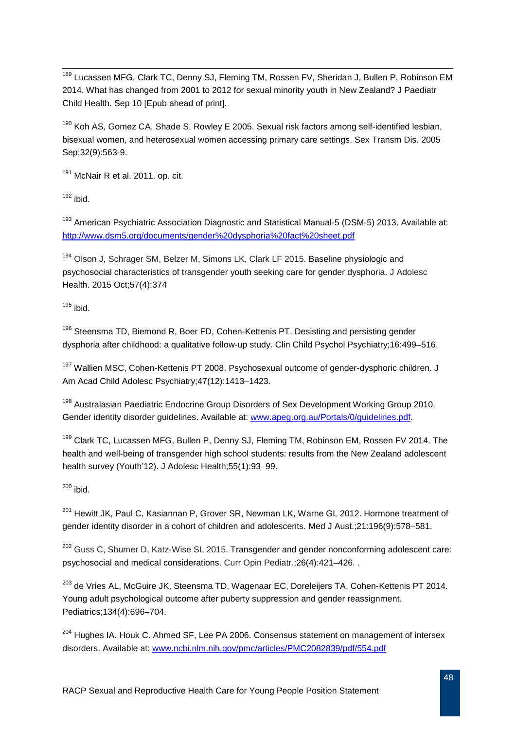[189] Lucassen MFG, Clark TC, Denny SJ, Fleming TM, Rossen FV, Sheridan J, Bullen P, Robinson EM 2014. What has changed from 2001 to 2012 for sexual minority youth in New Zealand? J Paediatr Child Health. Sep 10 [Epub ahead of print].

[190] Koh AS, Gomez CA, Shade S, Rowley E 2005. Sexual risk factors among self-identified lesbian, bisexual women, and heterosexual women accessing primary care settings. Sex Transm Dis. 2005 Sep;32(9):563-9.

[191] McNair R et al. 2011. op. cit.

[192] ibid.

[193] American Psychiatric Association Diagnostic and Statistical Manual-5 (DSM-5) 2013. Available at: http://www.dsm5.org/documents/gender%20dysphoria%20fact%20sheet.pdf

[194] Olson J, Schrager SM, Belzer M, Simons LK, Clark LF 2015. Baseline physiologic and psychosocial characteristics of transgender youth seeking care for gender dysphoria. J Adolesc Health. 2015 Oct;57(4):374

[195] ibid.

[196] Steensma TD, Biemond R, Boer FD, Cohen-Kettenis PT. Desisting and persisting gender dysphoria after childhood: a qualitative follow-up study. Clin Child Psychol Psychiatry;16:499–516.

[197] Wallien MSC, Cohen-Kettenis PT 2008. Psychosexual outcome of gender-dysphoric children. J Am Acad Child Adolesc Psychiatry;47(12):1413–1423.

[198] Australasian Paediatric Endocrine Group Disorders of Sex Development Working Group 2010. Gender identity disorder guidelines. Available at: www.apeg.org.au/Portals/0/guidelines.pdf.

[199] Clark TC, Lucassen MFG, Bullen P, Denny SJ, Fleming TM, Robinson EM, Rossen FV 2014. The health and well-being of transgender high school students: results from the New Zealand adolescent health survey (Youth'12). J Adolesc Health;55(1):93–99.

[200] ibid.

[201] Hewitt JK, Paul C, Kasiannan P, Grover SR, Newman LK, Warne GL 2012. Hormone treatment of gender identity disorder in a cohort of children and adolescents. Med J Aust.;21:196(9):578–581.

[202] Guss C, Shumer D, Katz-Wise SL 2015. Transgender and gender nonconforming adolescent care: psychosocial and medical considerations. Curr Opin Pediatr.;26(4):421–426. .

[203] de Vries AL, McGuire JK, Steensma TD, Wagenaar EC, Doreleijers TA, Cohen-Kettenis PT 2014. Young adult psychological outcome after puberty suppression and gender reassignment. Pediatrics;134(4):696–704.

[204] Hughes IA. Houk C. Ahmed SF, Lee PA 2006. Consensus statement on management of intersex disorders. Available at: www.ncbi.nlm.nih.gov/pmc/articles/PMC2082839/pdf/554.pdf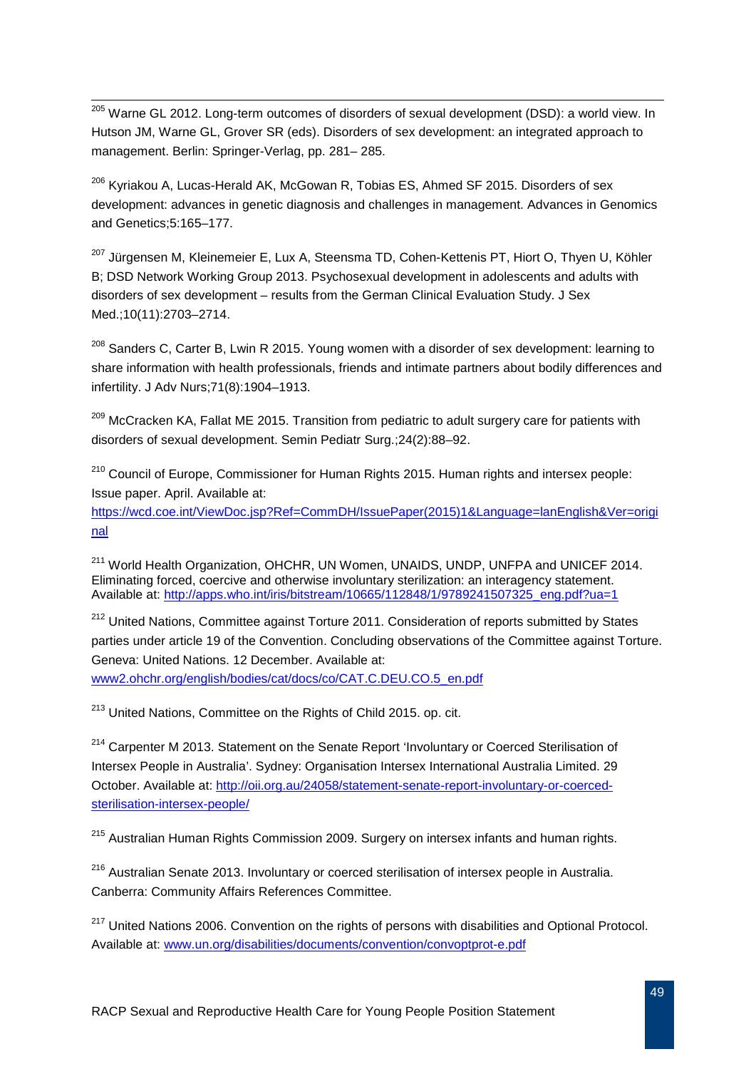[205] Warne GL 2012. Long-term outcomes of disorders of sexual development (DSD): a world view. In Hutson JM, Warne GL, Grover SR (eds). Disorders of sex development: an integrated approach to management. Berlin: Springer-Verlag, pp. 281– 285.

[206] Kyriakou A, Lucas-Herald AK, McGowan R, Tobias ES, Ahmed SF 2015. Disorders of sex development: advances in genetic diagnosis and challenges in management. Advances in Genomics and Genetics;5:165–177.

[207] Jürgensen M, Kleinemeier E, Lux A, Steensma TD, Cohen-Kettenis PT, Hiort O, Thyen U, Köhler B; DSD Network Working Group 2013. Psychosexual development in adolescents and adults with disorders of sex development – results from the German Clinical Evaluation Study. J Sex Med.;10(11):2703–2714.

[208] Sanders C, Carter B, Lwin R 2015. Young women with a disorder of sex development: learning to share information with health professionals, friends and intimate partners about bodily differences and infertility. J Adv Nurs;71(8):1904–1913.

[209] McCracken KA, Fallat ME 2015. Transition from pediatric to adult surgery care for patients with disorders of sexual development. Semin Pediatr Surg.;24(2):88–92.

[210] Council of Europe, Commissioner for Human Rights 2015. Human rights and intersex people: Issue paper. April. Available at: https://wcd.coe.int/ViewDoc.jsp?Ref=CommDH/IssuePaper(2015)1&Language=lanEnglish&Ver=original

[211] World Health Organization, OHCHR, UN Women, UNAIDS, UNDP, UNFPA and UNICEF 2014. Eliminating forced, coercive and otherwise involuntary sterilization: an interagency statement. Available at: http://apps.who.int/iris/bitstream/10665/112848/1/9789241507325_eng.pdf?ua=1

[212] United Nations, Committee against Torture 2011. Consideration of reports submitted by States parties under article 19 of the Convention. Concluding observations of the Committee against Torture. Geneva: United Nations. 12 December. Available at: www2.ohchr.org/english/bodies/cat/docs/co/CAT.C.DEU.CO.5_en.pdf

[213] United Nations, Committee on the Rights of Child 2015. op. cit.

[214] Carpenter M 2013. Statement on the Senate Report 'Involuntary or Coerced Sterilisation of Intersex People in Australia'. Sydney: Organisation Intersex International Australia Limited. 29 October. Available at: http://oii.org.au/24058/statement-senate-report-involuntary-or-coerced-sterilisation-intersex-people/

[215] Australian Human Rights Commission 2009. Surgery on intersex infants and human rights.

[216] Australian Senate 2013. Involuntary or coerced sterilisation of intersex people in Australia. Canberra: Community Affairs References Committee.

[217] United Nations 2006. Convention on the rights of persons with disabilities and Optional Protocol. Available at: www.un.org/disabilities/documents/convention/convoptprot-e.pdf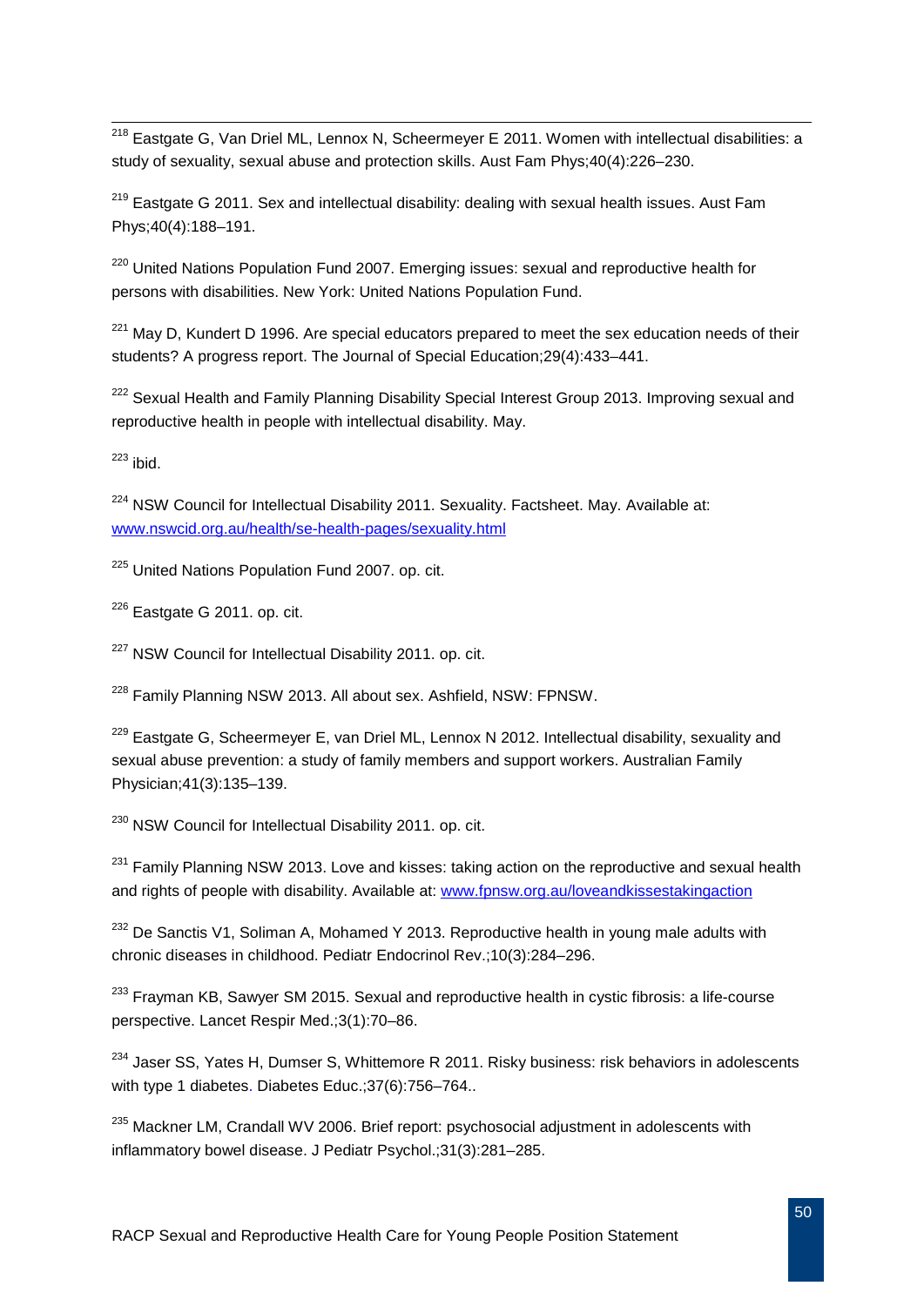[218] Eastgate G, Van Driel ML, Lennox N, Scheermeyer E 2011. Women with intellectual disabilities: a study of sexuality, sexual abuse and protection skills. Aust Fam Phys;40(4):226–230.

[219] Eastgate G 2011. Sex and intellectual disability: dealing with sexual health issues. Aust Fam Phys;40(4):188–191.

[220] United Nations Population Fund 2007. Emerging issues: sexual and reproductive health for persons with disabilities. New York: United Nations Population Fund.

[221] May D, Kundert D 1996. Are special educators prepared to meet the sex education needs of their students? A progress report. The Journal of Special Education;29(4):433–441.

[222] Sexual Health and Family Planning Disability Special Interest Group 2013. Improving sexual and reproductive health in people with intellectual disability. May.

[223] ibid.

[224] NSW Council for Intellectual Disability 2011. Sexuality. Factsheet. May. Available at: www.nswcid.org.au/health/se-health-pages/sexuality.html

[225] United Nations Population Fund 2007. op. cit.

[226] Eastgate G 2011. op. cit.

[227] NSW Council for Intellectual Disability 2011. op. cit.

[228] Family Planning NSW 2013. All about sex. Ashfield, NSW: FPNSW.

[229] Eastgate G, Scheermeyer E, van Driel ML, Lennox N 2012. Intellectual disability, sexuality and sexual abuse prevention: a study of family members and support workers. Australian Family Physician;41(3):135–139.

[230] NSW Council for Intellectual Disability 2011. op. cit.

[231] Family Planning NSW 2013. Love and kisses: taking action on the reproductive and sexual health and rights of people with disability. Available at: www.fpnsw.org.au/loveandkissestakingaction

[232] De Sanctis V1, Soliman A, Mohamed Y 2013. Reproductive health in young male adults with chronic diseases in childhood. Pediatr Endocrinol Rev.;10(3):284–296.

[233] Frayman KB, Sawyer SM 2015. Sexual and reproductive health in cystic fibrosis: a life-course perspective. Lancet Respir Med.;3(1):70–86.

[234] Jaser SS, Yates H, Dumser S, Whittemore R 2011. Risky business: risk behaviors in adolescents with type 1 diabetes. Diabetes Educ.;37(6):756–764..

[235] Mackner LM, Crandall WV 2006. Brief report: psychosocial adjustment in adolescents with inflammatory bowel disease. J Pediatr Psychol.;31(3):281–285.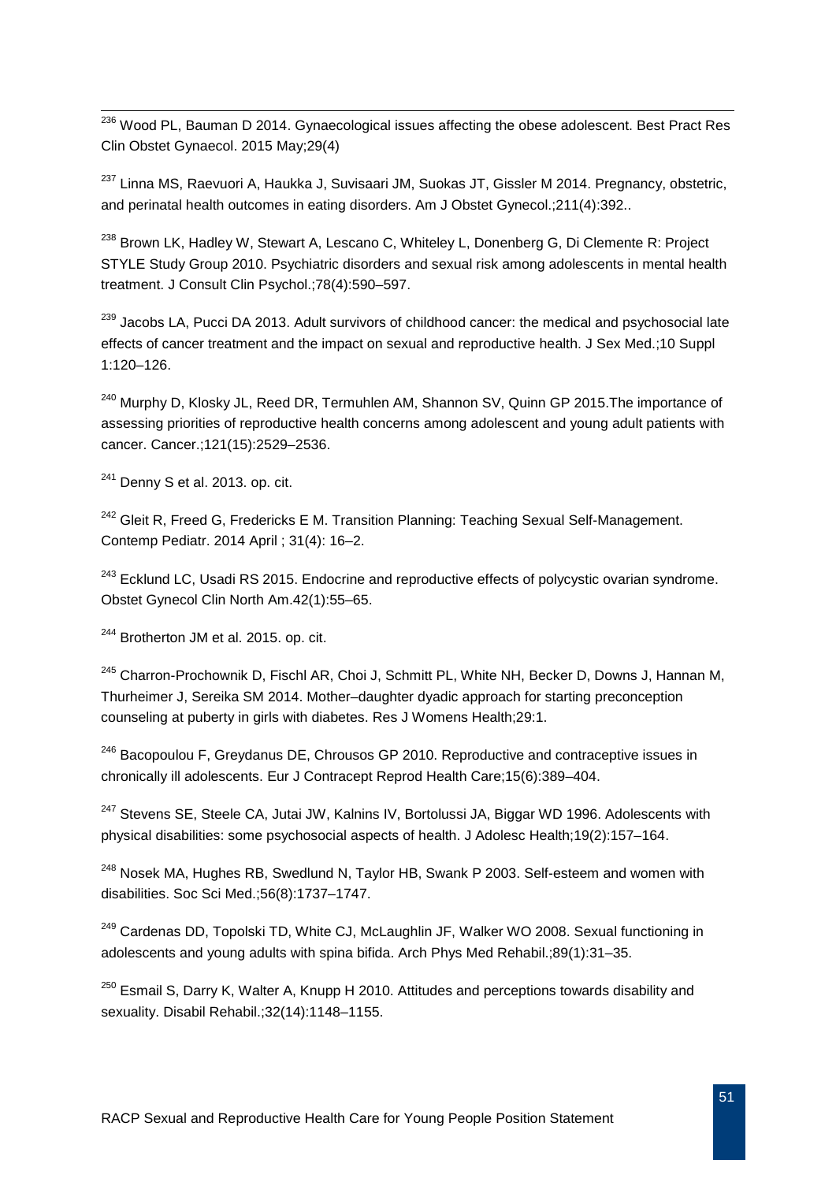[236] Wood PL, Bauman D 2014. Gynaecological issues affecting the obese adolescent. Best Pract Res Clin Obstet Gynaecol. 2015 May;29(4)

[237] Linna MS, Raevuori A, Haukka J, Suvisaari JM, Suokas JT, Gissler M 2014. Pregnancy, obstetric, and perinatal health outcomes in eating disorders. Am J Obstet Gynecol.;211(4):392..

[238] Brown LK, Hadley W, Stewart A, Lescano C, Whiteley L, Donenberg G, Di Clemente R: Project STYLE Study Group 2010. Psychiatric disorders and sexual risk among adolescents in mental health treatment. J Consult Clin Psychol.;78(4):590–597.

[239] Jacobs LA, Pucci DA 2013. Adult survivors of childhood cancer: the medical and psychosocial late effects of cancer treatment and the impact on sexual and reproductive health. J Sex Med.;10 Suppl 1:120–126.

[240] Murphy D, Klosky JL, Reed DR, Termuhlen AM, Shannon SV, Quinn GP 2015.The importance of assessing priorities of reproductive health concerns among adolescent and young adult patients with cancer. Cancer.;121(15):2529–2536.

[241] Denny S et al. 2013. op. cit.

[242] Gleit R, Freed G, Fredericks E M. Transition Planning: Teaching Sexual Self-Management. Contemp Pediatr. 2014 April ; 31(4): 16–2.

[243] Ecklund LC, Usadi RS 2015. Endocrine and reproductive effects of polycystic ovarian syndrome. Obstet Gynecol Clin North Am.42(1):55–65.

[244] Brotherton JM et al. 2015. op. cit.

[245] Charron-Prochownik D, Fischl AR, Choi J, Schmitt PL, White NH, Becker D, Downs J, Hannan M, Thurheimer J, Sereika SM 2014. Mother–daughter dyadic approach for starting preconception counseling at puberty in girls with diabetes. Res J Womens Health;29:1.

[246] Bacopoulou F, Greydanus DE, Chrousos GP 2010. Reproductive and contraceptive issues in chronically ill adolescents. Eur J Contracept Reprod Health Care;15(6):389–404.

[247] Stevens SE, Steele CA, Jutai JW, Kalnins IV, Bortolussi JA, Biggar WD 1996. Adolescents with physical disabilities: some psychosocial aspects of health. J Adolesc Health;19(2):157–164.

[248] Nosek MA, Hughes RB, Swedlund N, Taylor HB, Swank P 2003. Self-esteem and women with disabilities. Soc Sci Med.;56(8):1737–1747.

[249] Cardenas DD, Topolski TD, White CJ, McLaughlin JF, Walker WO 2008. Sexual functioning in adolescents and young adults with spina bifida. Arch Phys Med Rehabil.;89(1):31–35.

[250] Esmail S, Darry K, Walter A, Knupp H 2010. Attitudes and perceptions towards disability and sexuality. Disabil Rehabil.;32(14):1148–1155.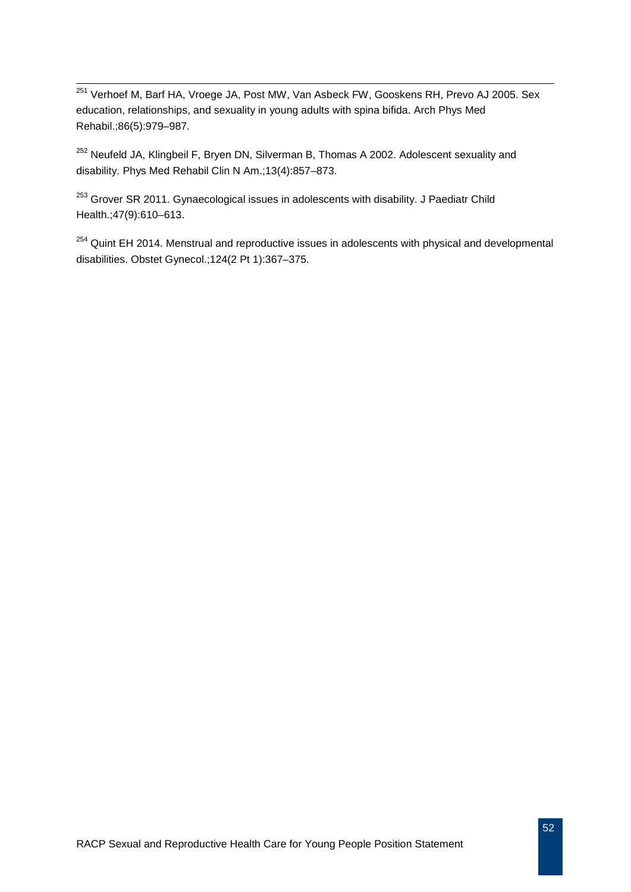[251] Verhoef M, Barf HA, Vroege JA, Post MW, Van Asbeck FW, Gooskens RH, Prevo AJ 2005. Sex education, relationships, and sexuality in young adults with spina bifida. Arch Phys Med Rehabil.;86(5):979–987.

[252] Neufeld JA, Klingbeil F, Bryen DN, Silverman B, Thomas A 2002. Adolescent sexuality and disability. Phys Med Rehabil Clin N Am.;13(4):857–873.

[253] Grover SR 2011. Gynaecological issues in adolescents with disability. J Paediatr Child Health.;47(9):610–613.

[254] Quint EH 2014. Menstrual and reproductive issues in adolescents with physical and developmental disabilities. Obstet Gynecol.;124(2 Pt 1):367–375.